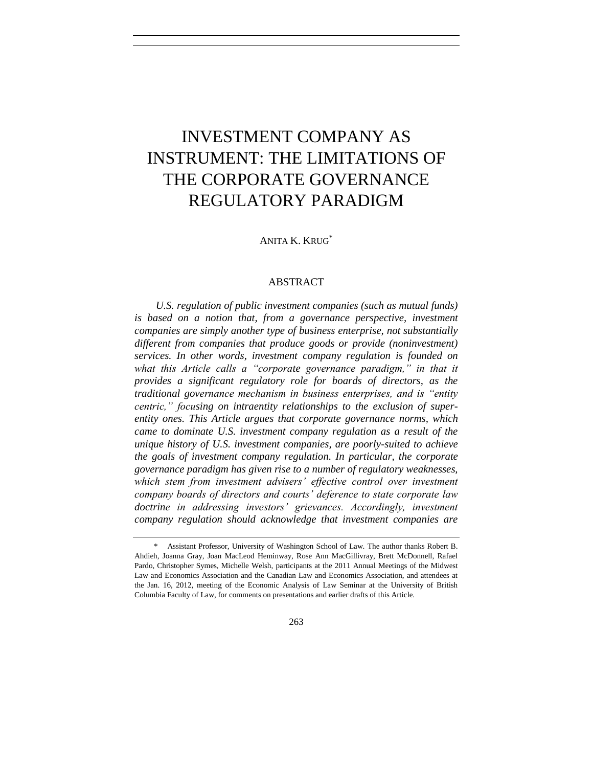# INVESTMENT COMPANY AS INSTRUMENT: THE LIMITATIONS OF THE CORPORATE GOVERNANCE REGULATORY PARADIGM

ANITA K. KRUG[*]

## ABSTRACT

*U.S. regulation of public investment companies (such as mutual funds) is based on a notion that, from a governance perspective, investment companies are simply another type of business enterprise, not substantially different from companies that produce goods or provide (noninvestment) services. In other words, investment company regulation is founded on what this Article calls a "corporate governance paradigm," in that it provides a significant regulatory role for boards of directors, as the traditional governance mechanism in business enterprises, and is "entity centric," focusing on intraentity relationships to the exclusion of super-entity ones. This Article argues that corporate governance norms, which came to dominate U.S. investment company regulation as a result of the unique history of U.S. investment companies, are poorly-suited to achieve the goals of investment company regulation. In particular, the corporate governance paradigm has given rise to a number of regulatory weaknesses, which stem from investment advisers' effective control over investment company boards of directors and courts' deference to state corporate law doctrine in addressing investors' grievances. Accordingly, investment company regulation should acknowledge that investment companies are*

---

[*] Assistant Professor, University of Washington School of Law. The author thanks Robert B. Ahdieh, Joanna Gray, Joan MacLeod Heminway, Rose Ann MacGillivray, Brett McDonnell, Rafael Pardo, Christopher Symes, Michelle Welsh, participants at the 2011 Annual Meetings of the Midwest Law and Economics Association and the Canadian Law and Economics Association, and attendees at the Jan. 16, 2012, meeting of the Economic Analysis of Law Seminar at the University of British Columbia Faculty of Law, for comments on presentations and earlier drafts of this Article.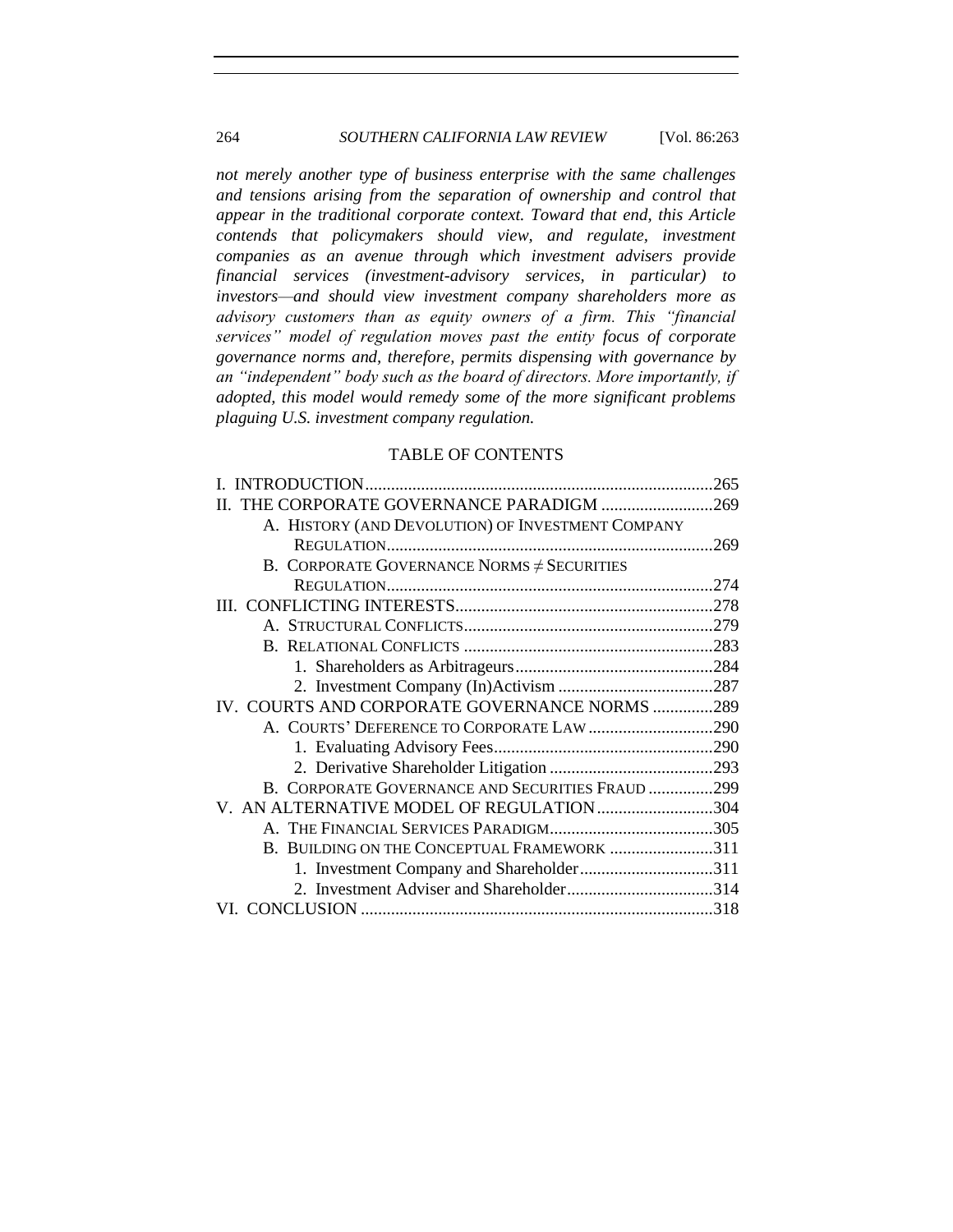*not merely another type of business enterprise with the same challenges and tensions arising from the separation of ownership and control that appear in the traditional corporate context. Toward that end, this Article contends that policymakers should view, and regulate, investment companies as an avenue through which investment advisers provide financial services (investment-advisory services, in particular) to investors—and should view investment company shareholders more as advisory customers than as equity owners of a firm. This "financial services" model of regulation moves past the entity focus of corporate governance norms and, therefore, permits dispensing with governance by an "independent" body such as the board of directors. More importantly, if adopted, this model would remedy some of the more significant problems plaguing U.S. investment company regulation.*

## TABLE OF CONTENTS

I. INTRODUCTION....265
II. THE CORPORATE GOVERNANCE PARADIGM ....269
- A. HISTORY (AND DEVOLUTION) OF INVESTMENT COMPANY REGULATION....269
- B. CORPORATE GOVERNANCE NORMS ≠ SECURITIES REGULATION....274

III. CONFLICTING INTERESTS....278
- A. STRUCTURAL CONFLICTS....279
- B. RELATIONAL CONFLICTS ....283
  - 1. Shareholders as Arbitrageurs....284
  - 2. Investment Company (In)Activism ....287

IV. COURTS AND CORPORATE GOVERNANCE NORMS ....289
- A. COURTS' DEFERENCE TO CORPORATE LAW....290
  - 1. Evaluating Advisory Fees....290
  - 2. Derivative Shareholder Litigation ....293
- B. CORPORATE GOVERNANCE AND SECURITIES FRAUD ....299

V. AN ALTERNATIVE MODEL OF REGULATION....304
- A. THE FINANCIAL SERVICES PARADIGM....305
- B. BUILDING ON THE CONCEPTUAL FRAMEWORK ....311
  - 1. Investment Company and Shareholder....311
  - 2. Investment Adviser and Shareholder....314

VI. CONCLUSION ....318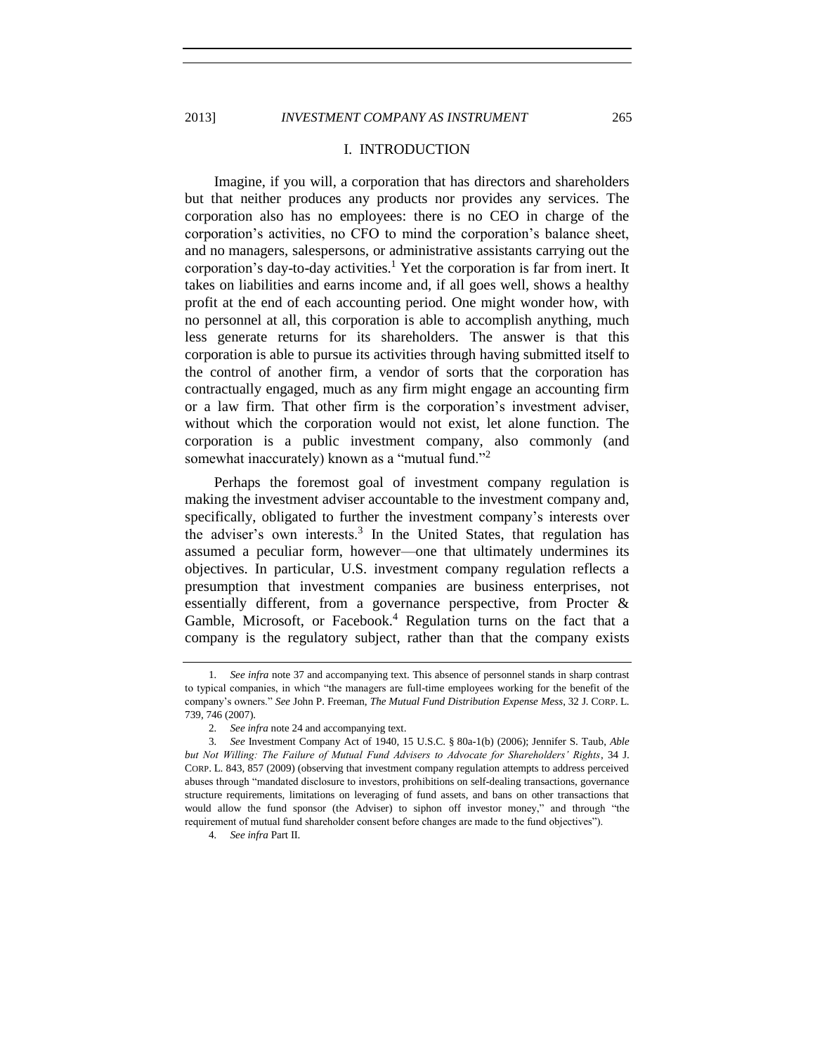## I. INTRODUCTION

Imagine, if you will, a corporation that has directors and shareholders but that neither produces any products nor provides any services. The corporation also has no employees: there is no CEO in charge of the corporation's activities, no CFO to mind the corporation's balance sheet, and no managers, salespersons, or administrative assistants carrying out the corporation's day-to-day activities.[1] Yet the corporation is far from inert. It takes on liabilities and earns income and, if all goes well, shows a healthy profit at the end of each accounting period. One might wonder how, with no personnel at all, this corporation is able to accomplish anything, much less generate returns for its shareholders. The answer is that this corporation is able to pursue its activities through having submitted itself to the control of another firm, a vendor of sorts that the corporation has contractually engaged, much as any firm might engage an accounting firm or a law firm. That other firm is the corporation's investment adviser, without which the corporation would not exist, let alone function. The corporation is a public investment company, also commonly (and somewhat inaccurately) known as a "mutual fund."[2]

Perhaps the foremost goal of investment company regulation is making the investment adviser accountable to the investment company and, specifically, obligated to further the investment company's interests over the adviser's own interests.[3] In the United States, that regulation has assumed a peculiar form, however—one that ultimately undermines its objectives. In particular, U.S. investment company regulation reflects a presumption that investment companies are business enterprises, not essentially different, from a governance perspective, from Procter & Gamble, Microsoft, or Facebook.[4] Regulation turns on the fact that a company is the regulatory subject, rather than that the company exists

---

1. *See infra* note 37 and accompanying text. This absence of personnel stands in sharp contrast to typical companies, in which "the managers are full-time employees working for the benefit of the company's owners." *See* John P. Freeman, *The Mutual Fund Distribution Expense Mess*, 32 J. CORP. L. 739, 746 (2007).

2. *See infra* note 24 and accompanying text.

3. *See* Investment Company Act of 1940, 15 U.S.C. § 80a-1(b) (2006); Jennifer S. Taub, *Able but Not Willing: The Failure of Mutual Fund Advisers to Advocate for Shareholders' Rights*, 34 J. CORP. L. 843, 857 (2009) (observing that investment company regulation attempts to address perceived abuses through "mandated disclosure to investors, prohibitions on self-dealing transactions, governance structure requirements, limitations on leveraging of fund assets, and bans on other transactions that would allow the fund sponsor (the Adviser) to siphon off investor money," and through "the requirement of mutual fund shareholder consent before changes are made to the fund objectives").

4. *See infra* Part II.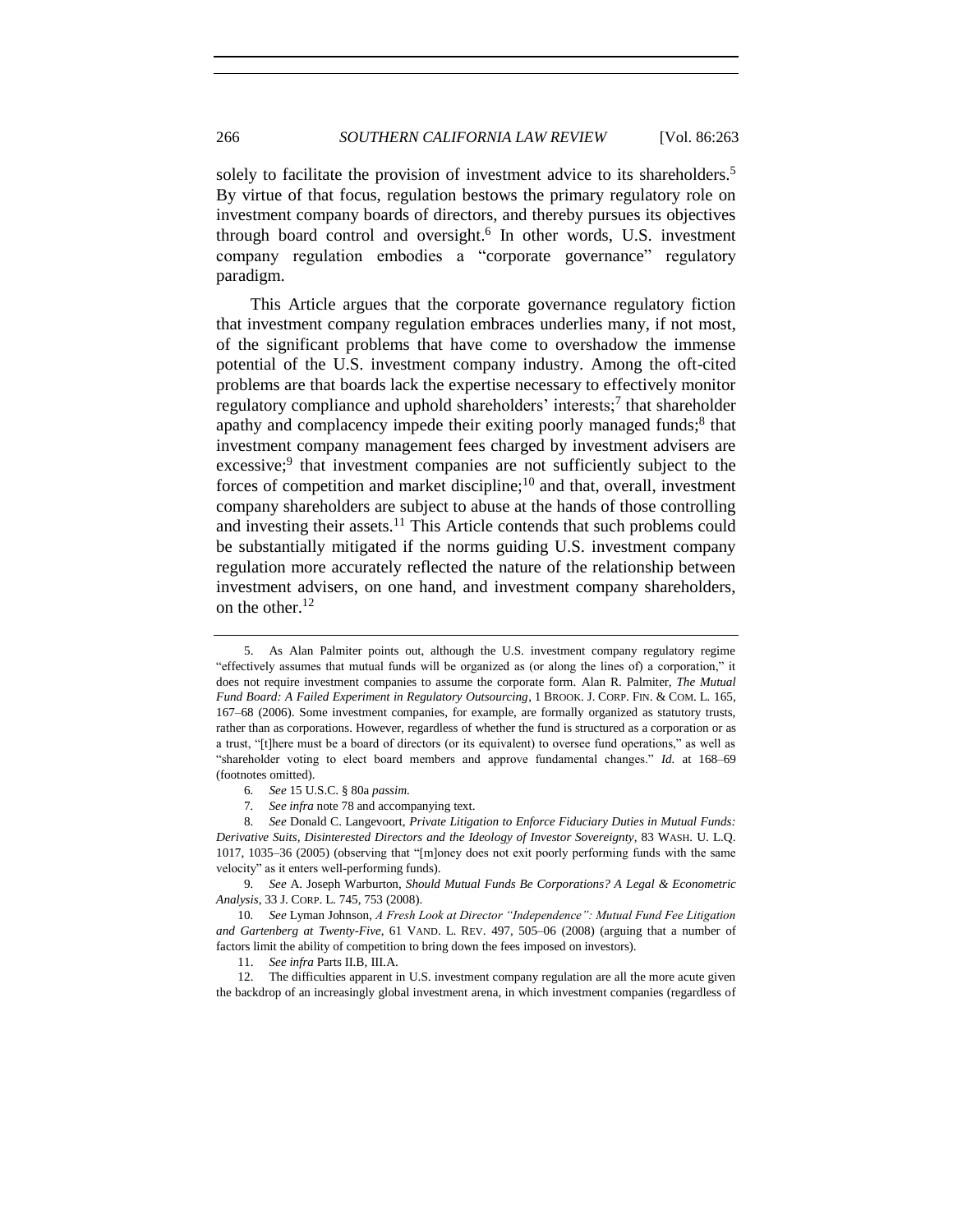solely to facilitate the provision of investment advice to its shareholders.[5] By virtue of that focus, regulation bestows the primary regulatory role on investment company boards of directors, and thereby pursues its objectives through board control and oversight.[6] In other words, U.S. investment company regulation embodies a "corporate governance" regulatory paradigm.

This Article argues that the corporate governance regulatory fiction that investment company regulation embraces underlies many, if not most, of the significant problems that have come to overshadow the immense potential of the U.S. investment company industry. Among the oft-cited problems are that boards lack the expertise necessary to effectively monitor regulatory compliance and uphold shareholders' interests;[7] that shareholder apathy and complacency impede their exiting poorly managed funds;[8] that investment company management fees charged by investment advisers are excessive;[9] that investment companies are not sufficiently subject to the forces of competition and market discipline;[10] and that, overall, investment company shareholders are subject to abuse at the hands of those controlling and investing their assets.[11] This Article contends that such problems could be substantially mitigated if the norms guiding U.S. investment company regulation more accurately reflected the nature of the relationship between investment advisers, on one hand, and investment company shareholders, on the other.[12]

---

5. As Alan Palmiter points out, although the U.S. investment company regulatory regime "effectively assumes that mutual funds will be organized as (or along the lines of) a corporation," it does not require investment companies to assume the corporate form. Alan R. Palmiter, *The Mutual Fund Board: A Failed Experiment in Regulatory Outsourcing*, 1 BROOK. J. CORP. FIN. & COM. L. 165, 167–68 (2006). Some investment companies, for example, are formally organized as statutory trusts, rather than as corporations. However, regardless of whether the fund is structured as a corporation or as a trust, "[t]here must be a board of directors (or its equivalent) to oversee fund operations," as well as "shareholder voting to elect board members and approve fundamental changes." *Id.* at 168–69 (footnotes omitted).

6. *See* 15 U.S.C. § 80a *passim.*

7. *See infra* note 78 and accompanying text.

8. *See* Donald C. Langevoort, *Private Litigation to Enforce Fiduciary Duties in Mutual Funds: Derivative Suits, Disinterested Directors and the Ideology of Investor Sovereignty*, 83 WASH. U. L.Q. 1017, 1035–36 (2005) (observing that "[m]oney does not exit poorly performing funds with the same velocity" as it enters well-performing funds).

9. *See* A. Joseph Warburton, *Should Mutual Funds Be Corporations? A Legal & Econometric Analysis*, 33 J. CORP. L. 745, 753 (2008).

10. *See* Lyman Johnson, *A Fresh Look at Director "Independence": Mutual Fund Fee Litigation and Gartenberg at Twenty-Five*, 61 VAND. L. REV. 497, 505–06 (2008) (arguing that a number of factors limit the ability of competition to bring down the fees imposed on investors).

11. *See infra* Parts II.B, III.A.

12. The difficulties apparent in U.S. investment company regulation are all the more acute given the backdrop of an increasingly global investment arena, in which investment companies (regardless of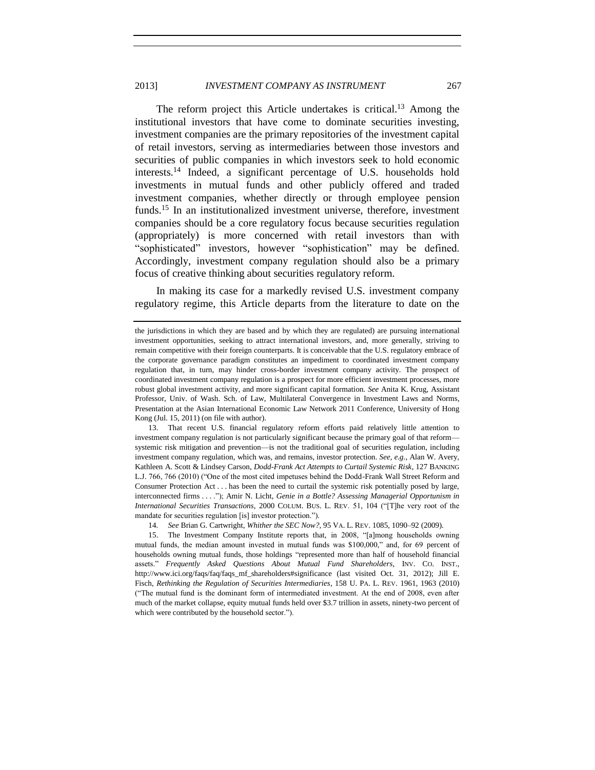The reform project this Article undertakes is critical.[13] Among the institutional investors that have come to dominate securities investing, investment companies are the primary repositories of the investment capital of retail investors, serving as intermediaries between those investors and securities of public companies in which investors seek to hold economic interests.[14] Indeed, a significant percentage of U.S. households hold investments in mutual funds and other publicly offered and traded investment companies, whether directly or through employee pension funds.[15] In an institutionalized investment universe, therefore, investment companies should be a core regulatory focus because securities regulation (appropriately) is more concerned with retail investors than with "sophisticated" investors, however "sophistication" may be defined. Accordingly, investment company regulation should also be a primary focus of creative thinking about securities regulatory reform.

In making its case for a markedly revised U.S. investment company regulatory regime, this Article departs from the literature to date on the

---

the jurisdictions in which they are based and by which they are regulated) are pursuing international investment opportunities, seeking to attract international investors, and, more generally, striving to remain competitive with their foreign counterparts. It is conceivable that the U.S. regulatory embrace of the corporate governance paradigm constitutes an impediment to coordinated investment company regulation that, in turn, may hinder cross-border investment company activity. The prospect of coordinated investment company regulation is a prospect for more efficient investment processes, more robust global investment activity, and more significant capital formation. *See* Anita K. Krug, Assistant Professor, Univ. of Wash. Sch. of Law, Multilateral Convergence in Investment Laws and Norms, Presentation at the Asian International Economic Law Network 2011 Conference, University of Hong Kong (Jul. 15, 2011) (on file with author).

13. That recent U.S. financial regulatory reform efforts paid relatively little attention to investment company regulation is not particularly significant because the primary goal of that reform—systemic risk mitigation and prevention—is not the traditional goal of securities regulation, including investment company regulation, which was, and remains, investor protection. *See, e.g.*, Alan W. Avery, Kathleen A. Scott & Lindsey Carson, *Dodd-Frank Act Attempts to Curtail Systemic Risk*, 127 BANKING L.J. 766, 766 (2010) ("One of the most cited impetuses behind the Dodd-Frank Wall Street Reform and Consumer Protection Act . . . has been the need to curtail the systemic risk potentially posed by large, interconnected firms . . . ."); Amir N. Licht, *Genie in a Bottle? Assessing Managerial Opportunism in International Securities Transactions*, 2000 COLUM. BUS. L. REV. 51, 104 ("[T]he very root of the mandate for securities regulation [is] investor protection.").

14. *See* Brian G. Cartwright, *Whither the SEC Now?*, 95 VA. L. REV. 1085, 1090–92 (2009).

15. The Investment Company Institute reports that, in 2008, "[a]mong households owning mutual funds, the median amount invested in mutual funds was $100,000," and, for 69 percent of households owning mutual funds, those holdings "represented more than half of household financial assets." *Frequently Asked Questions About Mutual Fund Shareholders*, INV. CO. INST., http://www.ici.org/faqs/faq/faqs_mf_shareholders#significance (last visited Oct. 31, 2012); Jill E. Fisch, *Rethinking the Regulation of Securities Intermediaries*, 158 U. PA. L. REV. 1961, 1963 (2010) ("The mutual fund is the dominant form of intermediated investment. At the end of 2008, even after much of the market collapse, equity mutual funds held over $3.7 trillion in assets, ninety-two percent of which were contributed by the household sector.").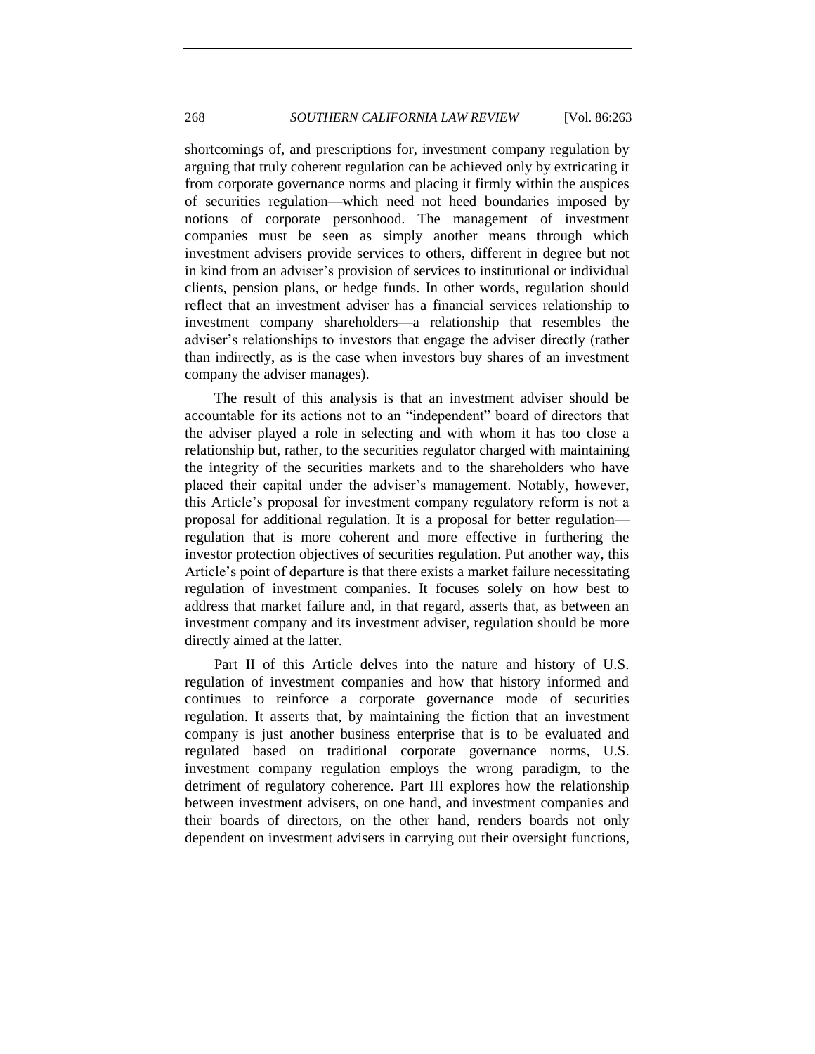shortcomings of, and prescriptions for, investment company regulation by arguing that truly coherent regulation can be achieved only by extricating it from corporate governance norms and placing it firmly within the auspices of securities regulation—which need not heed boundaries imposed by notions of corporate personhood. The management of investment companies must be seen as simply another means through which investment advisers provide services to others, different in degree but not in kind from an adviser's provision of services to institutional or individual clients, pension plans, or hedge funds. In other words, regulation should reflect that an investment adviser has a financial services relationship to investment company shareholders—a relationship that resembles the adviser's relationships to investors that engage the adviser directly (rather than indirectly, as is the case when investors buy shares of an investment company the adviser manages).

The result of this analysis is that an investment adviser should be accountable for its actions not to an "independent" board of directors that the adviser played a role in selecting and with whom it has too close a relationship but, rather, to the securities regulator charged with maintaining the integrity of the securities markets and to the shareholders who have placed their capital under the adviser's management. Notably, however, this Article's proposal for investment company regulatory reform is not a proposal for additional regulation. It is a proposal for better regulation—regulation that is more coherent and more effective in furthering the investor protection objectives of securities regulation. Put another way, this Article's point of departure is that there exists a market failure necessitating regulation of investment companies. It focuses solely on how best to address that market failure and, in that regard, asserts that, as between an investment company and its investment adviser, regulation should be more directly aimed at the latter.

Part II of this Article delves into the nature and history of U.S. regulation of investment companies and how that history informed and continues to reinforce a corporate governance mode of securities regulation. It asserts that, by maintaining the fiction that an investment company is just another business enterprise that is to be evaluated and regulated based on traditional corporate governance norms, U.S. investment company regulation employs the wrong paradigm, to the detriment of regulatory coherence. Part III explores how the relationship between investment advisers, on one hand, and investment companies and their boards of directors, on the other hand, renders boards not only dependent on investment advisers in carrying out their oversight functions,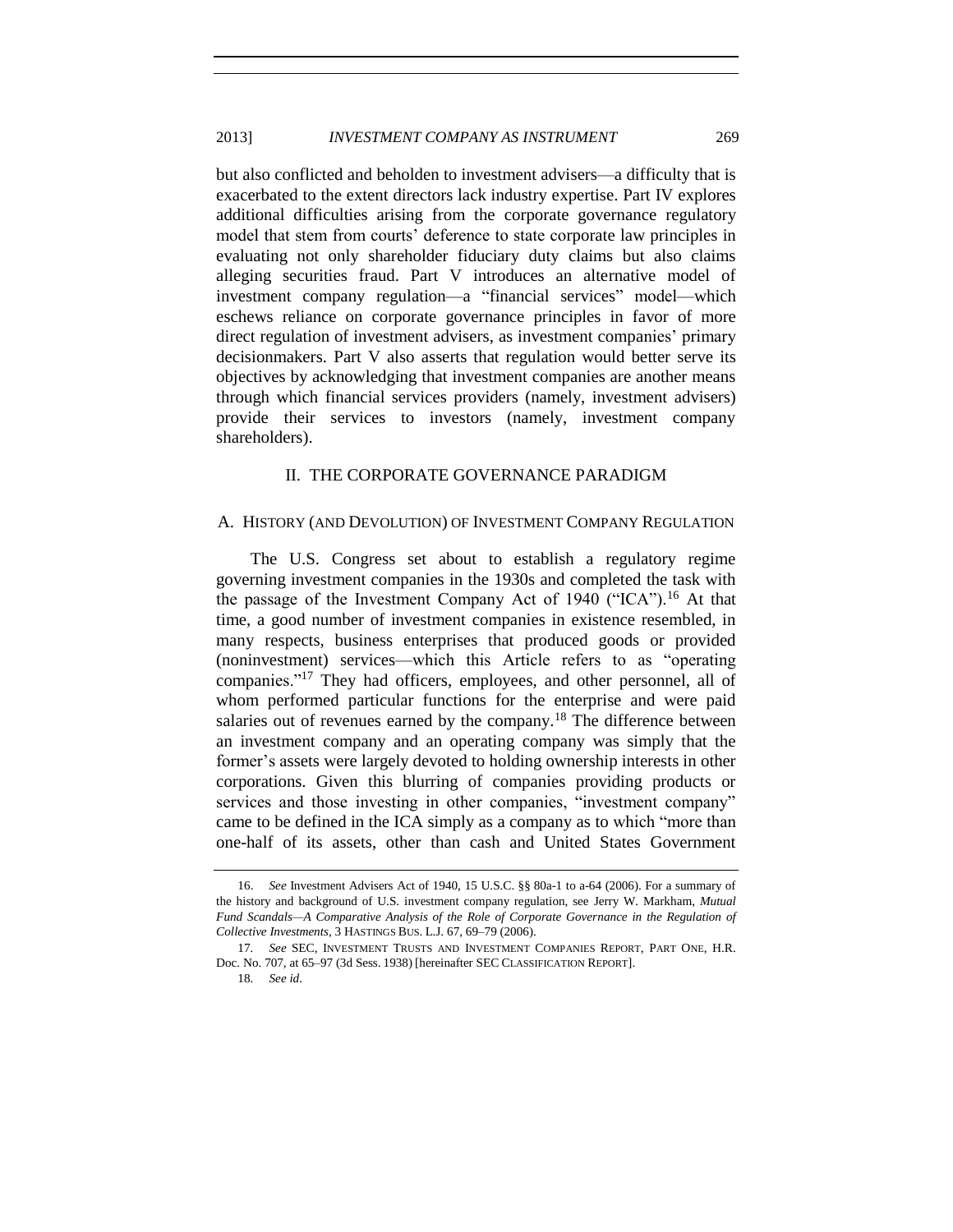but also conflicted and beholden to investment advisers—a difficulty that is exacerbated to the extent directors lack industry expertise. Part IV explores additional difficulties arising from the corporate governance regulatory model that stem from courts' deference to state corporate law principles in evaluating not only shareholder fiduciary duty claims but also claims alleging securities fraud. Part V introduces an alternative model of investment company regulation—a "financial services" model—which eschews reliance on corporate governance principles in favor of more direct regulation of investment advisers, as investment companies' primary decisionmakers. Part V also asserts that regulation would better serve its objectives by acknowledging that investment companies are another means through which financial services providers (namely, investment advisers) provide their services to investors (namely, investment company shareholders).

## II. THE CORPORATE GOVERNANCE PARADIGM

### A. HISTORY (AND DEVOLUTION) OF INVESTMENT COMPANY REGULATION

The U.S. Congress set about to establish a regulatory regime governing investment companies in the 1930s and completed the task with the passage of the Investment Company Act of 1940 ("ICA").[16] At that time, a good number of investment companies in existence resembled, in many respects, business enterprises that produced goods or provided (noninvestment) services—which this Article refers to as "operating companies."[17] They had officers, employees, and other personnel, all of whom performed particular functions for the enterprise and were paid salaries out of revenues earned by the company.[18] The difference between an investment company and an operating company was simply that the former's assets were largely devoted to holding ownership interests in other corporations. Given this blurring of companies providing products or services and those investing in other companies, "investment company" came to be defined in the ICA simply as a company as to which "more than one-half of its assets, other than cash and United States Government

---

16. *See* Investment Advisers Act of 1940, 15 U.S.C. §§ 80a-1 to a-64 (2006). For a summary of the history and background of U.S. investment company regulation, see Jerry W. Markham, *Mutual Fund Scandals—A Comparative Analysis of the Role of Corporate Governance in the Regulation of Collective Investments*, 3 HASTINGS BUS. L.J. 67, 69–79 (2006).

17. *See* SEC, INVESTMENT TRUSTS AND INVESTMENT COMPANIES REPORT, PART ONE, H.R. Doc. No. 707, at 65–97 (3d Sess. 1938) [hereinafter SEC CLASSIFICATION REPORT].

18. *See id*.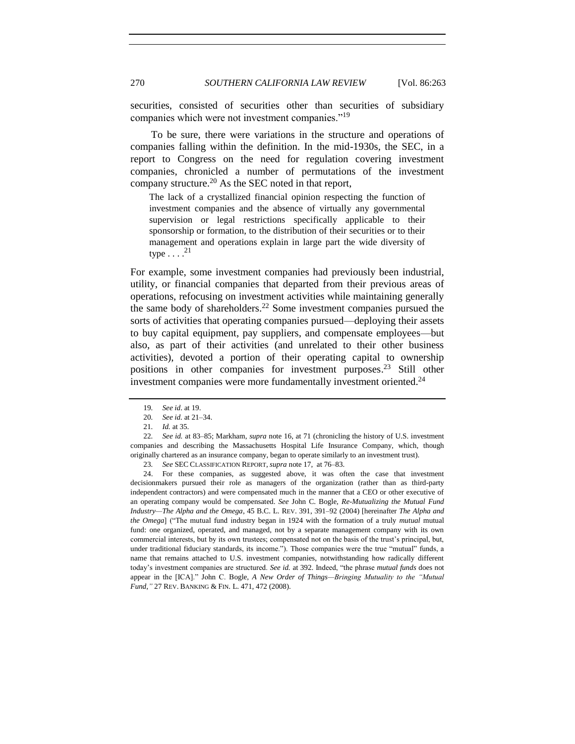securities, consisted of securities other than securities of subsidiary companies which were not investment companies."[19]

To be sure, there were variations in the structure and operations of companies falling within the definition. In the mid-1930s, the SEC, in a report to Congress on the need for regulation covering investment companies, chronicled a number of permutations of the investment company structure.[20] As the SEC noted in that report,

> The lack of a crystallized financial opinion respecting the function of investment companies and the absence of virtually any governmental supervision or legal restrictions specifically applicable to their sponsorship or formation, to the distribution of their securities or to their management and operations explain in large part the wide diversity of type . . . .[21]

For example, some investment companies had previously been industrial, utility, or financial companies that departed from their previous areas of operations, refocusing on investment activities while maintaining generally the same body of shareholders.[22] Some investment companies pursued the sorts of activities that operating companies pursued—deploying their assets to buy capital equipment, pay suppliers, and compensate employees—but also, as part of their activities (and unrelated to their other business activities), devoted a portion of their operating capital to ownership positions in other companies for investment purposes.[23] Still other investment companies were more fundamentally investment oriented.[24]

---

19. *See id*. at 19.

20. *See id.* at 21–34.

21. *Id.* at 35.

22. *See id.* at 83–85; Markham, *supra* note 16, at 71 (chronicling the history of U.S. investment companies and describing the Massachusetts Hospital Life Insurance Company, which, though originally chartered as an insurance company, began to operate similarly to an investment trust).

23. *See* SEC CLASSIFICATION REPORT, *supra* note 17, at 76–83.

24. For these companies, as suggested above, it was often the case that investment decisionmakers pursued their role as managers of the organization (rather than as third-party independent contractors) and were compensated much in the manner that a CEO or other executive of an operating company would be compensated. *See* John C. Bogle, *Re-Mutualizing the Mutual Fund Industry—The Alpha and the Omega*, 45 B.C. L. REV. 391, 391–92 (2004) [hereinafter *The Alpha and the Omega*] ("The mutual fund industry began in 1924 with the formation of a truly *mutual* mutual fund: one organized, operated, and managed, not by a separate management company with its own commercial interests, but by its own trustees; compensated not on the basis of the trust's principal, but, under traditional fiduciary standards, its income."). Those companies were the true "mutual" funds, a name that remains attached to U.S. investment companies, notwithstanding how radically different today's investment companies are structured. *See id.* at 392. Indeed, "the phrase *mutual funds* does not appear in the [ICA]." John C. Bogle, *A New Order of Things—Bringing Mutuality to the "Mutual Fund*,*"* 27 REV. BANKING & FIN. L. 471, 472 (2008).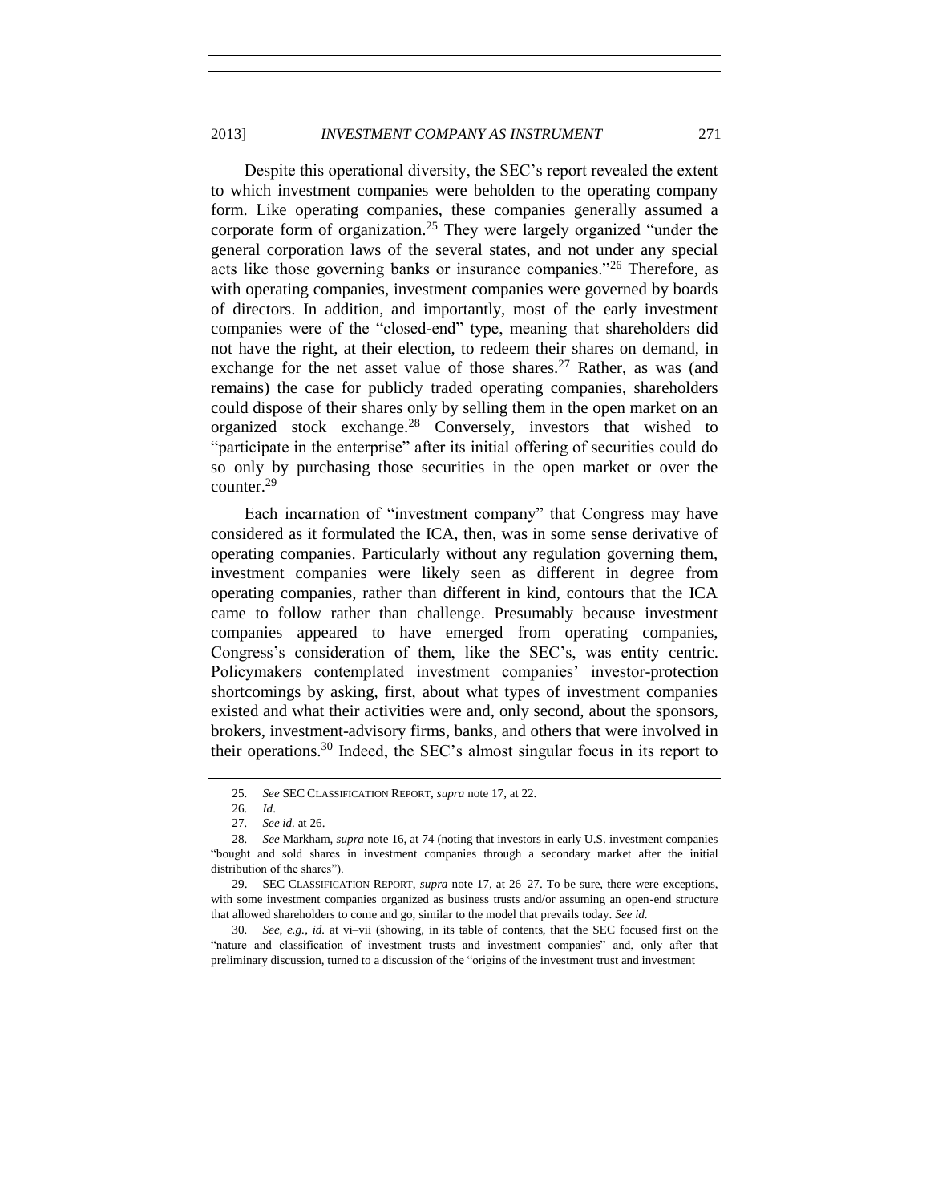Despite this operational diversity, the SEC's report revealed the extent to which investment companies were beholden to the operating company form. Like operating companies, these companies generally assumed a corporate form of organization.[25] They were largely organized "under the general corporation laws of the several states, and not under any special acts like those governing banks or insurance companies."[26] Therefore, as with operating companies, investment companies were governed by boards of directors. In addition, and importantly, most of the early investment companies were of the "closed-end" type, meaning that shareholders did not have the right, at their election, to redeem their shares on demand, in exchange for the net asset value of those shares.[27] Rather, as was (and remains) the case for publicly traded operating companies, shareholders could dispose of their shares only by selling them in the open market on an organized stock exchange.[28] Conversely, investors that wished to "participate in the enterprise" after its initial offering of securities could do so only by purchasing those securities in the open market or over the counter.[29]

Each incarnation of "investment company" that Congress may have considered as it formulated the ICA, then, was in some sense derivative of operating companies. Particularly without any regulation governing them, investment companies were likely seen as different in degree from operating companies, rather than different in kind, contours that the ICA came to follow rather than challenge. Presumably because investment companies appeared to have emerged from operating companies, Congress's consideration of them, like the SEC's, was entity centric. Policymakers contemplated investment companies' investor-protection shortcomings by asking, first, about what types of investment companies existed and what their activities were and, only second, about the sponsors, brokers, investment-advisory firms, banks, and others that were involved in their operations.[30] Indeed, the SEC's almost singular focus in its report to

---

25. *See* SEC CLASSIFICATION REPORT, *supra* note 17, at 22.

26. *Id*.

27. *See id.* at 26.

28. *See* Markham, *supra* note 16, at 74 (noting that investors in early U.S. investment companies "bought and sold shares in investment companies through a secondary market after the initial distribution of the shares").

29. SEC CLASSIFICATION REPORT, *supra* note 17, at 26–27. To be sure, there were exceptions, with some investment companies organized as business trusts and/or assuming an open-end structure that allowed shareholders to come and go, similar to the model that prevails today. *See id.*

30. *See, e.g.*, *id.* at vi–vii (showing, in its table of contents, that the SEC focused first on the "nature and classification of investment trusts and investment companies" and, only after that preliminary discussion, turned to a discussion of the "origins of the investment trust and investment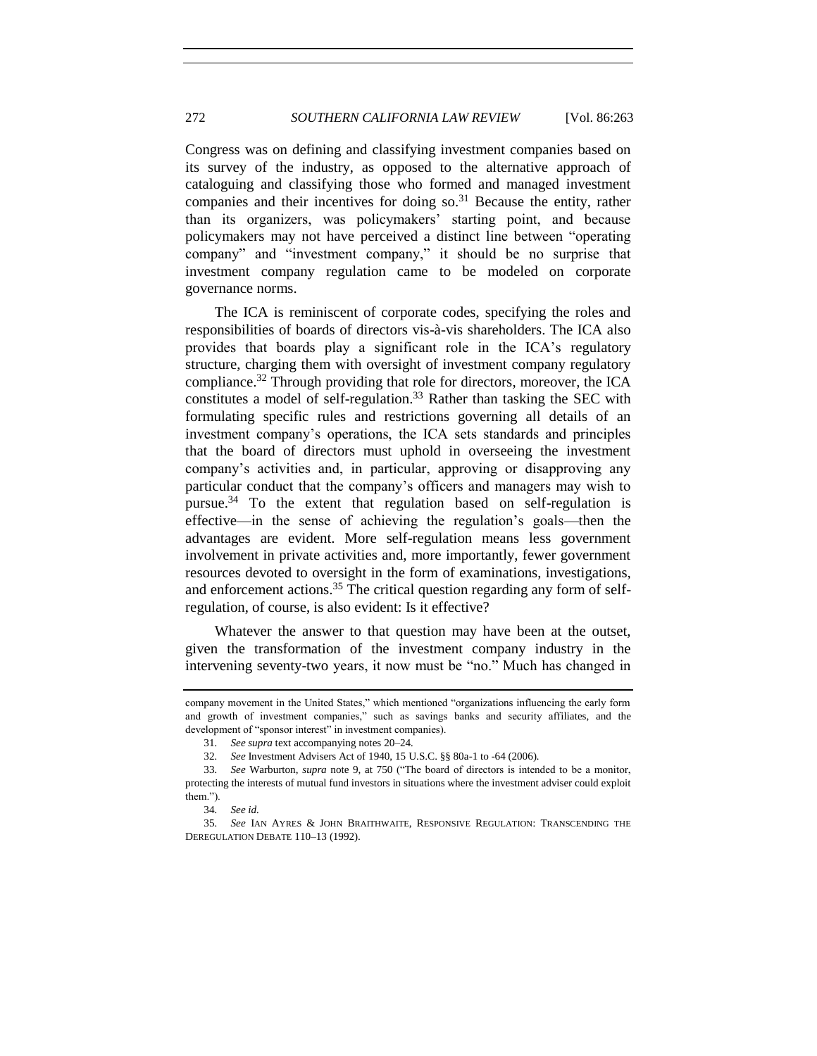Congress was on defining and classifying investment companies based on its survey of the industry, as opposed to the alternative approach of cataloguing and classifying those who formed and managed investment companies and their incentives for doing so.[31] Because the entity, rather than its organizers, was policymakers' starting point, and because policymakers may not have perceived a distinct line between "operating company" and "investment company," it should be no surprise that investment company regulation came to be modeled on corporate governance norms.

The ICA is reminiscent of corporate codes, specifying the roles and responsibilities of boards of directors vis-à-vis shareholders. The ICA also provides that boards play a significant role in the ICA's regulatory structure, charging them with oversight of investment company regulatory compliance.[32] Through providing that role for directors, moreover, the ICA constitutes a model of self-regulation.[33] Rather than tasking the SEC with formulating specific rules and restrictions governing all details of an investment company's operations, the ICA sets standards and principles that the board of directors must uphold in overseeing the investment company's activities and, in particular, approving or disapproving any particular conduct that the company's officers and managers may wish to pursue.[34] To the extent that regulation based on self-regulation is effective—in the sense of achieving the regulation's goals—then the advantages are evident. More self-regulation means less government involvement in private activities and, more importantly, fewer government resources devoted to oversight in the form of examinations, investigations, and enforcement actions.[35] The critical question regarding any form of self-regulation, of course, is also evident: Is it effective?

Whatever the answer to that question may have been at the outset, given the transformation of the investment company industry in the intervening seventy-two years, it now must be "no." Much has changed in

---

company movement in the United States," which mentioned "organizations influencing the early form and growth of investment companies," such as savings banks and security affiliates, and the development of "sponsor interest" in investment companies).

31. *See supra* text accompanying notes 20–24.

32. *See* Investment Advisers Act of 1940, 15 U.S.C. §§ 80a-1 to -64 (2006).

33. *See* Warburton, *supra* note 9, at 750 ("The board of directors is intended to be a monitor, protecting the interests of mutual fund investors in situations where the investment adviser could exploit them.").

34. *See id.*

35. *See* IAN AYRES & JOHN BRAITHWAITE, RESPONSIVE REGULATION: TRANSCENDING THE DEREGULATION DEBATE 110–13 (1992).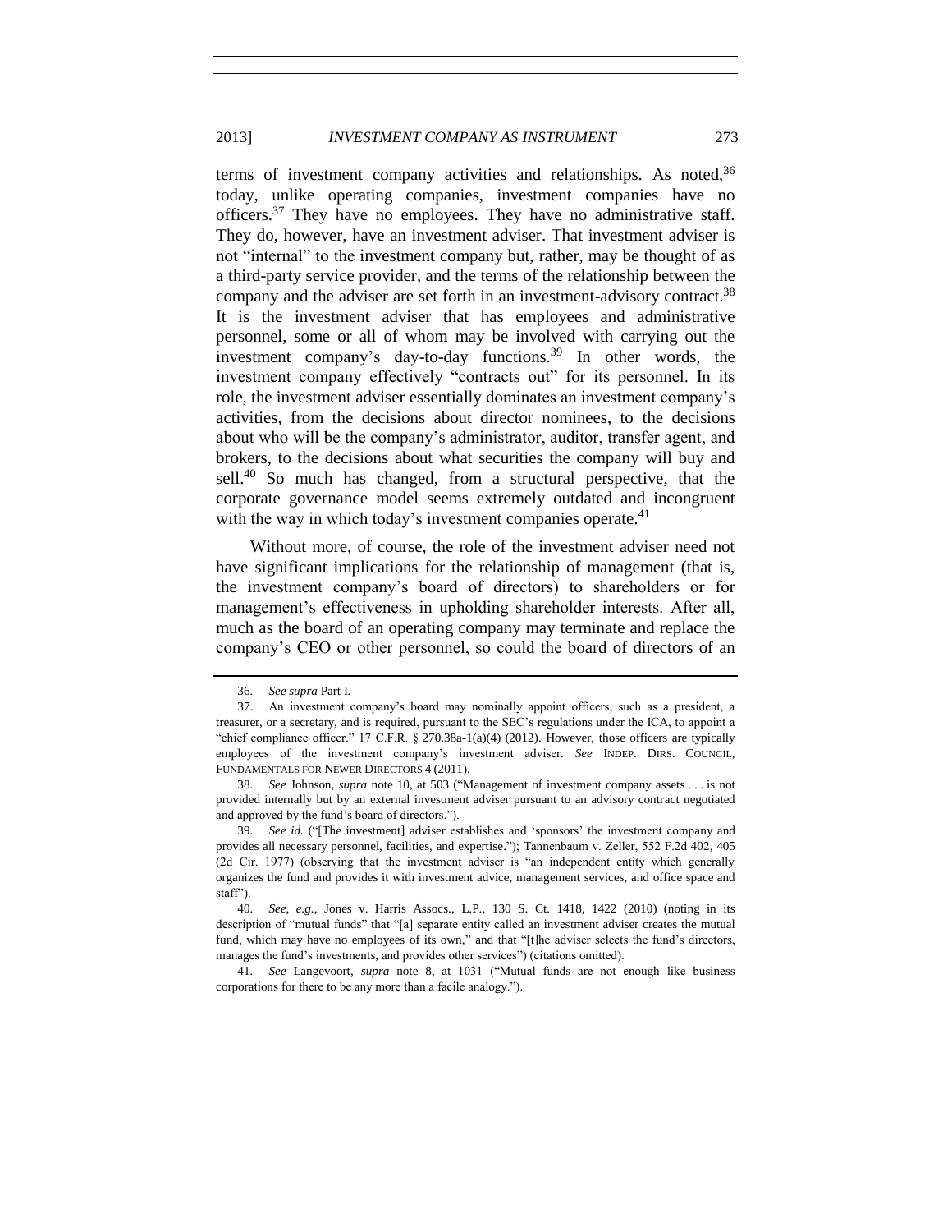terms of investment company activities and relationships. As noted,[36] today, unlike operating companies, investment companies have no officers.[37] They have no employees. They have no administrative staff. They do, however, have an investment adviser. That investment adviser is not "internal" to the investment company but, rather, may be thought of as a third-party service provider, and the terms of the relationship between the company and the adviser are set forth in an investment-advisory contract.[38] It is the investment adviser that has employees and administrative personnel, some or all of whom may be involved with carrying out the investment company's day-to-day functions.[39] In other words, the investment company effectively "contracts out" for its personnel. In its role, the investment adviser essentially dominates an investment company's activities, from the decisions about director nominees, to the decisions about who will be the company's administrator, auditor, transfer agent, and brokers, to the decisions about what securities the company will buy and sell.[40] So much has changed, from a structural perspective, that the corporate governance model seems extremely outdated and incongruent with the way in which today's investment companies operate.[41]

Without more, of course, the role of the investment adviser need not have significant implications for the relationship of management (that is, the investment company's board of directors) to shareholders or for management's effectiveness in upholding shareholder interests. After all, much as the board of an operating company may terminate and replace the company's CEO or other personnel, so could the board of directors of an

---

36. *See supra* Part I.

37. An investment company's board may nominally appoint officers, such as a president, a treasurer, or a secretary, and is required, pursuant to the SEC's regulations under the ICA, to appoint a "chief compliance officer." 17 C.F.R. § 270.38a-1(a)(4) (2012). However, those officers are typically employees of the investment company's investment adviser. *See* INDEP. DIRS. COUNCIL, FUNDAMENTALS FOR NEWER DIRECTORS 4 (2011).

38. *See* Johnson, *supra* note 10, at 503 ("Management of investment company assets . . . is not provided internally but by an external investment adviser pursuant to an advisory contract negotiated and approved by the fund's board of directors.").

39. *See id.* ("[The investment] adviser establishes and 'sponsors' the investment company and provides all necessary personnel, facilities, and expertise."); Tannenbaum v. Zeller, 552 F.2d 402, 405 (2d Cir. 1977) (observing that the investment adviser is "an independent entity which generally organizes the fund and provides it with investment advice, management services, and office space and staff").

40. *See, e.g.*, Jones v. Harris Assocs., L.P., 130 S. Ct. 1418, 1422 (2010) (noting in its description of "mutual funds" that "[a] separate entity called an investment adviser creates the mutual fund, which may have no employees of its own," and that "[t]he adviser selects the fund's directors, manages the fund's investments, and provides other services") (citations omitted).

41. *See* Langevoort, *supra* note 8, at 1031 ("Mutual funds are not enough like business corporations for there to be any more than a facile analogy.").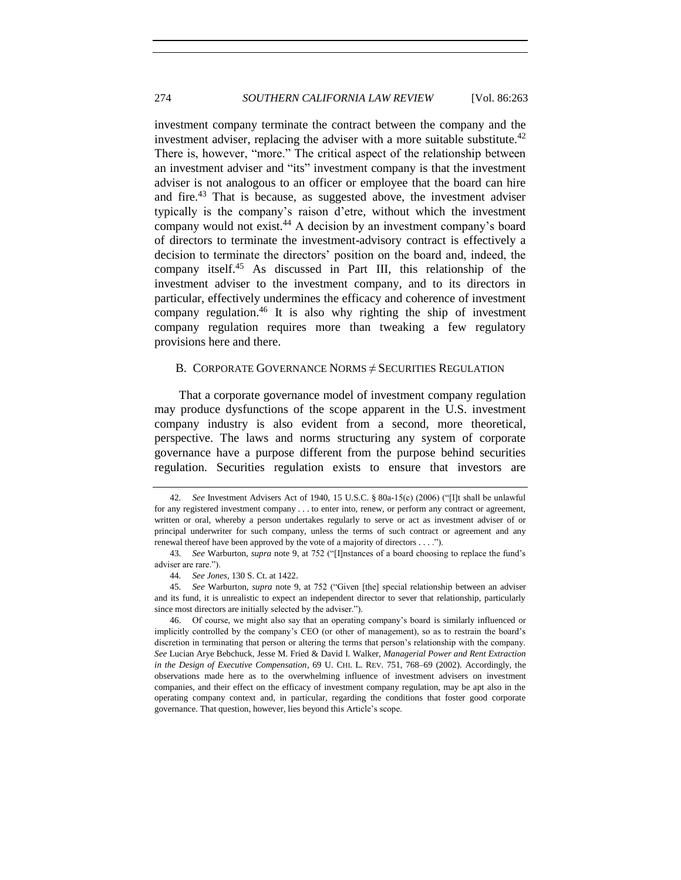investment company terminate the contract between the company and the investment adviser, replacing the adviser with a more suitable substitute.[42] There is, however, "more." The critical aspect of the relationship between an investment adviser and "its" investment company is that the investment adviser is not analogous to an officer or employee that the board can hire and fire.[43] That is because, as suggested above, the investment adviser typically is the company's raison d'etre, without which the investment company would not exist.[44] A decision by an investment company's board of directors to terminate the investment-advisory contract is effectively a decision to terminate the directors' position on the board and, indeed, the company itself.[45] As discussed in Part III, this relationship of the investment adviser to the investment company, and to its directors in particular, effectively undermines the efficacy and coherence of investment company regulation.[46] It is also why righting the ship of investment company regulation requires more than tweaking a few regulatory provisions here and there.

### B. CORPORATE GOVERNANCE NORMS ≠ SECURITIES REGULATION

That a corporate governance model of investment company regulation may produce dysfunctions of the scope apparent in the U.S. investment company industry is also evident from a second, more theoretical, perspective. The laws and norms structuring any system of corporate governance have a purpose different from the purpose behind securities regulation. Securities regulation exists to ensure that investors are

---

42. *See* Investment Advisers Act of 1940, 15 U.S.C. § 80a-15(c) (2006) ("[I]t shall be unlawful for any registered investment company . . . to enter into, renew, or perform any contract or agreement, written or oral, whereby a person undertakes regularly to serve or act as investment adviser of or principal underwriter for such company, unless the terms of such contract or agreement and any renewal thereof have been approved by the vote of a majority of directors . . . .").

43. *See* Warburton, *supra* note 9, at 752 ("[I]nstances of a board choosing to replace the fund's adviser are rare.").

44. *See Jones*, 130 S. Ct. at 1422.

45. *See* Warburton, *supra* note 9, at 752 ("Given [the] special relationship between an adviser and its fund, it is unrealistic to expect an independent director to sever that relationship, particularly since most directors are initially selected by the adviser.").

46. Of course, we might also say that an operating company's board is similarly influenced or implicitly controlled by the company's CEO (or other of management), so as to restrain the board's discretion in terminating that person or altering the terms that person's relationship with the company. *See* Lucian Arye Bebchuck, Jesse M. Fried & David I. Walker, *Managerial Power and Rent Extraction in the Design of Executive Compensation*, 69 U. CHI. L. REV. 751, 768–69 (2002). Accordingly, the observations made here as to the overwhelming influence of investment advisers on investment companies, and their effect on the efficacy of investment company regulation, may be apt also in the operating company context and, in particular, regarding the conditions that foster good corporate governance. That question, however, lies beyond this Article's scope.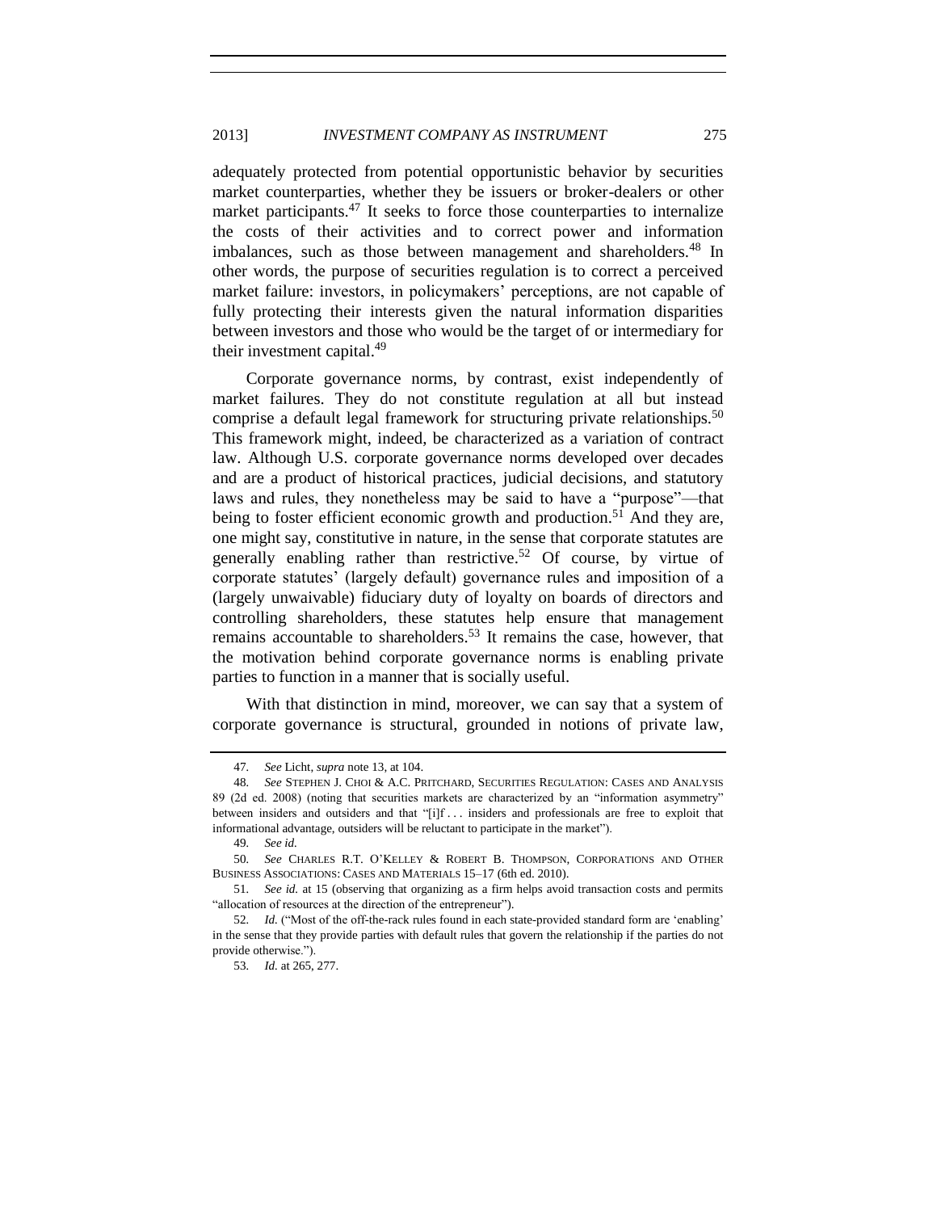adequately protected from potential opportunistic behavior by securities market counterparties, whether they be issuers or broker-dealers or other market participants.[47] It seeks to force those counterparties to internalize the costs of their activities and to correct power and information imbalances, such as those between management and shareholders.[48] In other words, the purpose of securities regulation is to correct a perceived market failure: investors, in policymakers' perceptions, are not capable of fully protecting their interests given the natural information disparities between investors and those who would be the target of or intermediary for their investment capital.[49]

Corporate governance norms, by contrast, exist independently of market failures. They do not constitute regulation at all but instead comprise a default legal framework for structuring private relationships.[50] This framework might, indeed, be characterized as a variation of contract law. Although U.S. corporate governance norms developed over decades and are a product of historical practices, judicial decisions, and statutory laws and rules, they nonetheless may be said to have a "purpose"—that being to foster efficient economic growth and production.[51] And they are, one might say, constitutive in nature, in the sense that corporate statutes are generally enabling rather than restrictive.[52] Of course, by virtue of corporate statutes' (largely default) governance rules and imposition of a (largely unwaivable) fiduciary duty of loyalty on boards of directors and controlling shareholders, these statutes help ensure that management remains accountable to shareholders.[53] It remains the case, however, that the motivation behind corporate governance norms is enabling private parties to function in a manner that is socially useful.

With that distinction in mind, moreover, we can say that a system of corporate governance is structural, grounded in notions of private law,

---

47. *See* Licht, *supra* note 13, at 104.

48. *See* STEPHEN J. CHOI & A.C. PRITCHARD, SECURITIES REGULATION: CASES AND ANALYSIS 89 (2d ed. 2008) (noting that securities markets are characterized by an "information asymmetry" between insiders and outsiders and that "[i]f . . . insiders and professionals are free to exploit that informational advantage, outsiders will be reluctant to participate in the market").

49. *See id.*

50. *See* CHARLES R.T. O'KELLEY & ROBERT B. THOMPSON, CORPORATIONS AND OTHER BUSINESS ASSOCIATIONS: CASES AND MATERIALS 15–17 (6th ed. 2010).

51. *See id.* at 15 (observing that organizing as a firm helps avoid transaction costs and permits "allocation of resources at the direction of the entrepreneur").

52. *Id.* ("Most of the off-the-rack rules found in each state-provided standard form are 'enabling' in the sense that they provide parties with default rules that govern the relationship if the parties do not provide otherwise.").

53. *Id.* at 265, 277.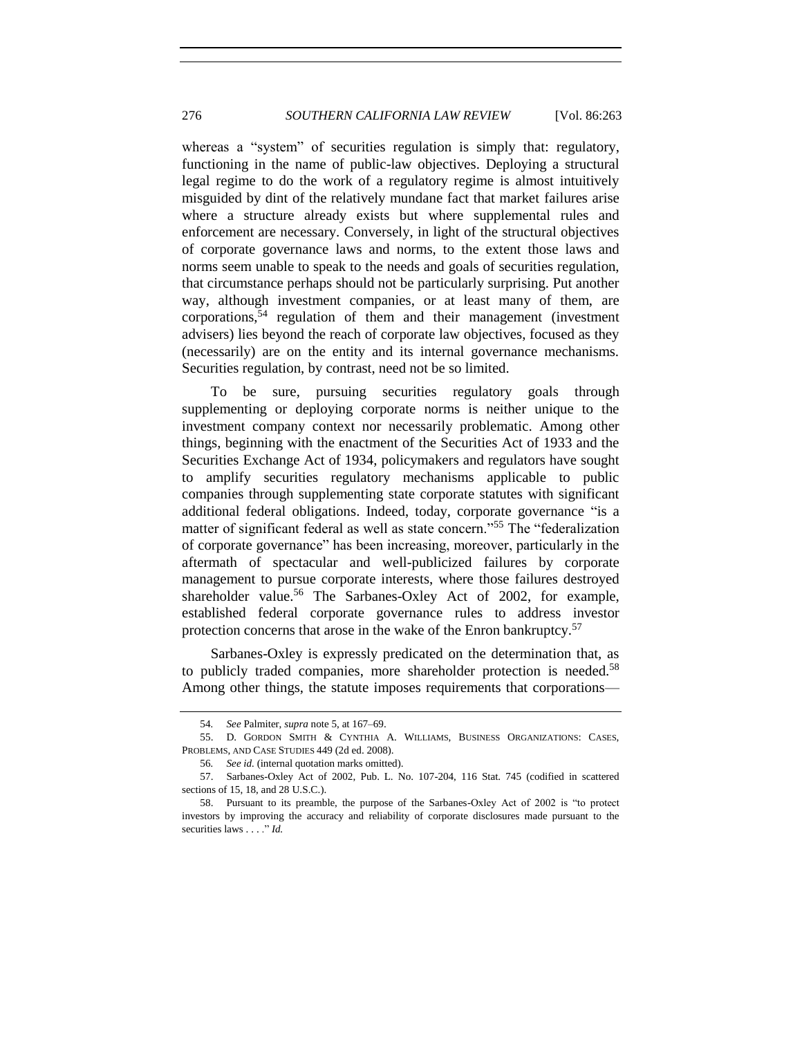whereas a "system" of securities regulation is simply that: regulatory, functioning in the name of public-law objectives. Deploying a structural legal regime to do the work of a regulatory regime is almost intuitively misguided by dint of the relatively mundane fact that market failures arise where a structure already exists but where supplemental rules and enforcement are necessary. Conversely, in light of the structural objectives of corporate governance laws and norms, to the extent those laws and norms seem unable to speak to the needs and goals of securities regulation, that circumstance perhaps should not be particularly surprising. Put another way, although investment companies, or at least many of them, are corporations,[54] regulation of them and their management (investment advisers) lies beyond the reach of corporate law objectives, focused as they (necessarily) are on the entity and its internal governance mechanisms. Securities regulation, by contrast, need not be so limited.

To be sure, pursuing securities regulatory goals through supplementing or deploying corporate norms is neither unique to the investment company context nor necessarily problematic. Among other things, beginning with the enactment of the Securities Act of 1933 and the Securities Exchange Act of 1934, policymakers and regulators have sought to amplify securities regulatory mechanisms applicable to public companies through supplementing state corporate statutes with significant additional federal obligations. Indeed, today, corporate governance "is a matter of significant federal as well as state concern."[55] The "federalization of corporate governance" has been increasing, moreover, particularly in the aftermath of spectacular and well-publicized failures by corporate management to pursue corporate interests, where those failures destroyed shareholder value.[56] The Sarbanes-Oxley Act of 2002, for example, established federal corporate governance rules to address investor protection concerns that arose in the wake of the Enron bankruptcy.[57]

Sarbanes-Oxley is expressly predicated on the determination that, as to publicly traded companies, more shareholder protection is needed.[58] Among other things, the statute imposes requirements that corporations—

---

54. *See* Palmiter, *supra* note 5, at 167–69.

55. D. GORDON SMITH & CYNTHIA A. WILLIAMS, BUSINESS ORGANIZATIONS: CASES, PROBLEMS, AND CASE STUDIES 449 (2d ed. 2008).

56. *See id.* (internal quotation marks omitted).

57. Sarbanes-Oxley Act of 2002, Pub. L. No. 107-204, 116 Stat. 745 (codified in scattered sections of 15, 18, and 28 U.S.C.).

58. Pursuant to its preamble, the purpose of the Sarbanes-Oxley Act of 2002 is "to protect investors by improving the accuracy and reliability of corporate disclosures made pursuant to the securities laws . . . ." *Id.*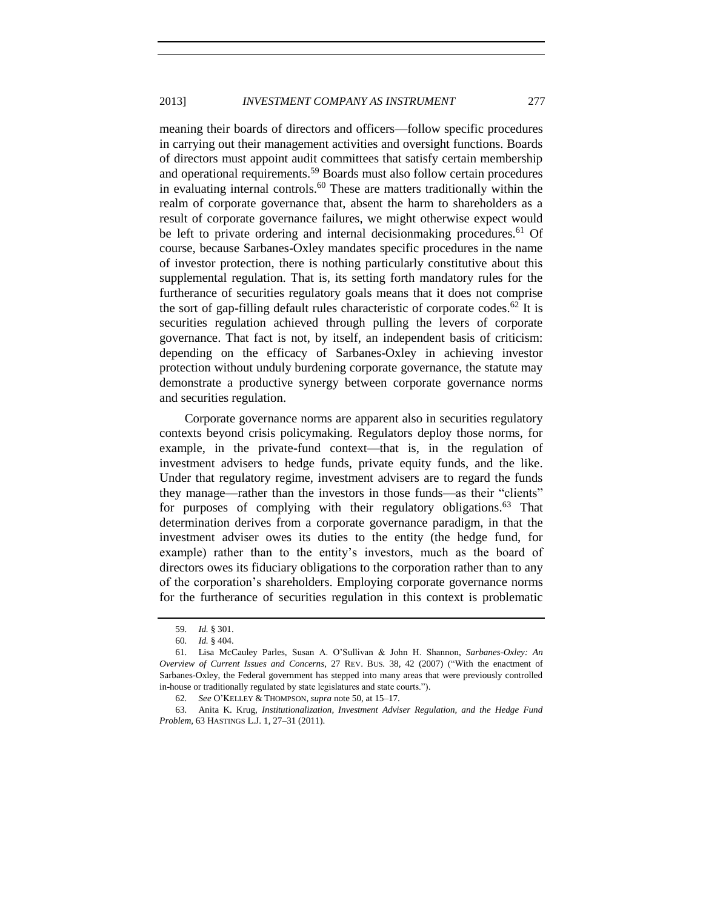meaning their boards of directors and officers—follow specific procedures in carrying out their management activities and oversight functions. Boards of directors must appoint audit committees that satisfy certain membership and operational requirements.[59] Boards must also follow certain procedures in evaluating internal controls.[60] These are matters traditionally within the realm of corporate governance that, absent the harm to shareholders as a result of corporate governance failures, we might otherwise expect would be left to private ordering and internal decisionmaking procedures.[61] Of course, because Sarbanes-Oxley mandates specific procedures in the name of investor protection, there is nothing particularly constitutive about this supplemental regulation. That is, its setting forth mandatory rules for the furtherance of securities regulatory goals means that it does not comprise the sort of gap-filling default rules characteristic of corporate codes.[62] It is securities regulation achieved through pulling the levers of corporate governance. That fact is not, by itself, an independent basis of criticism: depending on the efficacy of Sarbanes-Oxley in achieving investor protection without unduly burdening corporate governance, the statute may demonstrate a productive synergy between corporate governance norms and securities regulation.

Corporate governance norms are apparent also in securities regulatory contexts beyond crisis policymaking. Regulators deploy those norms, for example, in the private-fund context—that is, in the regulation of investment advisers to hedge funds, private equity funds, and the like. Under that regulatory regime, investment advisers are to regard the funds they manage—rather than the investors in those funds—as their "clients" for purposes of complying with their regulatory obligations.[63] That determination derives from a corporate governance paradigm, in that the investment adviser owes its duties to the entity (the hedge fund, for example) rather than to the entity's investors, much as the board of directors owes its fiduciary obligations to the corporation rather than to any of the corporation's shareholders. Employing corporate governance norms for the furtherance of securities regulation in this context is problematic

---

59. *Id.* § 301.

60. *Id.* § 404.

61. Lisa McCauley Parles, Susan A. O'Sullivan & John H. Shannon, *Sarbanes-Oxley: An Overview of Current Issues and Concerns*, 27 REV. BUS. 38, 42 (2007) ("With the enactment of Sarbanes-Oxley, the Federal government has stepped into many areas that were previously controlled in-house or traditionally regulated by state legislatures and state courts.").

62. *See* O'KELLEY & THOMPSON, *supra* note 50, at 15–17.

63. Anita K. Krug, *Institutionalization, Investment Adviser Regulation, and the Hedge Fund Problem*, 63 HASTINGS L.J. 1, 27–31 (2011).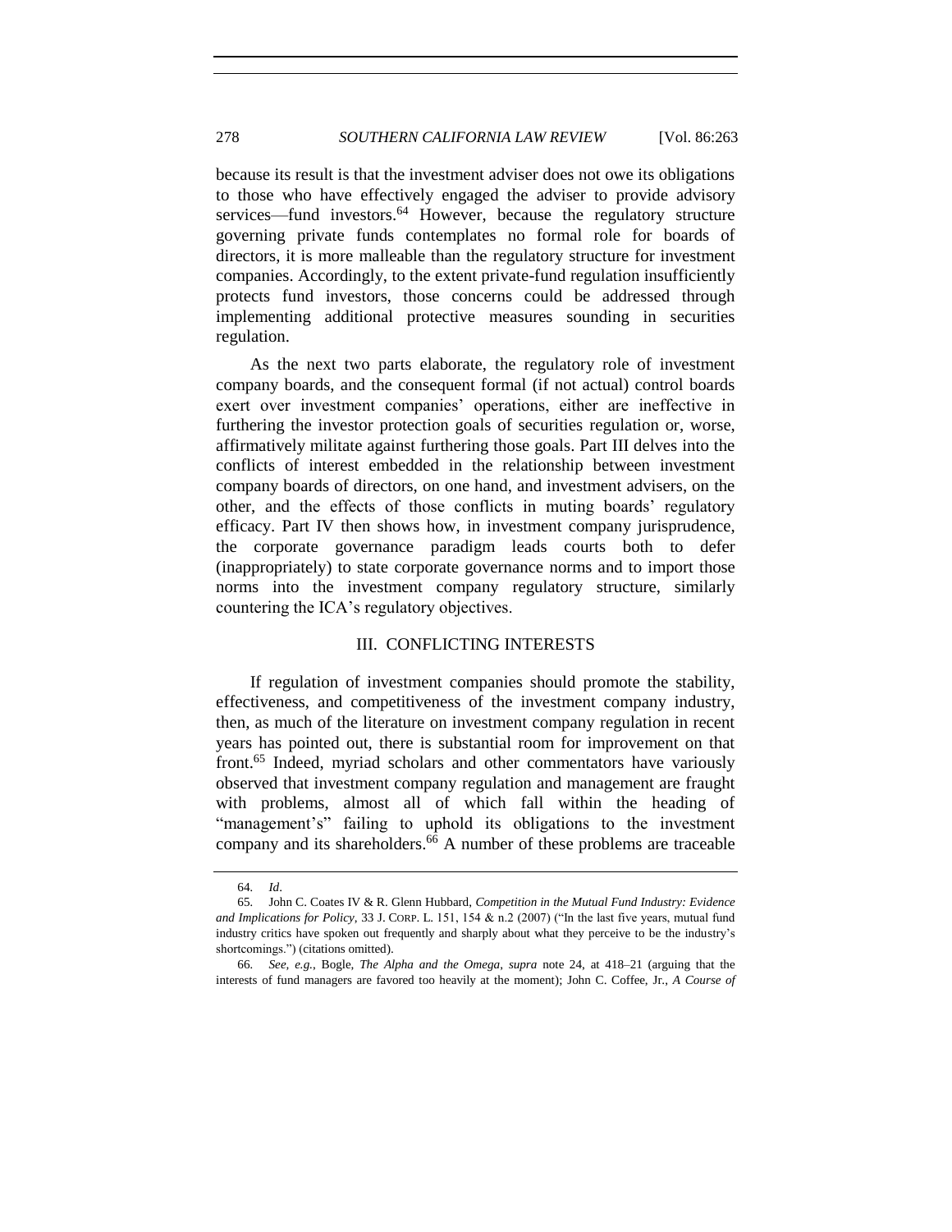because its result is that the investment adviser does not owe its obligations to those who have effectively engaged the adviser to provide advisory services—fund investors.[64] However, because the regulatory structure governing private funds contemplates no formal role for boards of directors, it is more malleable than the regulatory structure for investment companies. Accordingly, to the extent private-fund regulation insufficiently protects fund investors, those concerns could be addressed through implementing additional protective measures sounding in securities regulation.

As the next two parts elaborate, the regulatory role of investment company boards, and the consequent formal (if not actual) control boards exert over investment companies' operations, either are ineffective in furthering the investor protection goals of securities regulation or, worse, affirmatively militate against furthering those goals. Part III delves into the conflicts of interest embedded in the relationship between investment company boards of directors, on one hand, and investment advisers, on the other, and the effects of those conflicts in muting boards' regulatory efficacy. Part IV then shows how, in investment company jurisprudence, the corporate governance paradigm leads courts both to defer (inappropriately) to state corporate governance norms and to import those norms into the investment company regulatory structure, similarly countering the ICA's regulatory objectives.

## III. CONFLICTING INTERESTS

If regulation of investment companies should promote the stability, effectiveness, and competitiveness of the investment company industry, then, as much of the literature on investment company regulation in recent years has pointed out, there is substantial room for improvement on that front.[65] Indeed, myriad scholars and other commentators have variously observed that investment company regulation and management are fraught with problems, almost all of which fall within the heading of "management's" failing to uphold its obligations to the investment company and its shareholders.[66] A number of these problems are traceable

---

64. *Id*.

65. John C. Coates IV & R. Glenn Hubbard, *Competition in the Mutual Fund Industry: Evidence and Implications for Policy*, 33 J. CORP. L. 151, 154 & n.2 (2007) ("In the last five years, mutual fund industry critics have spoken out frequently and sharply about what they perceive to be the industry's shortcomings.") (citations omitted).

66. *See, e.g.*, Bogle, *The Alpha and the Omega*, *supra* note 24, at 418–21 (arguing that the interests of fund managers are favored too heavily at the moment); John C. Coffee, Jr., *A Course of*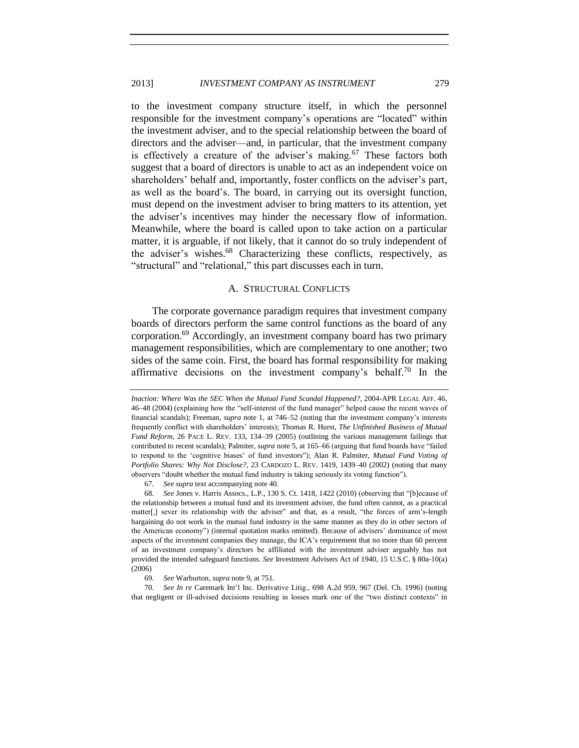to the investment company structure itself, in which the personnel responsible for the investment company's operations are "located" within the investment adviser, and to the special relationship between the board of directors and the adviser—and, in particular, that the investment company is effectively a creature of the adviser's making.[67] These factors both suggest that a board of directors is unable to act as an independent voice on shareholders' behalf and, importantly, foster conflicts on the adviser's part, as well as the board's. The board, in carrying out its oversight function, must depend on the investment adviser to bring matters to its attention, yet the adviser's incentives may hinder the necessary flow of information. Meanwhile, where the board is called upon to take action on a particular matter, it is arguable, if not likely, that it cannot do so truly independent of the adviser's wishes.[68] Characterizing these conflicts, respectively, as "structural" and "relational," this part discusses each in turn.

## A. STRUCTURAL CONFLICTS

The corporate governance paradigm requires that investment company boards of directors perform the same control functions as the board of any corporation.[69] Accordingly, an investment company board has two primary management responsibilities, which are complementary to one another; two sides of the same coin. First, the board has formal responsibility for making affirmative decisions on the investment company's behalf.[70] In the

---

*Inaction: Where Was the SEC When the Mutual Fund Scandal Happened?*, 2004-APR LEGAL AFF. 46, 46–48 (2004) (explaining how the "self-interest of the fund manager" helped cause the recent waves of financial scandals); Freeman, *supra* note 1, at 746–52 (noting that the investment company's interests frequently conflict with shareholders' interests); Thomas R. Hurst, *The Unfinished Business of Mutual Fund Reform*, 26 PACE L. REV. 133, 134–39 (2005) (outlining the various management failings that contributed to recent scandals); Palmiter, *supra* note 5, at 165–66 (arguing that fund boards have "failed to respond to the 'cognitive biases' of fund investors"); Alan R. Palmiter, *Mutual Fund Voting of Portfolio Shares: Why Not Disclose?*, 23 CARDOZO L. REV. 1419, 1439–40 (2002) (noting that many observers "doubt whether the mutual fund industry is taking seriously its voting function").

67. *See supra* text accompanying note 40.

68. *See* Jones v. Harris Assocs., L.P., 130 S. Ct. 1418, 1422 (2010) (observing that "[b]ecause of the relationship between a mutual fund and its investment adviser, the fund often cannot, as a practical matter[,] sever its relationship with the adviser" and that, as a result, "the forces of arm's-length bargaining do not work in the mutual fund industry in the same manner as they do in other sectors of the American economy") (internal quotation marks omitted). Because of advisers' dominance of most aspects of the investment companies they manage, the ICA's requirement that no more than 60 percent of an investment company's directors be affiliated with the investment adviser arguably has not provided the intended safeguard functions. *See* Investment Advisers Act of 1940, 15 U.S.C. § 80a-10(a) (2006)

69. *See* Warburton, *supra* note 9, at 751.

70. *See In re* Caremark Int'l Inc. Derivative Litig., 698 A.2d 959, 967 (Del. Ch. 1996) (noting that negligent or ill-advised decisions resulting in losses mark one of the "two distinct contexts" in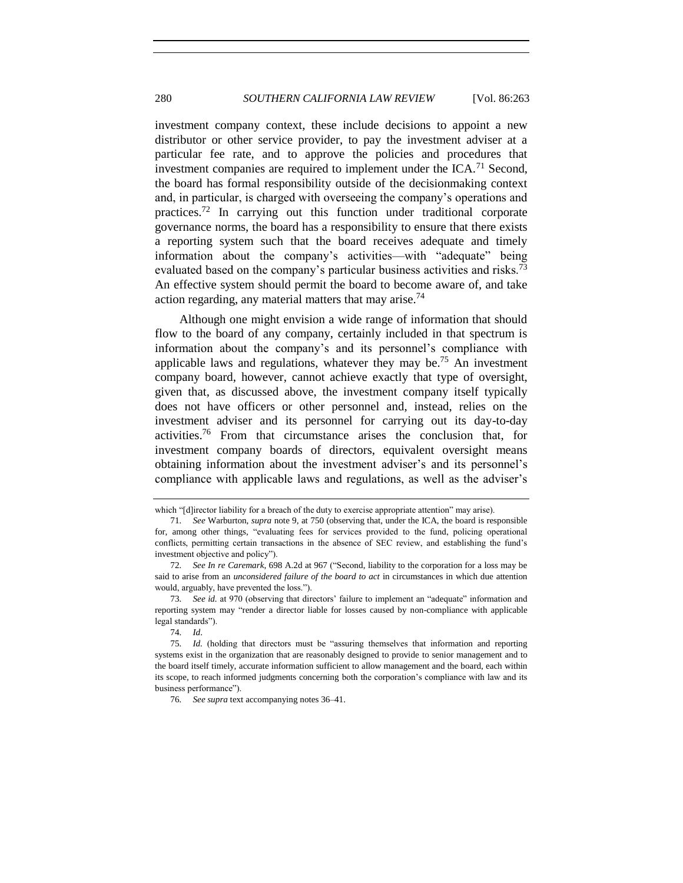investment company context, these include decisions to appoint a new distributor or other service provider, to pay the investment adviser at a particular fee rate, and to approve the policies and procedures that investment companies are required to implement under the ICA.[71] Second, the board has formal responsibility outside of the decisionmaking context and, in particular, is charged with overseeing the company's operations and practices.[72] In carrying out this function under traditional corporate governance norms, the board has a responsibility to ensure that there exists a reporting system such that the board receives adequate and timely information about the company's activities—with "adequate" being evaluated based on the company's particular business activities and risks.[73] An effective system should permit the board to become aware of, and take action regarding, any material matters that may arise.[74]

Although one might envision a wide range of information that should flow to the board of any company, certainly included in that spectrum is information about the company's and its personnel's compliance with applicable laws and regulations, whatever they may be.[75] An investment company board, however, cannot achieve exactly that type of oversight, given that, as discussed above, the investment company itself typically does not have officers or other personnel and, instead, relies on the investment adviser and its personnel for carrying out its day-to-day activities.[76] From that circumstance arises the conclusion that, for investment company boards of directors, equivalent oversight means obtaining information about the investment adviser's and its personnel's compliance with applicable laws and regulations, as well as the adviser's

---

which "[d]irector liability for a breach of the duty to exercise appropriate attention" may arise).

71. *See* Warburton, *supra* note 9, at 750 (observing that, under the ICA, the board is responsible for, among other things, "evaluating fees for services provided to the fund, policing operational conflicts, permitting certain transactions in the absence of SEC review, and establishing the fund's investment objective and policy").

72. *See In re Caremark*, 698 A.2d at 967 ("Second, liability to the corporation for a loss may be said to arise from an *unconsidered failure of the board to act* in circumstances in which due attention would, arguably, have prevented the loss.").

73. *See id.* at 970 (observing that directors' failure to implement an "adequate" information and reporting system may "render a director liable for losses caused by non-compliance with applicable legal standards").

74. *Id.*

75. *Id.* (holding that directors must be "assuring themselves that information and reporting systems exist in the organization that are reasonably designed to provide to senior management and to the board itself timely, accurate information sufficient to allow management and the board, each within its scope, to reach informed judgments concerning both the corporation's compliance with law and its business performance").

76. *See supra* text accompanying notes 36–41.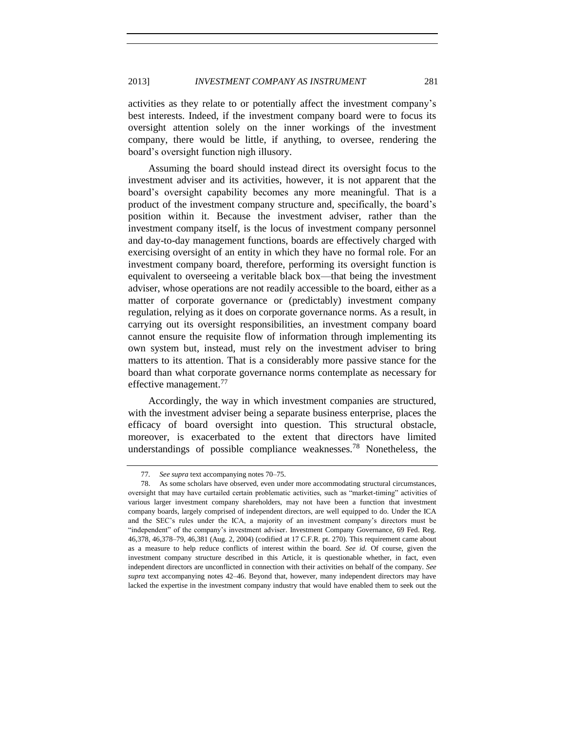activities as they relate to or potentially affect the investment company's best interests. Indeed, if the investment company board were to focus its oversight attention solely on the inner workings of the investment company, there would be little, if anything, to oversee, rendering the board's oversight function nigh illusory.

Assuming the board should instead direct its oversight focus to the investment adviser and its activities, however, it is not apparent that the board's oversight capability becomes any more meaningful. That is a product of the investment company structure and, specifically, the board's position within it. Because the investment adviser, rather than the investment company itself, is the locus of investment company personnel and day-to-day management functions, boards are effectively charged with exercising oversight of an entity in which they have no formal role. For an investment company board, therefore, performing its oversight function is equivalent to overseeing a veritable black box—that being the investment adviser, whose operations are not readily accessible to the board, either as a matter of corporate governance or (predictably) investment company regulation, relying as it does on corporate governance norms. As a result, in carrying out its oversight responsibilities, an investment company board cannot ensure the requisite flow of information through implementing its own system but, instead, must rely on the investment adviser to bring matters to its attention. That is a considerably more passive stance for the board than what corporate governance norms contemplate as necessary for effective management.[77]

Accordingly, the way in which investment companies are structured, with the investment adviser being a separate business enterprise, places the efficacy of board oversight into question. This structural obstacle, moreover, is exacerbated to the extent that directors have limited understandings of possible compliance weaknesses.[78] Nonetheless, the

---

77. *See supra* text accompanying notes 70–75.

78. As some scholars have observed, even under more accommodating structural circumstances, oversight that may have curtailed certain problematic activities, such as "market-timing" activities of various larger investment company shareholders, may not have been a function that investment company boards, largely comprised of independent directors, are well equipped to do. Under the ICA and the SEC's rules under the ICA, a majority of an investment company's directors must be "independent" of the company's investment adviser. Investment Company Governance, 69 Fed. Reg. 46,378, 46,378–79, 46,381 (Aug. 2, 2004) (codified at 17 C.F.R. pt. 270). This requirement came about as a measure to help reduce conflicts of interest within the board. *See id.* Of course, given the investment company structure described in this Article, it is questionable whether, in fact, even independent directors are unconflicted in connection with their activities on behalf of the company. *See supra* text accompanying notes 42–46. Beyond that, however, many independent directors may have lacked the expertise in the investment company industry that would have enabled them to seek out the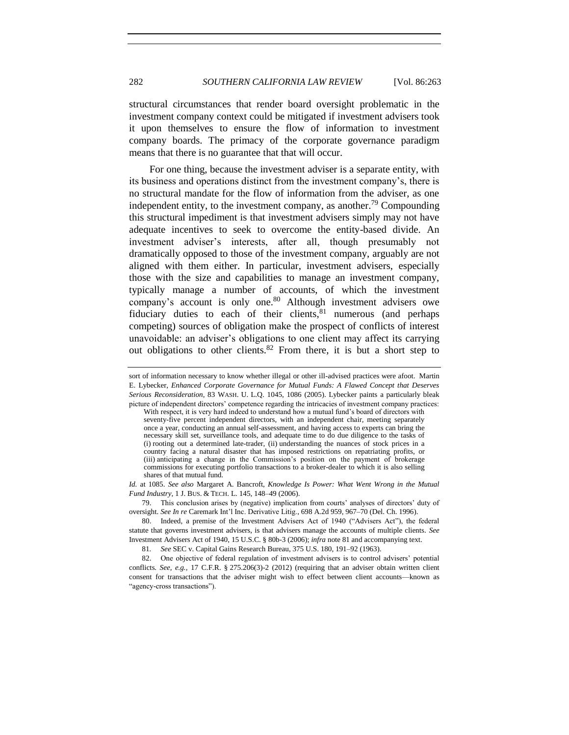structural circumstances that render board oversight problematic in the investment company context could be mitigated if investment advisers took it upon themselves to ensure the flow of information to investment company boards. The primacy of the corporate governance paradigm means that there is no guarantee that that will occur.

For one thing, because the investment adviser is a separate entity, with its business and operations distinct from the investment company's, there is no structural mandate for the flow of information from the adviser, as one independent entity, to the investment company, as another.[79] Compounding this structural impediment is that investment advisers simply may not have adequate incentives to seek to overcome the entity-based divide. An investment adviser's interests, after all, though presumably not dramatically opposed to those of the investment company, arguably are not aligned with them either. In particular, investment advisers, especially those with the size and capabilities to manage an investment company, typically manage a number of accounts, of which the investment company's account is only one.[80] Although investment advisers owe fiduciary duties to each of their clients,[81] numerous (and perhaps competing) sources of obligation make the prospect of conflicts of interest unavoidable: an adviser's obligations to one client may affect its carrying out obligations to other clients.[82] From there, it is but a short step to

---

sort of information necessary to know whether illegal or other ill-advised practices were afoot. Martin E. Lybecker, *Enhanced Corporate Governance for Mutual Funds: A Flawed Concept that Deserves Serious Reconsideration*, 83 WASH. U. L.Q. 1045, 1086 (2005). Lybecker paints a particularly bleak picture of independent directors' competence regarding the intricacies of investment company practices:

> With respect, it is very hard indeed to understand how a mutual fund's board of directors with seventy-five percent independent directors, with an independent chair, meeting separately once a year, conducting an annual self-assessment, and having access to experts can bring the necessary skill set, surveillance tools, and adequate time to do due diligence to the tasks of (i) rooting out a determined late-trader, (ii) understanding the nuances of stock prices in a country facing a natural disaster that has imposed restrictions on repatriating profits, or (iii) anticipating a change in the Commission's position on the payment of brokerage commissions for executing portfolio transactions to a broker-dealer to which it is also selling shares of that mutual fund.

*Id.* at 1085. *See also* Margaret A. Bancroft, *Knowledge Is Power: What Went Wrong in the Mutual Fund Industry*, 1 J. BUS. & TECH. L. 145, 148–49 (2006).

79. This conclusion arises by (negative) implication from courts' analyses of directors' duty of oversight. *See In re* Caremark Int'l Inc. Derivative Litig., 698 A.2d 959, 967–70 (Del. Ch. 1996).

80. Indeed, a premise of the Investment Advisers Act of 1940 ("Advisers Act"), the federal statute that governs investment advisers, is that advisers manage the accounts of multiple clients. *See* Investment Advisers Act of 1940, 15 U.S.C. § 80b-3 (2006); *infra* note 81 and accompanying text.

81. *See* SEC v. Capital Gains Research Bureau, 375 U.S. 180, 191–92 (1963).

82. One objective of federal regulation of investment advisers is to control advisers' potential conflicts. *See, e.g.*, 17 C.F.R. § 275.206(3)-2 (2012) (requiring that an adviser obtain written client consent for transactions that the adviser might wish to effect between client accounts—known as "agency-cross transactions").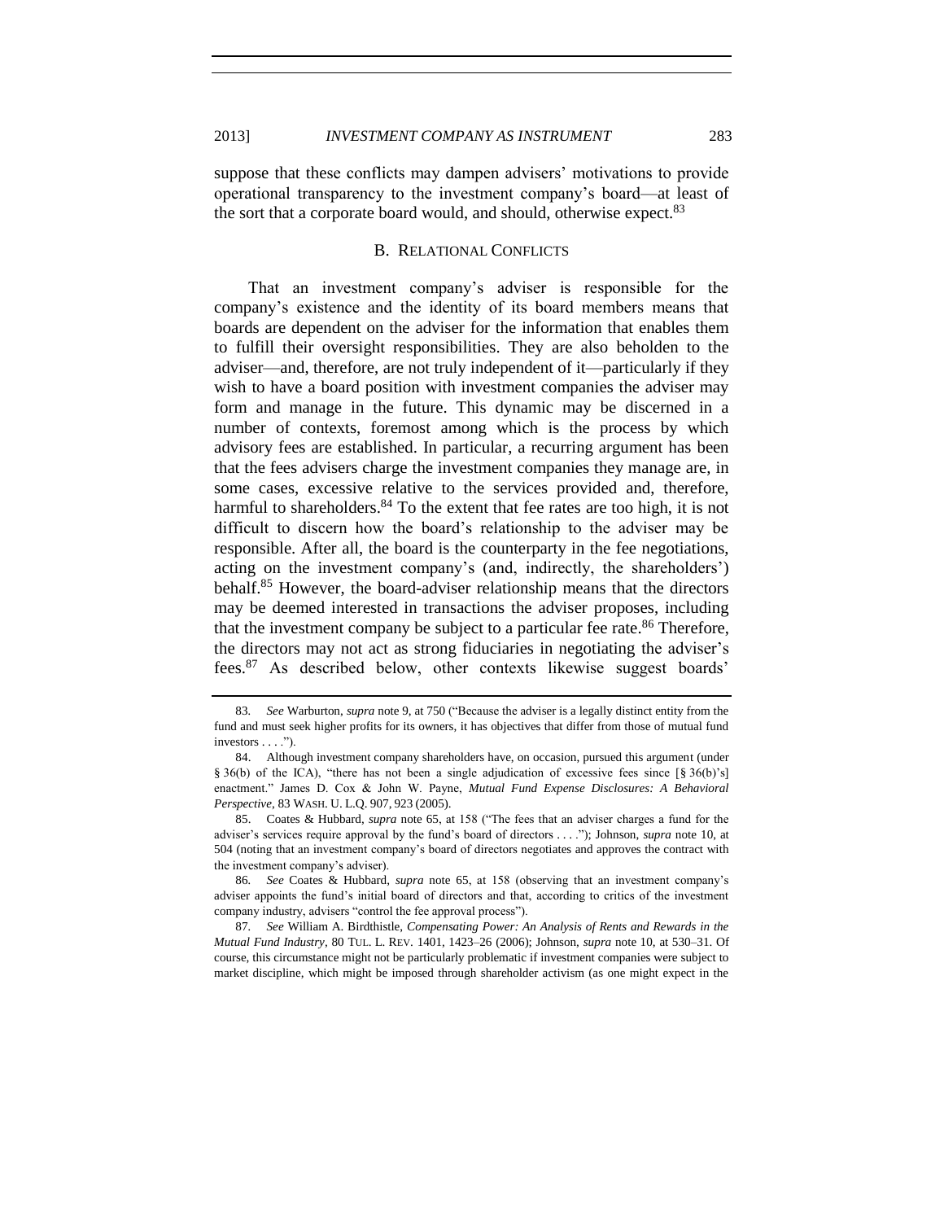suppose that these conflicts may dampen advisers' motivations to provide operational transparency to the investment company's board—at least of the sort that a corporate board would, and should, otherwise expect.[83]

### B. RELATIONAL CONFLICTS

That an investment company's adviser is responsible for the company's existence and the identity of its board members means that boards are dependent on the adviser for the information that enables them to fulfill their oversight responsibilities. They are also beholden to the adviser—and, therefore, are not truly independent of it—particularly if they wish to have a board position with investment companies the adviser may form and manage in the future. This dynamic may be discerned in a number of contexts, foremost among which is the process by which advisory fees are established. In particular, a recurring argument has been that the fees advisers charge the investment companies they manage are, in some cases, excessive relative to the services provided and, therefore, harmful to shareholders.[84] To the extent that fee rates are too high, it is not difficult to discern how the board's relationship to the adviser may be responsible. After all, the board is the counterparty in the fee negotiations, acting on the investment company's (and, indirectly, the shareholders') behalf.[85] However, the board-adviser relationship means that the directors may be deemed interested in transactions the adviser proposes, including that the investment company be subject to a particular fee rate.[86] Therefore, the directors may not act as strong fiduciaries in negotiating the adviser's fees.[87] As described below, other contexts likewise suggest boards'

---

83. *See* Warburton, *supra* note 9, at 750 ("Because the adviser is a legally distinct entity from the fund and must seek higher profits for its owners, it has objectives that differ from those of mutual fund investors . . . .").

84. Although investment company shareholders have, on occasion, pursued this argument (under § 36(b) of the ICA), "there has not been a single adjudication of excessive fees since [§ 36(b)'s] enactment." James D. Cox & John W. Payne, *Mutual Fund Expense Disclosures: A Behavioral Perspective*, 83 WASH. U. L.Q. 907, 923 (2005).

85. Coates & Hubbard, *supra* note 65, at 158 ("The fees that an adviser charges a fund for the adviser's services require approval by the fund's board of directors . . . ."); Johnson, *supra* note 10, at 504 (noting that an investment company's board of directors negotiates and approves the contract with the investment company's adviser).

86. *See* Coates & Hubbard, *supra* note 65, at 158 (observing that an investment company's adviser appoints the fund's initial board of directors and that, according to critics of the investment company industry, advisers "control the fee approval process").

87. *See* William A. Birdthistle, *Compensating Power: An Analysis of Rents and Rewards in the Mutual Fund Industry*, 80 TUL. L. REV. 1401, 1423–26 (2006); Johnson, *supra* note 10, at 530–31. Of course, this circumstance might not be particularly problematic if investment companies were subject to market discipline, which might be imposed through shareholder activism (as one might expect in the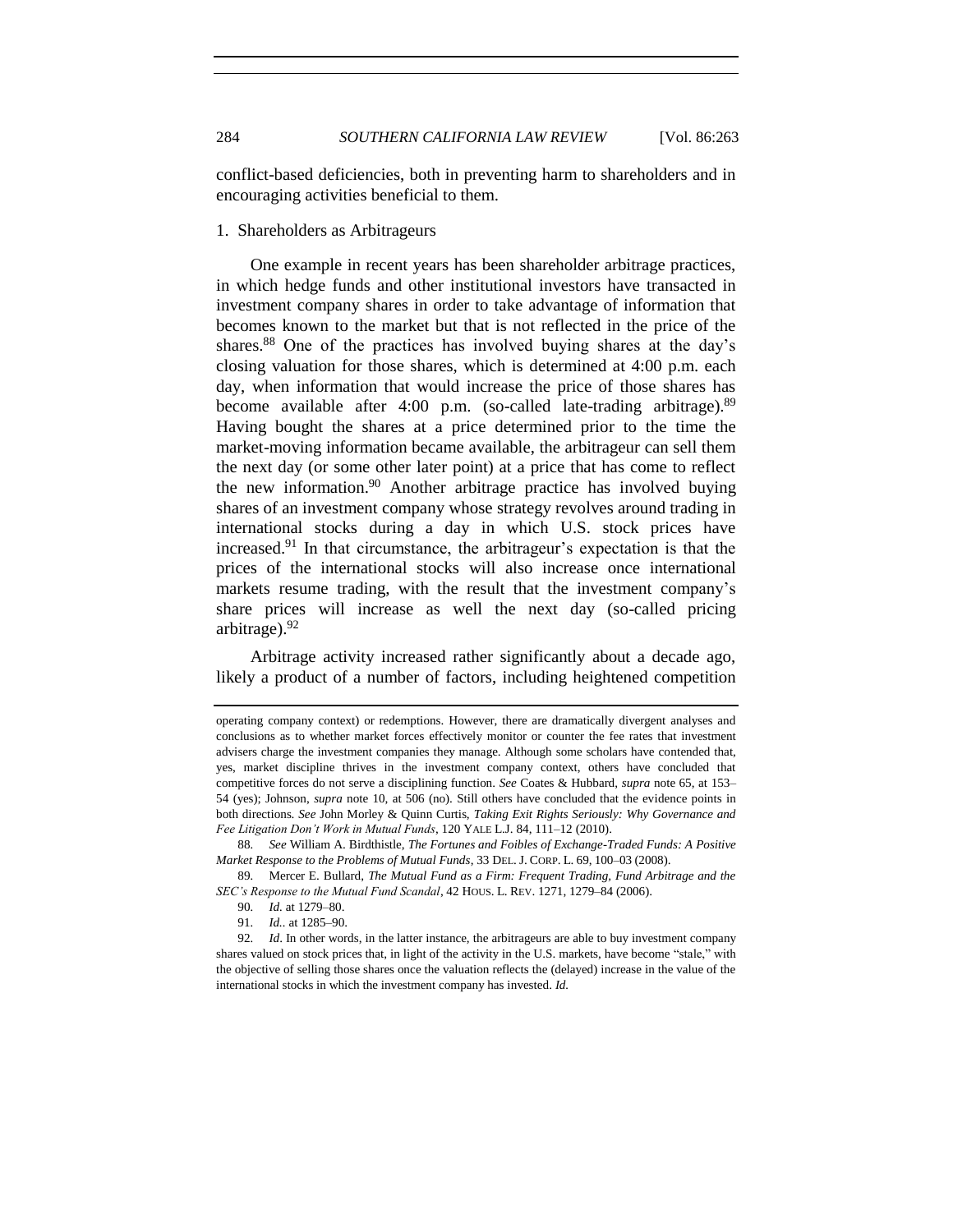conflict-based deficiencies, both in preventing harm to shareholders and in encouraging activities beneficial to them.

### 1. Shareholders as Arbitrageurs

One example in recent years has been shareholder arbitrage practices, in which hedge funds and other institutional investors have transacted in investment company shares in order to take advantage of information that becomes known to the market but that is not reflected in the price of the shares.[88] One of the practices has involved buying shares at the day's closing valuation for those shares, which is determined at 4:00 p.m. each day, when information that would increase the price of those shares has become available after 4:00 p.m. (so-called late-trading arbitrage).[89] Having bought the shares at a price determined prior to the time the market-moving information became available, the arbitrageur can sell them the next day (or some other later point) at a price that has come to reflect the new information.[90] Another arbitrage practice has involved buying shares of an investment company whose strategy revolves around trading in international stocks during a day in which U.S. stock prices have increased.[91] In that circumstance, the arbitrageur's expectation is that the prices of the international stocks will also increase once international markets resume trading, with the result that the investment company's share prices will increase as well the next day (so-called pricing arbitrage).[92]

Arbitrage activity increased rather significantly about a decade ago, likely a product of a number of factors, including heightened competition

---

operating company context) or redemptions. However, there are dramatically divergent analyses and conclusions as to whether market forces effectively monitor or counter the fee rates that investment advisers charge the investment companies they manage. Although some scholars have contended that, yes, market discipline thrives in the investment company context, others have concluded that competitive forces do not serve a disciplining function. *See* Coates & Hubbard, *supra* note 65, at 153–54 (yes); Johnson, *supra* note 10, at 506 (no). Still others have concluded that the evidence points in both directions. *See* John Morley & Quinn Curtis, *Taking Exit Rights Seriously: Why Governance and Fee Litigation Don't Work in Mutual Funds*, 120 YALE L.J. 84, 111–12 (2010).

88. *See* William A. Birdthistle, *The Fortunes and Foibles of Exchange-Traded Funds: A Positive Market Response to the Problems of Mutual Funds*, 33 DEL. J. CORP. L. 69, 100–03 (2008).

89. Mercer E. Bullard, *The Mutual Fund as a Firm: Frequent Trading, Fund Arbitrage and the SEC's Response to the Mutual Fund Scandal*, 42 HOUS. L. REV. 1271, 1279–84 (2006).

90. *Id.* at 1279–80.

91. *Id.*. at 1285–90.

92. *Id*. In other words, in the latter instance, the arbitrageurs are able to buy investment company shares valued on stock prices that, in light of the activity in the U.S. markets, have become "stale," with the objective of selling those shares once the valuation reflects the (delayed) increase in the value of the international stocks in which the investment company has invested. *Id.*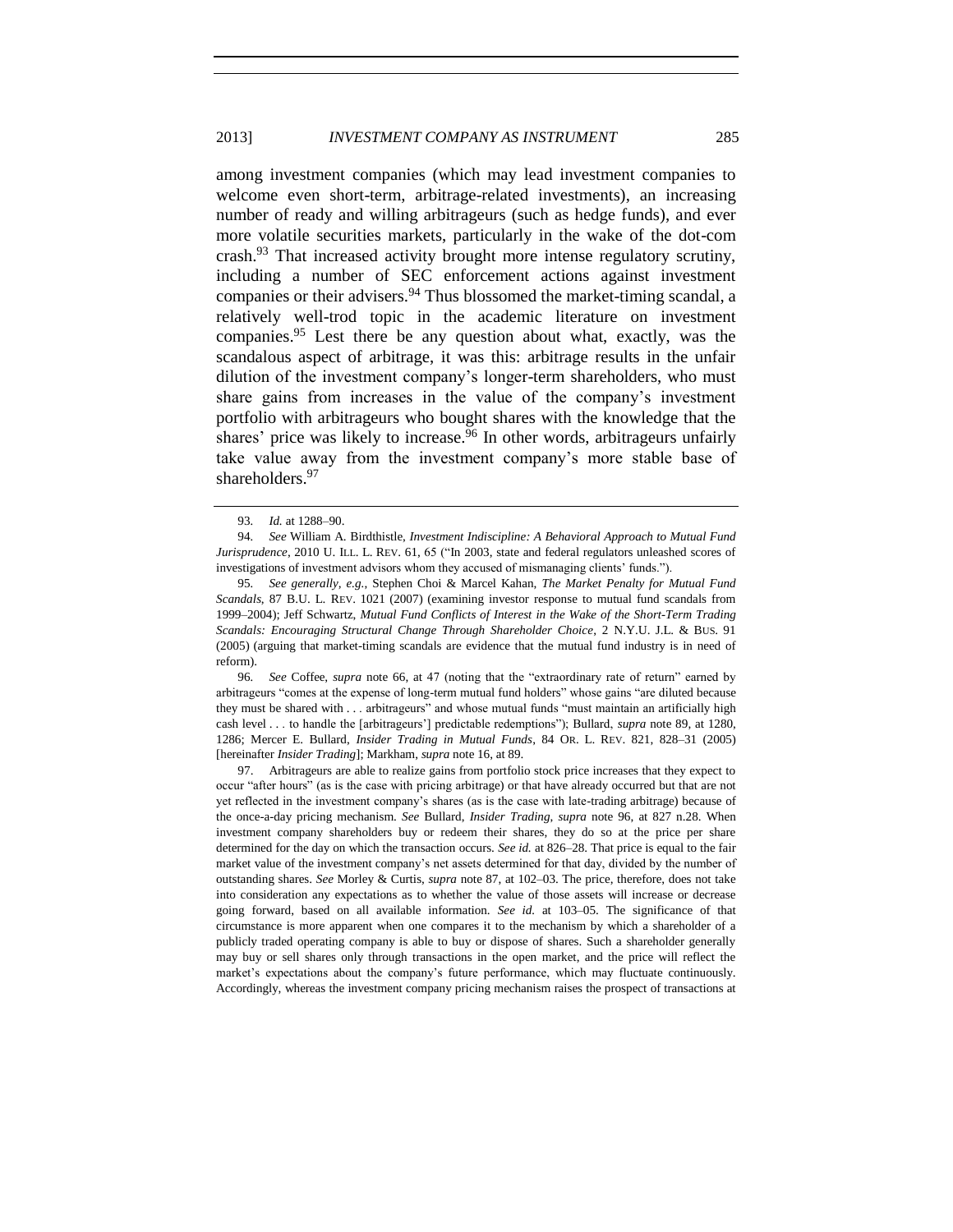among investment companies (which may lead investment companies to welcome even short-term, arbitrage-related investments), an increasing number of ready and willing arbitrageurs (such as hedge funds), and ever more volatile securities markets, particularly in the wake of the dot-com crash.[93] That increased activity brought more intense regulatory scrutiny, including a number of SEC enforcement actions against investment companies or their advisers.[94] Thus blossomed the market-timing scandal, a relatively well-trod topic in the academic literature on investment companies.[95] Lest there be any question about what, exactly, was the scandalous aspect of arbitrage, it was this: arbitrage results in the unfair dilution of the investment company's longer-term shareholders, who must share gains from increases in the value of the company's investment portfolio with arbitrageurs who bought shares with the knowledge that the shares' price was likely to increase.[96] In other words, arbitrageurs unfairly take value away from the investment company's more stable base of shareholders.[97]

---

93. *Id.* at 1288–90.

94. *See* William A. Birdthistle, *Investment Indiscipline: A Behavioral Approach to Mutual Fund Jurisprudence*, 2010 U. ILL. L. REV. 61, 65 ("In 2003, state and federal regulators unleashed scores of investigations of investment advisors whom they accused of mismanaging clients' funds.").

95. *See generally, e.g.*, Stephen Choi & Marcel Kahan, *The Market Penalty for Mutual Fund Scandals*, 87 B.U. L. REV. 1021 (2007) (examining investor response to mutual fund scandals from 1999–2004); Jeff Schwartz, *Mutual Fund Conflicts of Interest in the Wake of the Short-Term Trading Scandals: Encouraging Structural Change Through Shareholder Choice*, 2 N.Y.U. J.L. & BUS. 91 (2005) (arguing that market-timing scandals are evidence that the mutual fund industry is in need of reform).

96. *See* Coffee, *supra* note 66, at 47 (noting that the "extraordinary rate of return" earned by arbitrageurs "comes at the expense of long-term mutual fund holders" whose gains "are diluted because they must be shared with . . . arbitrageurs" and whose mutual funds "must maintain an artificially high cash level . . . to handle the [arbitrageurs'] predictable redemptions"); Bullard, *supra* note 89, at 1280, 1286; Mercer E. Bullard, *Insider Trading in Mutual Funds*, 84 OR. L. REV. 821, 828–31 (2005) [hereinafter *Insider Trading*]; Markham, *supra* note 16, at 89.

97. Arbitrageurs are able to realize gains from portfolio stock price increases that they expect to occur "after hours" (as is the case with pricing arbitrage) or that have already occurred but that are not yet reflected in the investment company's shares (as is the case with late-trading arbitrage) because of the once-a-day pricing mechanism. *See* Bullard, *Insider Trading*, *supra* note 96, at 827 n.28. When investment company shareholders buy or redeem their shares, they do so at the price per share determined for the day on which the transaction occurs. *See id.* at 826–28. That price is equal to the fair market value of the investment company's net assets determined for that day, divided by the number of outstanding shares. *See* Morley & Curtis, *supra* note 87, at 102–03. The price, therefore, does not take into consideration any expectations as to whether the value of those assets will increase or decrease going forward, based on all available information. *See id.* at 103–05. The significance of that circumstance is more apparent when one compares it to the mechanism by which a shareholder of a publicly traded operating company is able to buy or dispose of shares. Such a shareholder generally may buy or sell shares only through transactions in the open market, and the price will reflect the market's expectations about the company's future performance, which may fluctuate continuously. Accordingly, whereas the investment company pricing mechanism raises the prospect of transactions at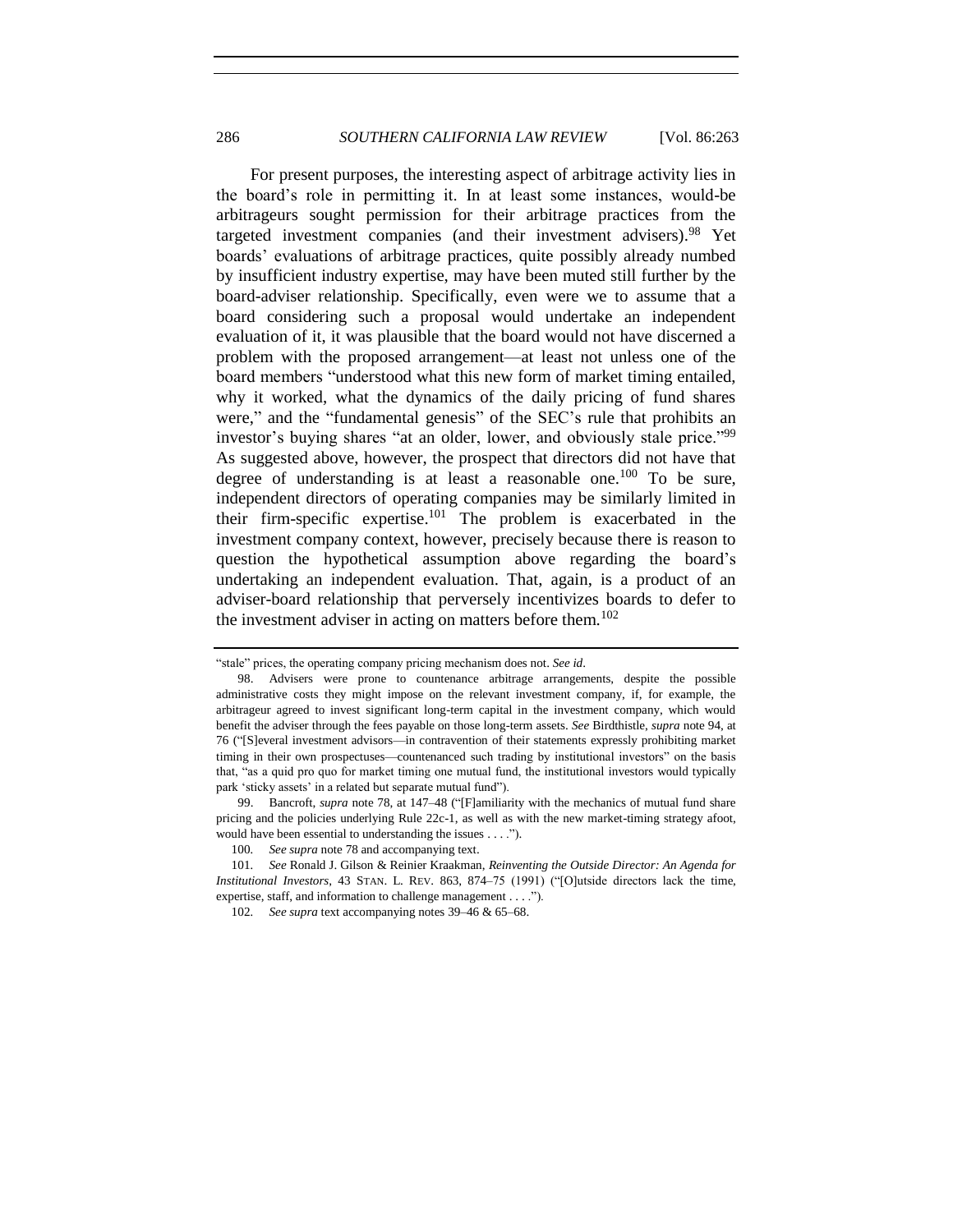For present purposes, the interesting aspect of arbitrage activity lies in the board's role in permitting it. In at least some instances, would-be arbitrageurs sought permission for their arbitrage practices from the targeted investment companies (and their investment advisers).[98] Yet boards' evaluations of arbitrage practices, quite possibly already numbed by insufficient industry expertise, may have been muted still further by the board-adviser relationship. Specifically, even were we to assume that a board considering such a proposal would undertake an independent evaluation of it, it was plausible that the board would not have discerned a problem with the proposed arrangement—at least not unless one of the board members "understood what this new form of market timing entailed, why it worked, what the dynamics of the daily pricing of fund shares were," and the "fundamental genesis" of the SEC's rule that prohibits an investor's buying shares "at an older, lower, and obviously stale price."[99] As suggested above, however, the prospect that directors did not have that degree of understanding is at least a reasonable one.[100] To be sure, independent directors of operating companies may be similarly limited in their firm-specific expertise.[101] The problem is exacerbated in the investment company context, however, precisely because there is reason to question the hypothetical assumption above regarding the board's undertaking an independent evaluation. That, again, is a product of an adviser-board relationship that perversely incentivizes boards to defer to the investment adviser in acting on matters before them.[102]

---

"stale" prices, the operating company pricing mechanism does not. *See id*.

98. Advisers were prone to countenance arbitrage arrangements, despite the possible administrative costs they might impose on the relevant investment company, if, for example, the arbitrageur agreed to invest significant long-term capital in the investment company, which would benefit the adviser through the fees payable on those long-term assets. *See* Birdthistle, *supra* note 94, at 76 ("[S]everal investment advisors—in contravention of their statements expressly prohibiting market timing in their own prospectuses—countenanced such trading by institutional investors" on the basis that, "as a quid pro quo for market timing one mutual fund, the institutional investors would typically park 'sticky assets' in a related but separate mutual fund").

99. Bancroft, *supra* note 78, at 147–48 ("[F]amiliarity with the mechanics of mutual fund share pricing and the policies underlying Rule 22c-1, as well as with the new market-timing strategy afoot, would have been essential to understanding the issues . . . .").

100. *See supra* note 78 and accompanying text.

101. *See* Ronald J. Gilson & Reinier Kraakman, *Reinventing the Outside Director: An Agenda for Institutional Investors*, 43 STAN. L. REV. 863, 874–75 (1991) ("[O]utside directors lack the time, expertise, staff, and information to challenge management . . . .").

102. *See supra* text accompanying notes 39–46 & 65–68.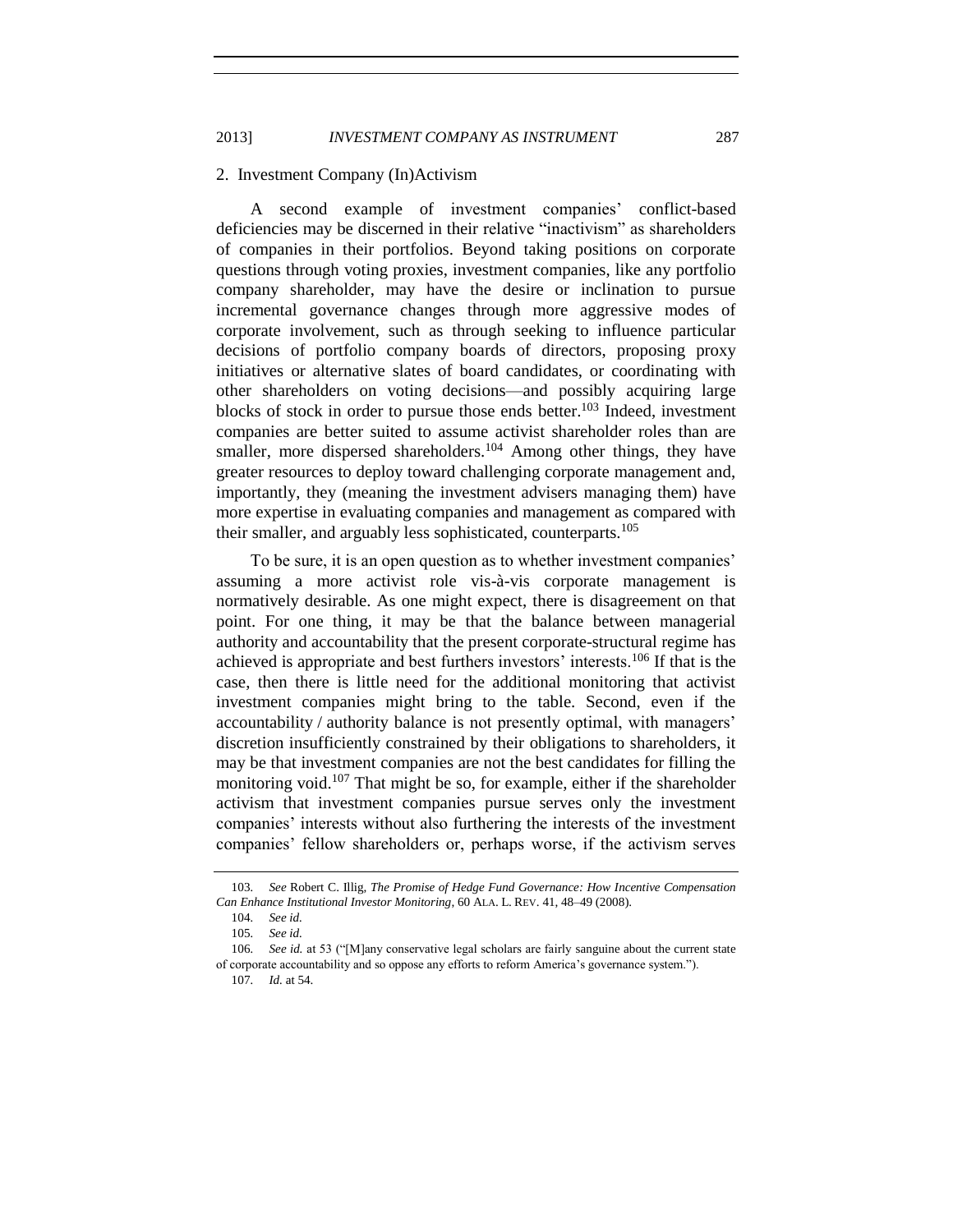### 2. Investment Company (In)Activism

A second example of investment companies' conflict-based deficiencies may be discerned in their relative "inactivism" as shareholders of companies in their portfolios. Beyond taking positions on corporate questions through voting proxies, investment companies, like any portfolio company shareholder, may have the desire or inclination to pursue incremental governance changes through more aggressive modes of corporate involvement, such as through seeking to influence particular decisions of portfolio company boards of directors, proposing proxy initiatives or alternative slates of board candidates, or coordinating with other shareholders on voting decisions—and possibly acquiring large blocks of stock in order to pursue those ends better.[103] Indeed, investment companies are better suited to assume activist shareholder roles than are smaller, more dispersed shareholders.[104] Among other things, they have greater resources to deploy toward challenging corporate management and, importantly, they (meaning the investment advisers managing them) have more expertise in evaluating companies and management as compared with their smaller, and arguably less sophisticated, counterparts.[105]

To be sure, it is an open question as to whether investment companies' assuming a more activist role vis-à-vis corporate management is normatively desirable. As one might expect, there is disagreement on that point. For one thing, it may be that the balance between managerial authority and accountability that the present corporate-structural regime has achieved is appropriate and best furthers investors' interests.[106] If that is the case, then there is little need for the additional monitoring that activist investment companies might bring to the table. Second, even if the accountability / authority balance is not presently optimal, with managers' discretion insufficiently constrained by their obligations to shareholders, it may be that investment companies are not the best candidates for filling the monitoring void.[107] That might be so, for example, either if the shareholder activism that investment companies pursue serves only the investment companies' interests without also furthering the interests of the investment companies' fellow shareholders or, perhaps worse, if the activism serves

---

103. *See* Robert C. Illig, *The Promise of Hedge Fund Governance: How Incentive Compensation Can Enhance Institutional Investor Monitoring*, 60 ALA. L. REV. 41, 48–49 (2008).

104. *See id.*

105. *See id.*

106. *See id.* at 53 ("[M]any conservative legal scholars are fairly sanguine about the current state of corporate accountability and so oppose any efforts to reform America's governance system.").

107. *Id.* at 54.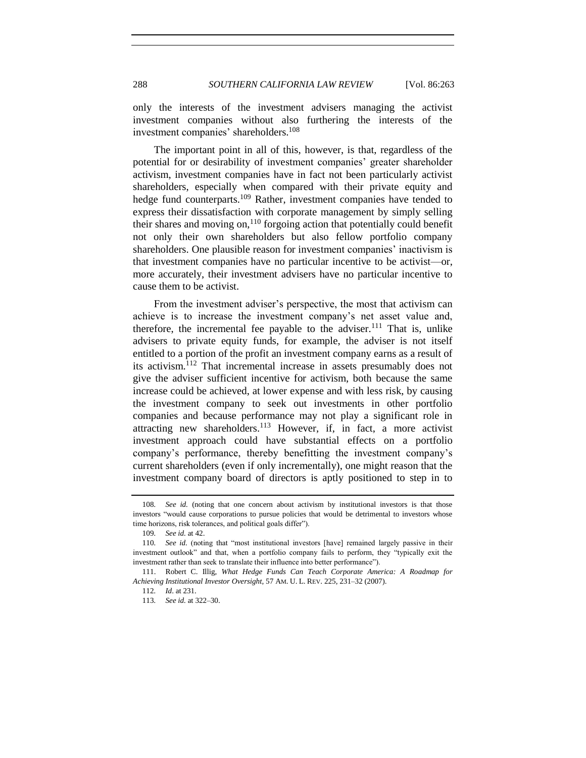only the interests of the investment advisers managing the activist investment companies without also furthering the interests of the investment companies' shareholders.[108]

The important point in all of this, however, is that, regardless of the potential for or desirability of investment companies' greater shareholder activism, investment companies have in fact not been particularly activist shareholders, especially when compared with their private equity and hedge fund counterparts.[109] Rather, investment companies have tended to express their dissatisfaction with corporate management by simply selling their shares and moving on,[110] forgoing action that potentially could benefit not only their own shareholders but also fellow portfolio company shareholders. One plausible reason for investment companies' inactivism is that investment companies have no particular incentive to be activist—or, more accurately, their investment advisers have no particular incentive to cause them to be activist.

From the investment adviser's perspective, the most that activism can achieve is to increase the investment company's net asset value and, therefore, the incremental fee payable to the adviser.[111] That is, unlike advisers to private equity funds, for example, the adviser is not itself entitled to a portion of the profit an investment company earns as a result of its activism.[112] That incremental increase in assets presumably does not give the adviser sufficient incentive for activism, both because the same increase could be achieved, at lower expense and with less risk, by causing the investment company to seek out investments in other portfolio companies and because performance may not play a significant role in attracting new shareholders.[113] However, if, in fact, a more activist investment approach could have substantial effects on a portfolio company's performance, thereby benefitting the investment company's current shareholders (even if only incrementally), one might reason that the investment company board of directors is aptly positioned to step in to

---

108. *See id.* (noting that one concern about activism by institutional investors is that those investors "would cause corporations to pursue policies that would be detrimental to investors whose time horizons, risk tolerances, and political goals differ").

109. *See id.* at 42.

110. *See id.* (noting that "most institutional investors [have] remained largely passive in their investment outlook" and that, when a portfolio company fails to perform, they "typically exit the investment rather than seek to translate their influence into better performance").

111. Robert C. Illig, *What Hedge Funds Can Teach Corporate America: A Roadmap for Achieving Institutional Investor Oversight*, 57 AM. U. L. REV. 225, 231–32 (2007).

112. *Id.* at 231.

113. *See id.* at 322–30.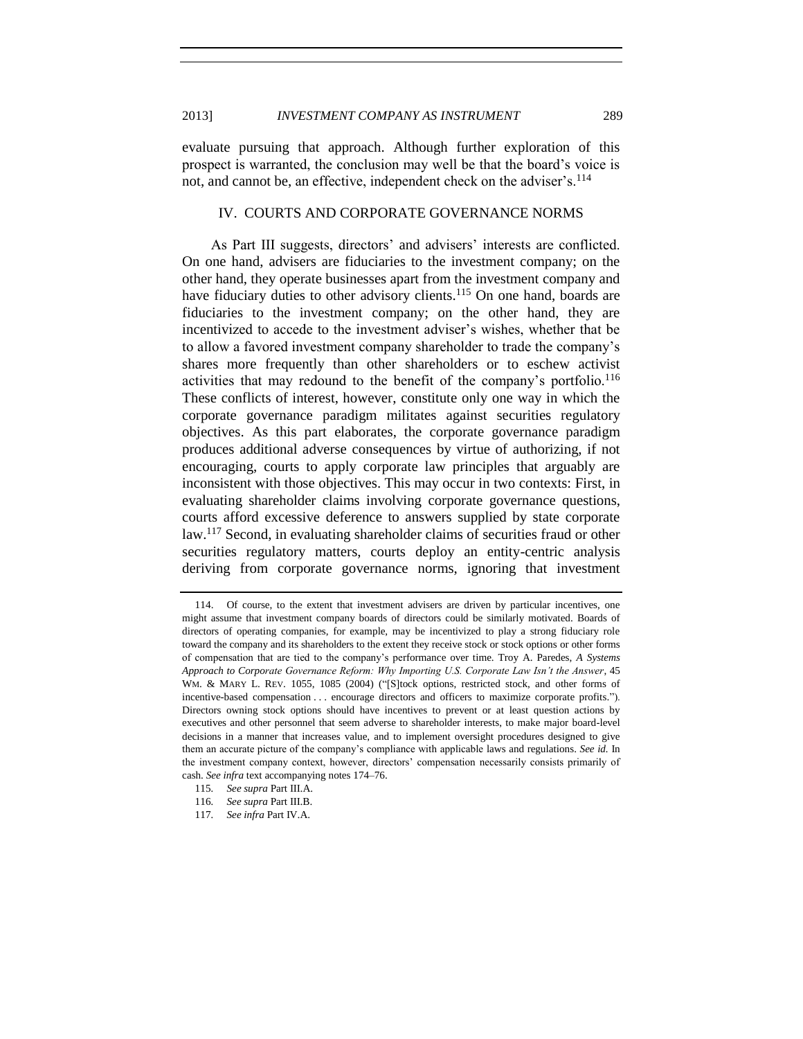evaluate pursuing that approach. Although further exploration of this prospect is warranted, the conclusion may well be that the board's voice is not, and cannot be, an effective, independent check on the adviser's.[114]

## IV. COURTS AND CORPORATE GOVERNANCE NORMS

As Part III suggests, directors' and advisers' interests are conflicted. On one hand, advisers are fiduciaries to the investment company; on the other hand, they operate businesses apart from the investment company and have fiduciary duties to other advisory clients.[115] On one hand, boards are fiduciaries to the investment company; on the other hand, they are incentivized to accede to the investment adviser's wishes, whether that be to allow a favored investment company shareholder to trade the company's shares more frequently than other shareholders or to eschew activist activities that may redound to the benefit of the company's portfolio.[116] These conflicts of interest, however, constitute only one way in which the corporate governance paradigm militates against securities regulatory objectives. As this part elaborates, the corporate governance paradigm produces additional adverse consequences by virtue of authorizing, if not encouraging, courts to apply corporate law principles that arguably are inconsistent with those objectives. This may occur in two contexts: First, in evaluating shareholder claims involving corporate governance questions, courts afford excessive deference to answers supplied by state corporate law.[117] Second, in evaluating shareholder claims of securities fraud or other securities regulatory matters, courts deploy an entity-centric analysis deriving from corporate governance norms, ignoring that investment

---

114. Of course, to the extent that investment advisers are driven by particular incentives, one might assume that investment company boards of directors could be similarly motivated. Boards of directors of operating companies, for example, may be incentivized to play a strong fiduciary role toward the company and its shareholders to the extent they receive stock or stock options or other forms of compensation that are tied to the company's performance over time. Troy A. Paredes, *A Systems Approach to Corporate Governance Reform: Why Importing U.S. Corporate Law Isn't the Answer*, 45 WM. & MARY L. REV. 1055, 1085 (2004) ("[S]tock options, restricted stock, and other forms of incentive-based compensation . . . encourage directors and officers to maximize corporate profits."). Directors owning stock options should have incentives to prevent or at least question actions by executives and other personnel that seem adverse to shareholder interests, to make major board-level decisions in a manner that increases value, and to implement oversight procedures designed to give them an accurate picture of the company's compliance with applicable laws and regulations. *See id.* In the investment company context, however, directors' compensation necessarily consists primarily of cash. *See infra* text accompanying notes 174–76.

115. *See supra* Part III.A.

116. *See supra* Part III.B.

117. *See infra* Part IV.A.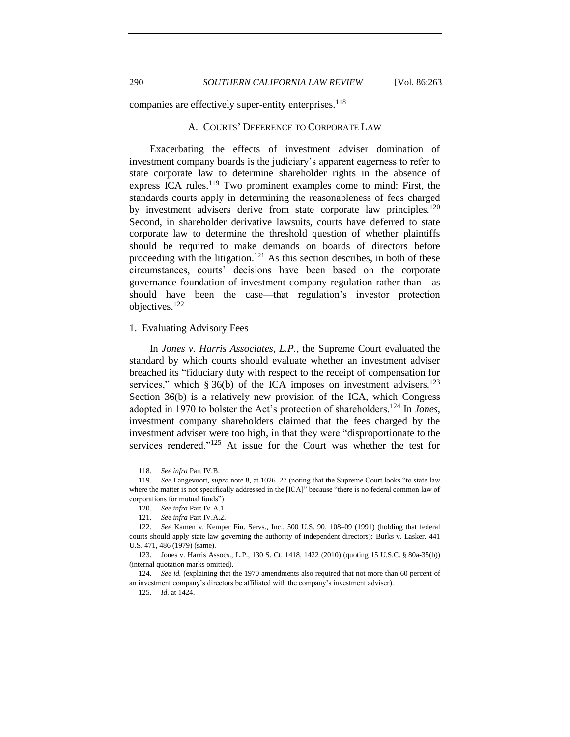companies are effectively super-entity enterprises.[118]

### A. COURTS' DEFERENCE TO CORPORATE LAW

Exacerbating the effects of investment adviser domination of investment company boards is the judiciary's apparent eagerness to refer to state corporate law to determine shareholder rights in the absence of express ICA rules.[119] Two prominent examples come to mind: First, the standards courts apply in determining the reasonableness of fees charged by investment advisers derive from state corporate law principles.[120] Second, in shareholder derivative lawsuits, courts have deferred to state corporate law to determine the threshold question of whether plaintiffs should be required to make demands on boards of directors before proceeding with the litigation.[121] As this section describes, in both of these circumstances, courts' decisions have been based on the corporate governance foundation of investment company regulation rather than—as should have been the case—that regulation's investor protection objectives.[122]

#### 1. Evaluating Advisory Fees

In *Jones v. Harris Associates, L.P.*, the Supreme Court evaluated the standard by which courts should evaluate whether an investment adviser breached its "fiduciary duty with respect to the receipt of compensation for services," which § 36(b) of the ICA imposes on investment advisers.[123] Section 36(b) is a relatively new provision of the ICA, which Congress adopted in 1970 to bolster the Act's protection of shareholders.[124] In *Jones*, investment company shareholders claimed that the fees charged by the investment adviser were too high, in that they were "disproportionate to the services rendered."[125] At issue for the Court was whether the test for

---

118. *See infra* Part IV.B.

119. *See* Langevoort, *supra* note 8, at 1026–27 (noting that the Supreme Court looks "to state law where the matter is not specifically addressed in the [ICA]" because "there is no federal common law of corporations for mutual funds").

120. *See infra* Part IV.A.1.

121. *See infra* Part IV.A.2.

122. *See* Kamen v. Kemper Fin. Servs., Inc., 500 U.S. 90, 108–09 (1991) (holding that federal courts should apply state law governing the authority of independent directors); Burks v. Lasker, 441 U.S. 471, 486 (1979) (same).

123. Jones v. Harris Assocs., L.P., 130 S. Ct. 1418, 1422 (2010) (quoting 15 U.S.C. § 80a-35(b)) (internal quotation marks omitted).

124. *See id.* (explaining that the 1970 amendments also required that not more than 60 percent of an investment company's directors be affiliated with the company's investment adviser).

125. *Id.* at 1424.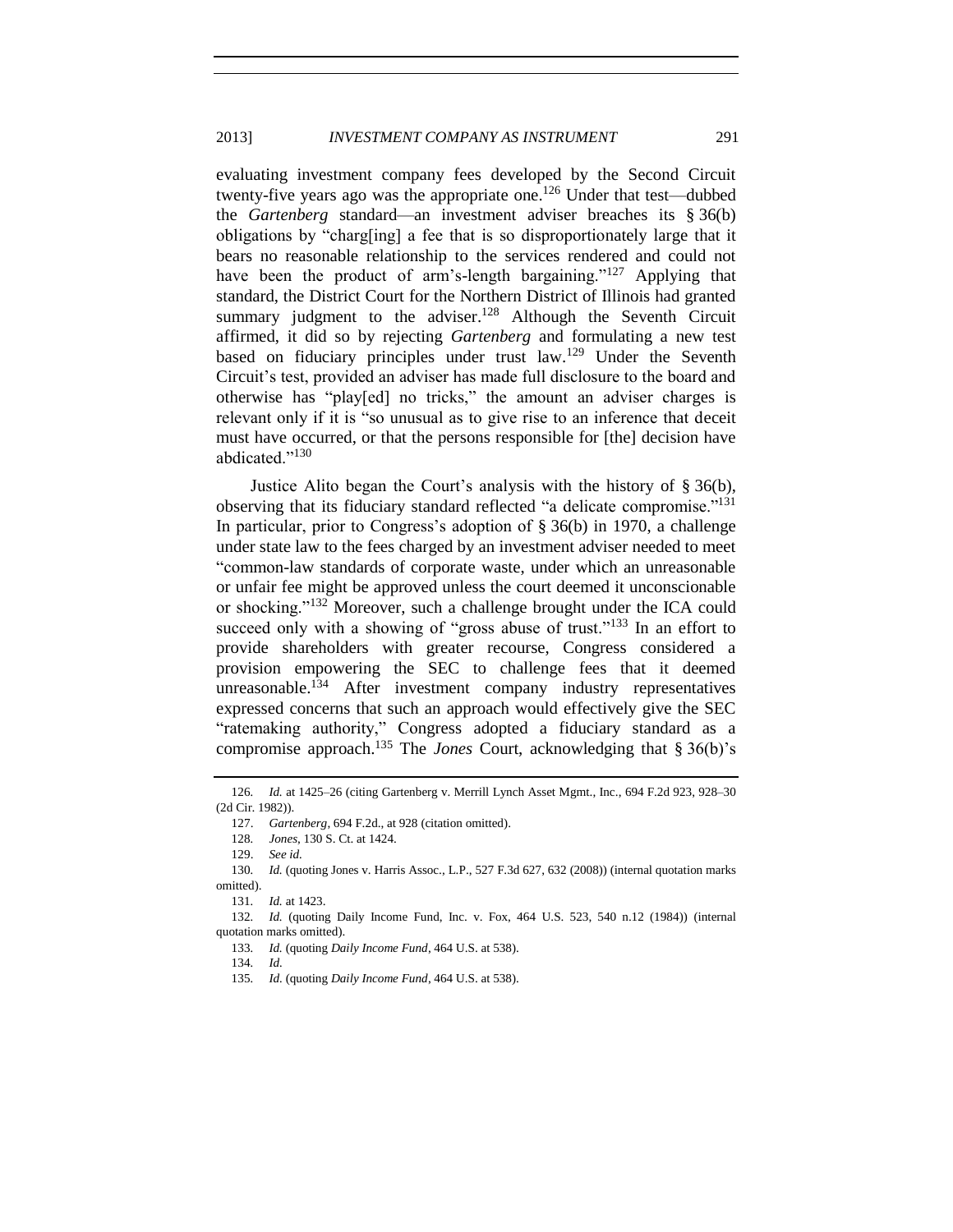evaluating investment company fees developed by the Second Circuit twenty-five years ago was the appropriate one.[126] Under that test—dubbed the *Gartenberg* standard—an investment adviser breaches its § 36(b) obligations by "charg[ing] a fee that is so disproportionately large that it bears no reasonable relationship to the services rendered and could not have been the product of arm's-length bargaining."[127] Applying that standard, the District Court for the Northern District of Illinois had granted summary judgment to the adviser.[128] Although the Seventh Circuit affirmed, it did so by rejecting *Gartenberg* and formulating a new test based on fiduciary principles under trust law.[129] Under the Seventh Circuit's test, provided an adviser has made full disclosure to the board and otherwise has "play[ed] no tricks," the amount an adviser charges is relevant only if it is "so unusual as to give rise to an inference that deceit must have occurred, or that the persons responsible for [the] decision have abdicated."[130]

Justice Alito began the Court's analysis with the history of § 36(b), observing that its fiduciary standard reflected "a delicate compromise."[131] In particular, prior to Congress's adoption of § 36(b) in 1970, a challenge under state law to the fees charged by an investment adviser needed to meet "common-law standards of corporate waste, under which an unreasonable or unfair fee might be approved unless the court deemed it unconscionable or shocking."[132] Moreover, such a challenge brought under the ICA could succeed only with a showing of "gross abuse of trust."[133] In an effort to provide shareholders with greater recourse, Congress considered a provision empowering the SEC to challenge fees that it deemed unreasonable.[134] After investment company industry representatives expressed concerns that such an approach would effectively give the SEC "ratemaking authority," Congress adopted a fiduciary standard as a compromise approach.[135] The *Jones* Court, acknowledging that § 36(b)'s

---

126. *Id.* at 1425–26 (citing Gartenberg v. Merrill Lynch Asset Mgmt., Inc., 694 F.2d 923, 928–30 (2d Cir. 1982)).

127. *Gartenberg*, 694 F.2d., at 928 (citation omitted).

128. *Jones*, 130 S. Ct. at 1424.

129. *See id.*

130. *Id.* (quoting Jones v. Harris Assoc., L.P., 527 F.3d 627, 632 (2008)) (internal quotation marks omitted).

131. *Id.* at 1423.

132. *Id.* (quoting Daily Income Fund, Inc. v. Fox, 464 U.S. 523, 540 n.12 (1984)) (internal quotation marks omitted).

133. *Id.* (quoting *Daily Income Fund*, 464 U.S. at 538).

134. *Id.*

135. *Id.* (quoting *Daily Income Fund*, 464 U.S. at 538).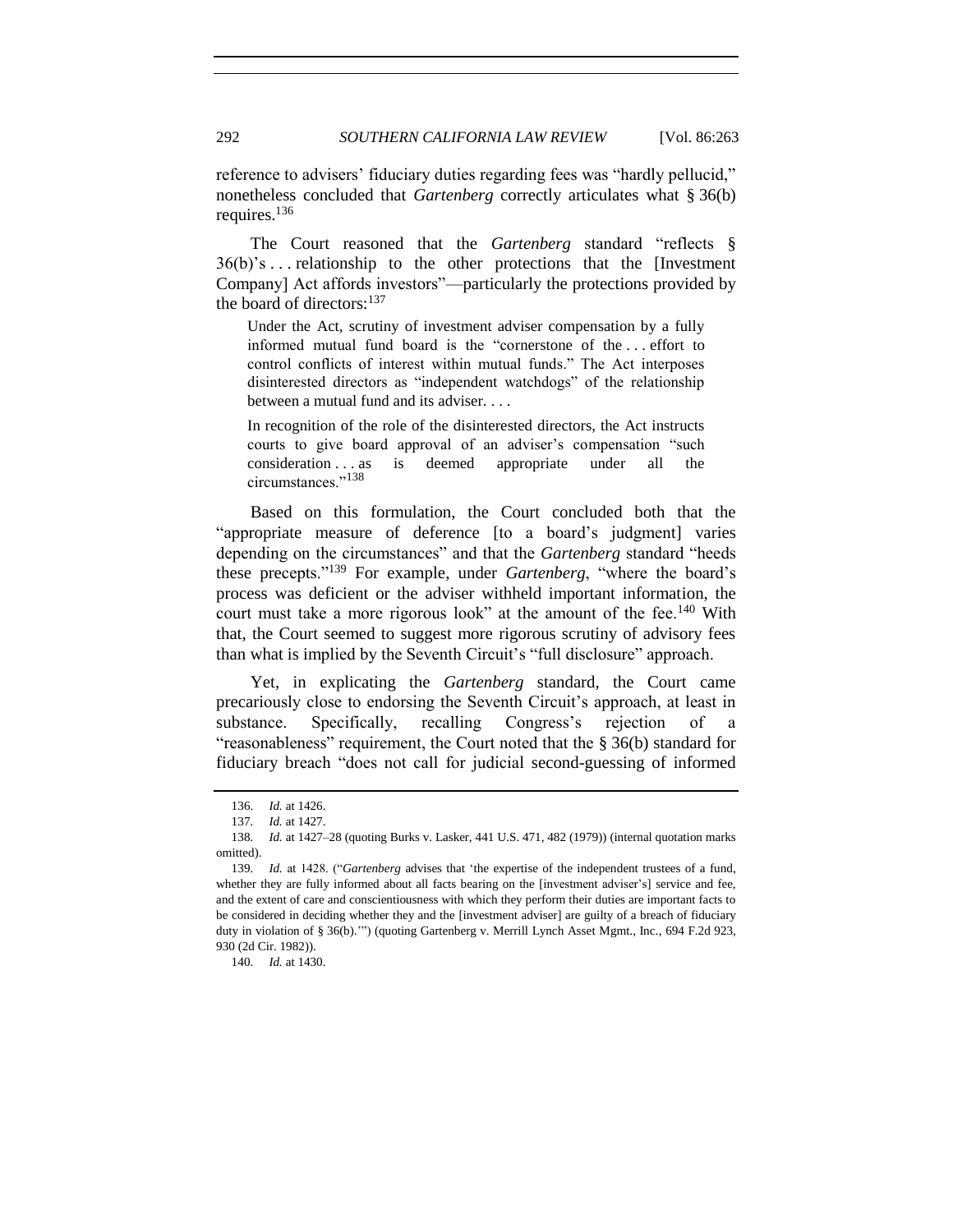reference to advisers' fiduciary duties regarding fees was "hardly pellucid," nonetheless concluded that *Gartenberg* correctly articulates what § 36(b) requires.[136]

The Court reasoned that the *Gartenberg* standard "reflects § 36(b)'s . . . relationship to the other protections that the [Investment Company] Act affords investors"—particularly the protections provided by the board of directors:[137]

> Under the Act, scrutiny of investment adviser compensation by a fully informed mutual fund board is the "cornerstone of the . . . effort to control conflicts of interest within mutual funds." The Act interposes disinterested directors as "independent watchdogs" of the relationship between a mutual fund and its adviser. . . .
>
> In recognition of the role of the disinterested directors, the Act instructs courts to give board approval of an adviser's compensation "such consideration . . . as is deemed appropriate under all the circumstances."[138]

Based on this formulation, the Court concluded both that the "appropriate measure of deference [to a board's judgment] varies depending on the circumstances" and that the *Gartenberg* standard "heeds these precepts."[139] For example, under *Gartenberg*, "where the board's process was deficient or the adviser withheld important information, the court must take a more rigorous look" at the amount of the fee.[140] With that, the Court seemed to suggest more rigorous scrutiny of advisory fees than what is implied by the Seventh Circuit's "full disclosure" approach.

Yet, in explicating the *Gartenberg* standard, the Court came precariously close to endorsing the Seventh Circuit's approach, at least in substance. Specifically, recalling Congress's rejection of a "reasonableness" requirement, the Court noted that the § 36(b) standard for fiduciary breach "does not call for judicial second-guessing of informed

---

136. *Id.* at 1426.

137. *Id.* at 1427.

138. *Id.* at 1427–28 (quoting Burks v. Lasker, 441 U.S. 471, 482 (1979)) (internal quotation marks omitted).

139. *Id.* at 1428. ("*Gartenberg* advises that 'the expertise of the independent trustees of a fund, whether they are fully informed about all facts bearing on the [investment adviser's] service and fee, and the extent of care and conscientiousness with which they perform their duties are important facts to be considered in deciding whether they and the [investment adviser] are guilty of a breach of fiduciary duty in violation of § 36(b).'") (quoting Gartenberg v. Merrill Lynch Asset Mgmt., Inc., 694 F.2d 923, 930 (2d Cir. 1982)).

140. *Id.* at 1430.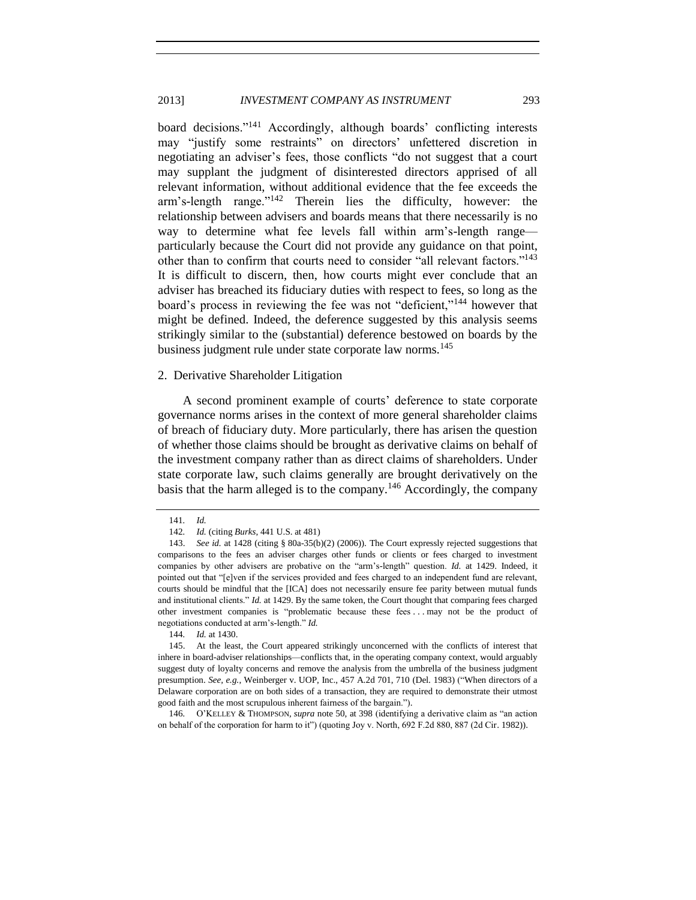board decisions."[141] Accordingly, although boards' conflicting interests may "justify some restraints" on directors' unfettered discretion in negotiating an adviser's fees, those conflicts "do not suggest that a court may supplant the judgment of disinterested directors apprised of all relevant information, without additional evidence that the fee exceeds the arm's-length range."[142] Therein lies the difficulty, however: the relationship between advisers and boards means that there necessarily is no way to determine what fee levels fall within arm's-length range—particularly because the Court did not provide any guidance on that point, other than to confirm that courts need to consider "all relevant factors."[143] It is difficult to discern, then, how courts might ever conclude that an adviser has breached its fiduciary duties with respect to fees, so long as the board's process in reviewing the fee was not "deficient,"[144] however that might be defined. Indeed, the deference suggested by this analysis seems strikingly similar to the (substantial) deference bestowed on boards by the business judgment rule under state corporate law norms.[145]

### 2. Derivative Shareholder Litigation

A second prominent example of courts' deference to state corporate governance norms arises in the context of more general shareholder claims of breach of fiduciary duty. More particularly, there has arisen the question of whether those claims should be brought as derivative claims on behalf of the investment company rather than as direct claims of shareholders. Under state corporate law, such claims generally are brought derivatively on the basis that the harm alleged is to the company.[146] Accordingly, the company

---

141. *Id.*

142. *Id.* (citing *Burks*, 441 U.S. at 481)

143. *See id.* at 1428 (citing § 80a-35(b)(2) (2006)). The Court expressly rejected suggestions that comparisons to the fees an adviser charges other funds or clients or fees charged to investment companies by other advisers are probative on the "arm's-length" question. *Id.* at 1429. Indeed, it pointed out that "[e]ven if the services provided and fees charged to an independent fund are relevant, courts should be mindful that the [ICA] does not necessarily ensure fee parity between mutual funds and institutional clients." *Id.* at 1429. By the same token, the Court thought that comparing fees charged other investment companies is "problematic because these fees . . . may not be the product of negotiations conducted at arm's-length." *Id.*

144. *Id.* at 1430.

145. At the least, the Court appeared strikingly unconcerned with the conflicts of interest that inhere in board-adviser relationships—conflicts that, in the operating company context, would arguably suggest duty of loyalty concerns and remove the analysis from the umbrella of the business judgment presumption. *See, e.g.*, Weinberger v. UOP, Inc., 457 A.2d 701, 710 (Del. 1983) ("When directors of a Delaware corporation are on both sides of a transaction, they are required to demonstrate their utmost good faith and the most scrupulous inherent fairness of the bargain.").

146. O'KELLEY & THOMPSON, *supra* note 50, at 398 (identifying a derivative claim as "an action on behalf of the corporation for harm to it") (quoting Joy v. North, 692 F.2d 880, 887 (2d Cir. 1982)).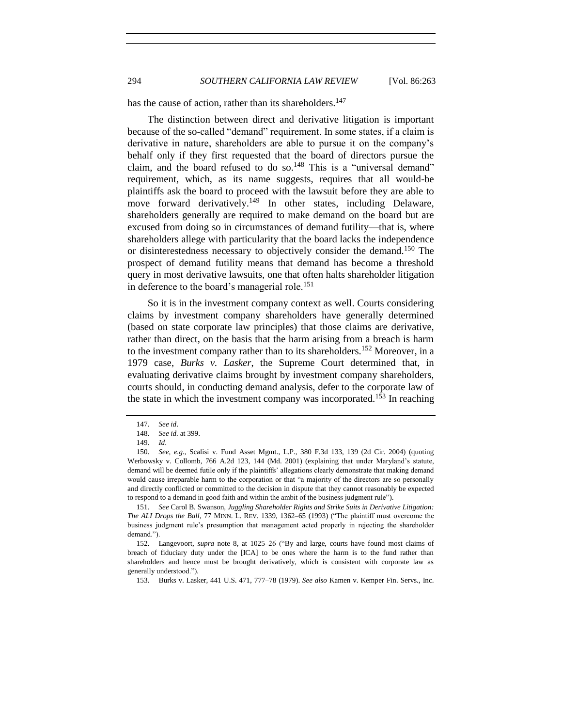has the cause of action, rather than its shareholders.[147]

The distinction between direct and derivative litigation is important because of the so-called "demand" requirement. In some states, if a claim is derivative in nature, shareholders are able to pursue it on the company's behalf only if they first requested that the board of directors pursue the claim, and the board refused to do so.[148] This is a "universal demand" requirement, which, as its name suggests, requires that all would-be plaintiffs ask the board to proceed with the lawsuit before they are able to move forward derivatively.[149] In other states, including Delaware, shareholders generally are required to make demand on the board but are excused from doing so in circumstances of demand futility—that is, where shareholders allege with particularity that the board lacks the independence or disinterestedness necessary to objectively consider the demand.[150] The prospect of demand futility means that demand has become a threshold query in most derivative lawsuits, one that often halts shareholder litigation in deference to the board's managerial role.[151]

So it is in the investment company context as well. Courts considering claims by investment company shareholders have generally determined (based on state corporate law principles) that those claims are derivative, rather than direct, on the basis that the harm arising from a breach is harm to the investment company rather than to its shareholders.[152] Moreover, in a 1979 case, *Burks v. Lasker*, the Supreme Court determined that, in evaluating derivative claims brought by investment company shareholders, courts should, in conducting demand analysis, defer to the corporate law of the state in which the investment company was incorporated.[153] In reaching

---

147. *See id*.

148. *See id.* at 399.

149. *Id*.

150. *See, e.g.*, Scalisi v. Fund Asset Mgmt., L.P., 380 F.3d 133, 139 (2d Cir. 2004) (quoting Werbowsky v. Collomb, 766 A.2d 123, 144 (Md. 2001) (explaining that under Maryland's statute, demand will be deemed futile only if the plaintiffs' allegations clearly demonstrate that making demand would cause irreparable harm to the corporation or that "a majority of the directors are so personally and directly conflicted or committed to the decision in dispute that they cannot reasonably be expected to respond to a demand in good faith and within the ambit of the business judgment rule").

151. *See* Carol B. Swanson, *Juggling Shareholder Rights and Strike Suits in Derivative Litigation: The ALI Drops the Ball*, 77 MINN. L. REV. 1339, 1362–65 (1993) ("The plaintiff must overcome the business judgment rule's presumption that management acted properly in rejecting the shareholder demand.").

152. Langevoort, *supra* note 8, at 1025–26 ("By and large, courts have found most claims of breach of fiduciary duty under the [ICA] to be ones where the harm is to the fund rather than shareholders and hence must be brought derivatively, which is consistent with corporate law as generally understood.").

153. Burks v. Lasker, 441 U.S. 471, 777–78 (1979). *See also* Kamen v. Kemper Fin. Servs., Inc.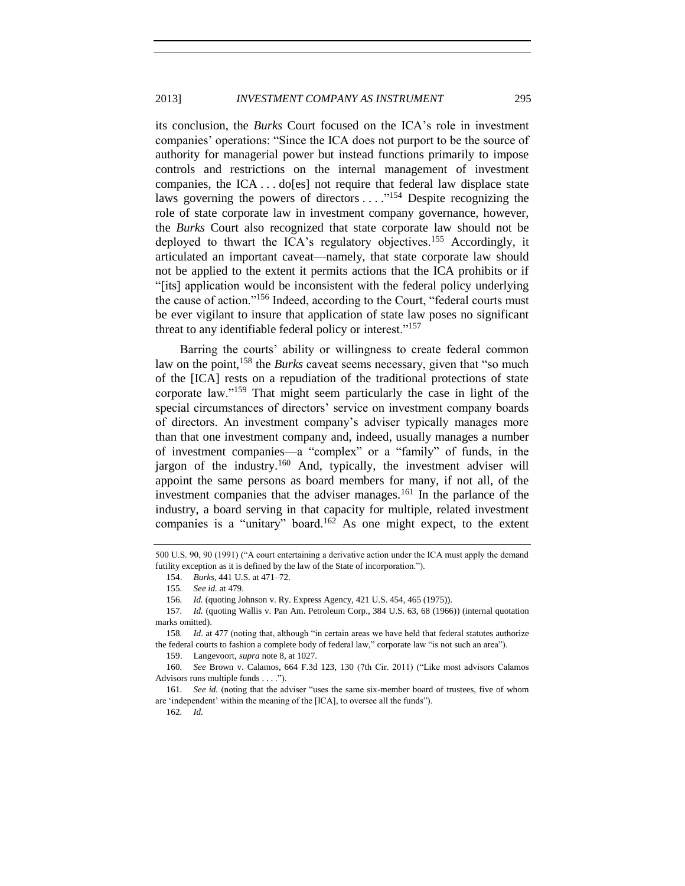its conclusion, the *Burks* Court focused on the ICA's role in investment companies' operations: "Since the ICA does not purport to be the source of authority for managerial power but instead functions primarily to impose controls and restrictions on the internal management of investment companies, the ICA . . . do[es] not require that federal law displace state laws governing the powers of directors . . . ."[154] Despite recognizing the role of state corporate law in investment company governance, however, the *Burks* Court also recognized that state corporate law should not be deployed to thwart the ICA's regulatory objectives.[155] Accordingly, it articulated an important caveat—namely, that state corporate law should not be applied to the extent it permits actions that the ICA prohibits or if "[its] application would be inconsistent with the federal policy underlying the cause of action."[156] Indeed, according to the Court, "federal courts must be ever vigilant to insure that application of state law poses no significant threat to any identifiable federal policy or interest."[157]

Barring the courts' ability or willingness to create federal common law on the point,[158] the *Burks* caveat seems necessary, given that "so much of the [ICA] rests on a repudiation of the traditional protections of state corporate law."[159] That might seem particularly the case in light of the special circumstances of directors' service on investment company boards of directors. An investment company's adviser typically manages more than that one investment company and, indeed, usually manages a number of investment companies—a "complex" or a "family" of funds, in the jargon of the industry.[160] And, typically, the investment adviser will appoint the same persons as board members for many, if not all, of the investment companies that the adviser manages.[161] In the parlance of the industry, a board serving in that capacity for multiple, related investment companies is a "unitary" board.[162] As one might expect, to the extent

---

500 U.S. 90, 90 (1991) ("A court entertaining a derivative action under the ICA must apply the demand futility exception as it is defined by the law of the State of incorporation.").

154. *Burks*, 441 U.S. at 471–72.

155. *See id.* at 479.

156. *Id.* (quoting Johnson v. Ry. Express Agency, 421 U.S. 454, 465 (1975)).

157. *Id.* (quoting Wallis v. Pan Am. Petroleum Corp., 384 U.S. 63, 68 (1966)) (internal quotation marks omitted).

158. *Id*. at 477 (noting that, although "in certain areas we have held that federal statutes authorize the federal courts to fashion a complete body of federal law," corporate law "is not such an area").

159. Langevoort, *supra* note 8, at 1027.

160. *See* Brown v. Calamos, 664 F.3d 123, 130 (7th Cir. 2011) ("Like most advisors Calamos Advisors runs multiple funds . . . .").

161. *See id.* (noting that the adviser "uses the same six-member board of trustees, five of whom are 'independent' within the meaning of the [ICA], to oversee all the funds").

162. *Id.*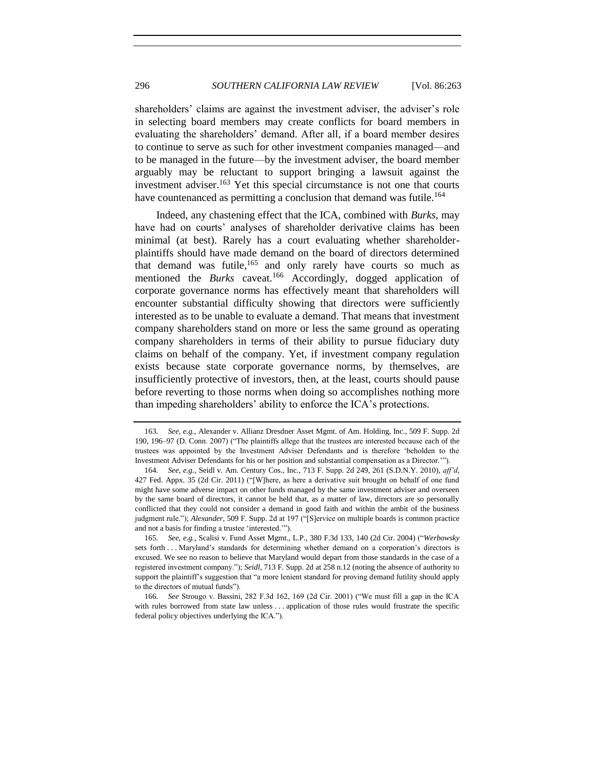shareholders' claims are against the investment adviser, the adviser's role in selecting board members may create conflicts for board members in evaluating the shareholders' demand. After all, if a board member desires to continue to serve as such for other investment companies managed—and to be managed in the future—by the investment adviser, the board member arguably may be reluctant to support bringing a lawsuit against the investment adviser.[163] Yet this special circumstance is not one that courts have countenanced as permitting a conclusion that demand was futile.[164]

Indeed, any chastening effect that the ICA, combined with *Burks*, may have had on courts' analyses of shareholder derivative claims has been minimal (at best). Rarely has a court evaluating whether shareholder-plaintiffs should have made demand on the board of directors determined that demand was futile,[165] and only rarely have courts so much as mentioned the *Burks* caveat.[166] Accordingly, dogged application of corporate governance norms has effectively meant that shareholders will encounter substantial difficulty showing that directors were sufficiently interested as to be unable to evaluate a demand. That means that investment company shareholders stand on more or less the same ground as operating company shareholders in terms of their ability to pursue fiduciary duty claims on behalf of the company. Yet, if investment company regulation exists because state corporate governance norms, by themselves, are insufficiently protective of investors, then, at the least, courts should pause before reverting to those norms when doing so accomplishes nothing more than impeding shareholders' ability to enforce the ICA's protections.

---

163. *See, e.g.*, Alexander v. Allianz Dresdner Asset Mgmt. of Am. Holding, Inc., 509 F. Supp. 2d 190, 196–97 (D. Conn. 2007) ("The plaintiffs allege that the trustees are interested because each of the trustees was appointed by the Investment Adviser Defendants and is therefore 'beholden to the Investment Adviser Defendants for his or her position and substantial compensation as a Director.'").

164. *See, e.g.*, Seidl v. Am. Century Cos., Inc., 713 F. Supp. 2d 249, 261 (S.D.N.Y. 2010), *aff'd*, 427 Fed. Appx. 35 (2d Cir. 2011) ("[W]here, as here a derivative suit brought on behalf of one fund might have some adverse impact on other funds managed by the same investment adviser and overseen by the same board of directors, it cannot be held that, as a matter of law, directors are so personally conflicted that they could not consider a demand in good faith and within the ambit of the business judgment rule."); *Alexander*, 509 F. Supp. 2d at 197 ("[S]ervice on multiple boards is common practice and not a basis for finding a trustee 'interested.'").

165. *See, e.g.*, Scalisi v. Fund Asset Mgmt., L.P., 380 F.3d 133, 140 (2d Cir. 2004) ("*Werbowsky* sets forth . . . Maryland's standards for determining whether demand on a corporation's directors is excused. We see no reason to believe that Maryland would depart from those standards in the case of a registered investment company."); *Seidl*, 713 F. Supp. 2d at 258 n.12 (noting the absence of authority to support the plaintiff's suggestion that "a more lenient standard for proving demand futility should apply to the directors of mutual funds").

166. *See* Strougo v. Bassini, 282 F.3d 162, 169 (2d Cir. 2001) ("We must fill a gap in the ICA with rules borrowed from state law unless . . . application of those rules would frustrate the specific federal policy objectives underlying the ICA.").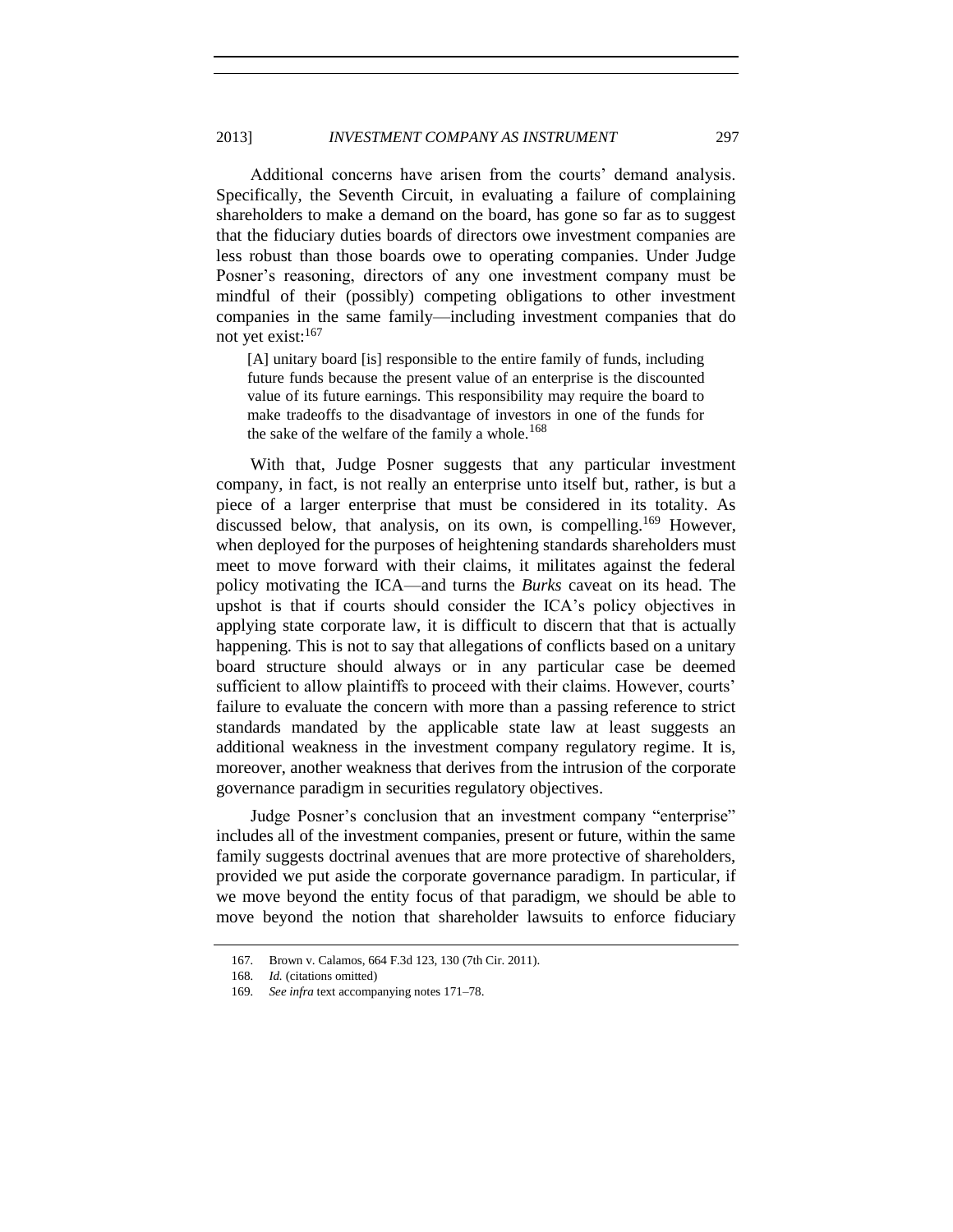Additional concerns have arisen from the courts' demand analysis. Specifically, the Seventh Circuit, in evaluating a failure of complaining shareholders to make a demand on the board, has gone so far as to suggest that the fiduciary duties boards of directors owe investment companies are less robust than those boards owe to operating companies. Under Judge Posner's reasoning, directors of any one investment company must be mindful of their (possibly) competing obligations to other investment companies in the same family—including investment companies that do not yet exist:[167]

> [A] unitary board [is] responsible to the entire family of funds, including future funds because the present value of an enterprise is the discounted value of its future earnings. This responsibility may require the board to make tradeoffs to the disadvantage of investors in one of the funds for the sake of the welfare of the family a whole.[168]

With that, Judge Posner suggests that any particular investment company, in fact, is not really an enterprise unto itself but, rather, is but a piece of a larger enterprise that must be considered in its totality. As discussed below, that analysis, on its own, is compelling.[169] However, when deployed for the purposes of heightening standards shareholders must meet to move forward with their claims, it militates against the federal policy motivating the ICA—and turns the *Burks* caveat on its head. The upshot is that if courts should consider the ICA's policy objectives in applying state corporate law, it is difficult to discern that that is actually happening. This is not to say that allegations of conflicts based on a unitary board structure should always or in any particular case be deemed sufficient to allow plaintiffs to proceed with their claims. However, courts' failure to evaluate the concern with more than a passing reference to strict standards mandated by the applicable state law at least suggests an additional weakness in the investment company regulatory regime. It is, moreover, another weakness that derives from the intrusion of the corporate governance paradigm in securities regulatory objectives.

Judge Posner's conclusion that an investment company "enterprise" includes all of the investment companies, present or future, within the same family suggests doctrinal avenues that are more protective of shareholders, provided we put aside the corporate governance paradigm. In particular, if we move beyond the entity focus of that paradigm, we should be able to move beyond the notion that shareholder lawsuits to enforce fiduciary

167. Brown v. Calamos, 664 F.3d 123, 130 (7th Cir. 2011).

168. *Id.* (citations omitted)

169. *See infra* text accompanying notes 171–78.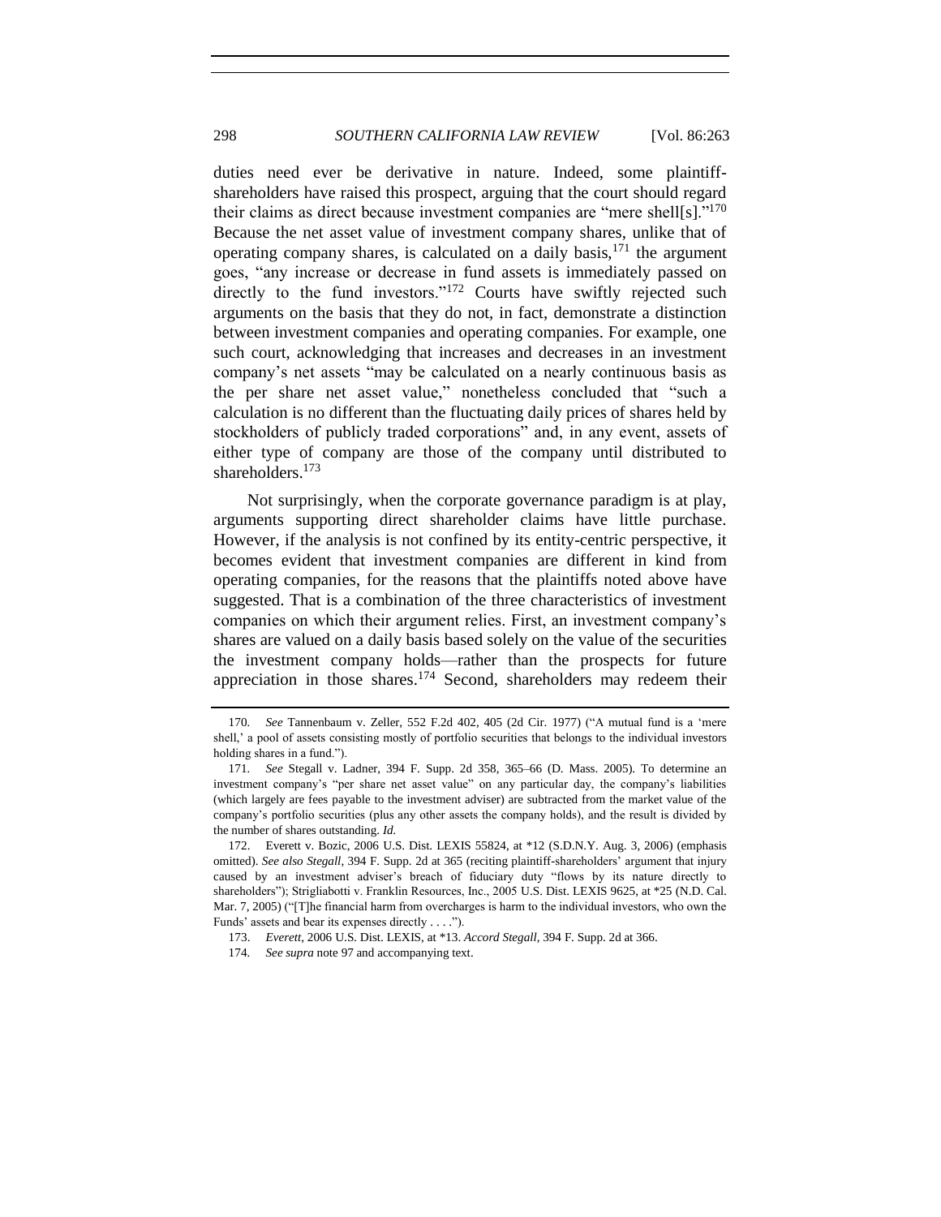duties need ever be derivative in nature. Indeed, some plaintiff-shareholders have raised this prospect, arguing that the court should regard their claims as direct because investment companies are "mere shell[s]."[170] Because the net asset value of investment company shares, unlike that of operating company shares, is calculated on a daily basis,[171] the argument goes, "any increase or decrease in fund assets is immediately passed on directly to the fund investors."[172] Courts have swiftly rejected such arguments on the basis that they do not, in fact, demonstrate a distinction between investment companies and operating companies. For example, one such court, acknowledging that increases and decreases in an investment company's net assets "may be calculated on a nearly continuous basis as the per share net asset value," nonetheless concluded that "such a calculation is no different than the fluctuating daily prices of shares held by stockholders of publicly traded corporations" and, in any event, assets of either type of company are those of the company until distributed to shareholders.[173]

Not surprisingly, when the corporate governance paradigm is at play, arguments supporting direct shareholder claims have little purchase. However, if the analysis is not confined by its entity-centric perspective, it becomes evident that investment companies are different in kind from operating companies, for the reasons that the plaintiffs noted above have suggested. That is a combination of the three characteristics of investment companies on which their argument relies. First, an investment company's shares are valued on a daily basis based solely on the value of the securities the investment company holds—rather than the prospects for future appreciation in those shares.[174] Second, shareholders may redeem their

---

170. *See* Tannenbaum v. Zeller, 552 F.2d 402, 405 (2d Cir. 1977) ("A mutual fund is a 'mere shell,' a pool of assets consisting mostly of portfolio securities that belongs to the individual investors holding shares in a fund.").

171. *See* Stegall v. Ladner, 394 F. Supp. 2d 358, 365–66 (D. Mass. 2005). To determine an investment company's "per share net asset value" on any particular day, the company's liabilities (which largely are fees payable to the investment adviser) are subtracted from the market value of the company's portfolio securities (plus any other assets the company holds), and the result is divided by the number of shares outstanding. *Id.*

172. Everett v. Bozic, 2006 U.S. Dist. LEXIS 55824, at *12 (S.D.N.Y. Aug. 3, 2006) (emphasis omitted). *See also Stegall*, 394 F. Supp. 2d at 365 (reciting plaintiff-shareholders' argument that injury caused by an investment adviser's breach of fiduciary duty "flows by its nature directly to shareholders"); Strigliabotti v. Franklin Resources, Inc., 2005 U.S. Dist. LEXIS 9625, at *25 (N.D. Cal. Mar. 7, 2005) ("[T]he financial harm from overcharges is harm to the individual investors, who own the Funds' assets and bear its expenses directly . . . .").

173. *Everett*, 2006 U.S. Dist. LEXIS, at *13. *Accord Stegall*, 394 F. Supp. 2d at 366.

174. *See supra* note 97 and accompanying text.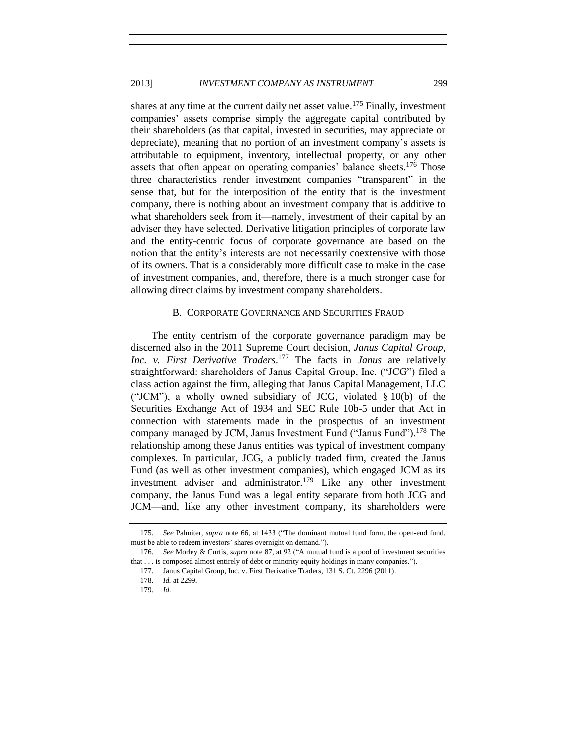shares at any time at the current daily net asset value.[175] Finally, investment companies' assets comprise simply the aggregate capital contributed by their shareholders (as that capital, invested in securities, may appreciate or depreciate), meaning that no portion of an investment company's assets is attributable to equipment, inventory, intellectual property, or any other assets that often appear on operating companies' balance sheets.[176] Those three characteristics render investment companies "transparent" in the sense that, but for the interposition of the entity that is the investment company, there is nothing about an investment company that is additive to what shareholders seek from it—namely, investment of their capital by an adviser they have selected. Derivative litigation principles of corporate law and the entity-centric focus of corporate governance are based on the notion that the entity's interests are not necessarily coextensive with those of its owners. That is a considerably more difficult case to make in the case of investment companies, and, therefore, there is a much stronger case for allowing direct claims by investment company shareholders.

### B. CORPORATE GOVERNANCE AND SECURITIES FRAUD

The entity centrism of the corporate governance paradigm may be discerned also in the 2011 Supreme Court decision, *Janus Capital Group, Inc. v. First Derivative Traders*.[177] The facts in *Janus* are relatively straightforward: shareholders of Janus Capital Group, Inc. ("JCG") filed a class action against the firm, alleging that Janus Capital Management, LLC ("JCM"), a wholly owned subsidiary of JCG, violated § 10(b) of the Securities Exchange Act of 1934 and SEC Rule 10b-5 under that Act in connection with statements made in the prospectus of an investment company managed by JCM, Janus Investment Fund ("Janus Fund").[178] The relationship among these Janus entities was typical of investment company complexes. In particular, JCG, a publicly traded firm, created the Janus Fund (as well as other investment companies), which engaged JCM as its investment adviser and administrator.[179] Like any other investment company, the Janus Fund was a legal entity separate from both JCG and JCM—and, like any other investment company, its shareholders were

---

175. *See* Palmiter, *supra* note 66, at 1433 ("The dominant mutual fund form, the open-end fund, must be able to redeem investors' shares overnight on demand.").

176. *See* Morley & Curtis, *supra* note 87, at 92 ("A mutual fund is a pool of investment securities that . . . is composed almost entirely of debt or minority equity holdings in many companies.").

177. Janus Capital Group, Inc. v. First Derivative Traders, 131 S. Ct. 2296 (2011).

178. *Id.* at 2299.

179. *Id.*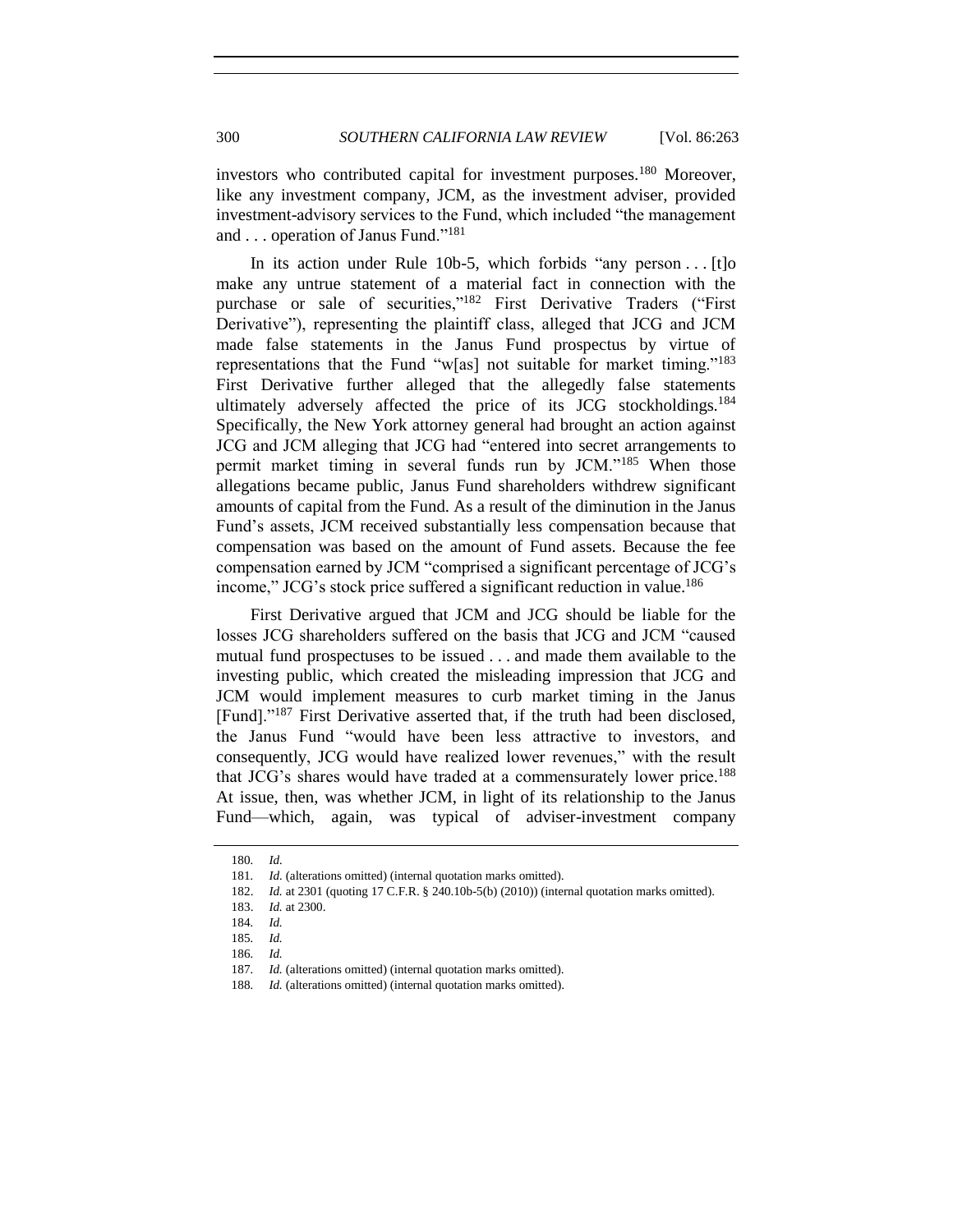investors who contributed capital for investment purposes.[180] Moreover, like any investment company, JCM, as the investment adviser, provided investment-advisory services to the Fund, which included "the management and . . . operation of Janus Fund."[181]

In its action under Rule 10b-5, which forbids "any person . . . [t]o make any untrue statement of a material fact in connection with the purchase or sale of securities,"[182] First Derivative Traders ("First Derivative"), representing the plaintiff class, alleged that JCG and JCM made false statements in the Janus Fund prospectus by virtue of representations that the Fund "w[as] not suitable for market timing."[183] First Derivative further alleged that the allegedly false statements ultimately adversely affected the price of its JCG stockholdings.[184] Specifically, the New York attorney general had brought an action against JCG and JCM alleging that JCG had "entered into secret arrangements to permit market timing in several funds run by JCM."[185] When those allegations became public, Janus Fund shareholders withdrew significant amounts of capital from the Fund. As a result of the diminution in the Janus Fund's assets, JCM received substantially less compensation because that compensation was based on the amount of Fund assets. Because the fee compensation earned by JCM "comprised a significant percentage of JCG's income," JCG's stock price suffered a significant reduction in value.[186]

First Derivative argued that JCM and JCG should be liable for the losses JCG shareholders suffered on the basis that JCG and JCM "caused mutual fund prospectuses to be issued . . . and made them available to the investing public, which created the misleading impression that JCG and JCM would implement measures to curb market timing in the Janus [Fund]."[187] First Derivative asserted that, if the truth had been disclosed, the Janus Fund "would have been less attractive to investors, and consequently, JCG would have realized lower revenues," with the result that JCG's shares would have traded at a commensurately lower price.[188] At issue, then, was whether JCM, in light of its relationship to the Janus Fund—which, again, was typical of adviser-investment company

---

180. *Id.*

181. *Id.* (alterations omitted) (internal quotation marks omitted).

182. *Id.* at 2301 (quoting 17 C.F.R. § 240.10b-5(b) (2010)) (internal quotation marks omitted).

183. *Id.* at 2300.

184. *Id.*

185. *Id.*

186. *Id.*

187. *Id.* (alterations omitted) (internal quotation marks omitted).

188. *Id.* (alterations omitted) (internal quotation marks omitted).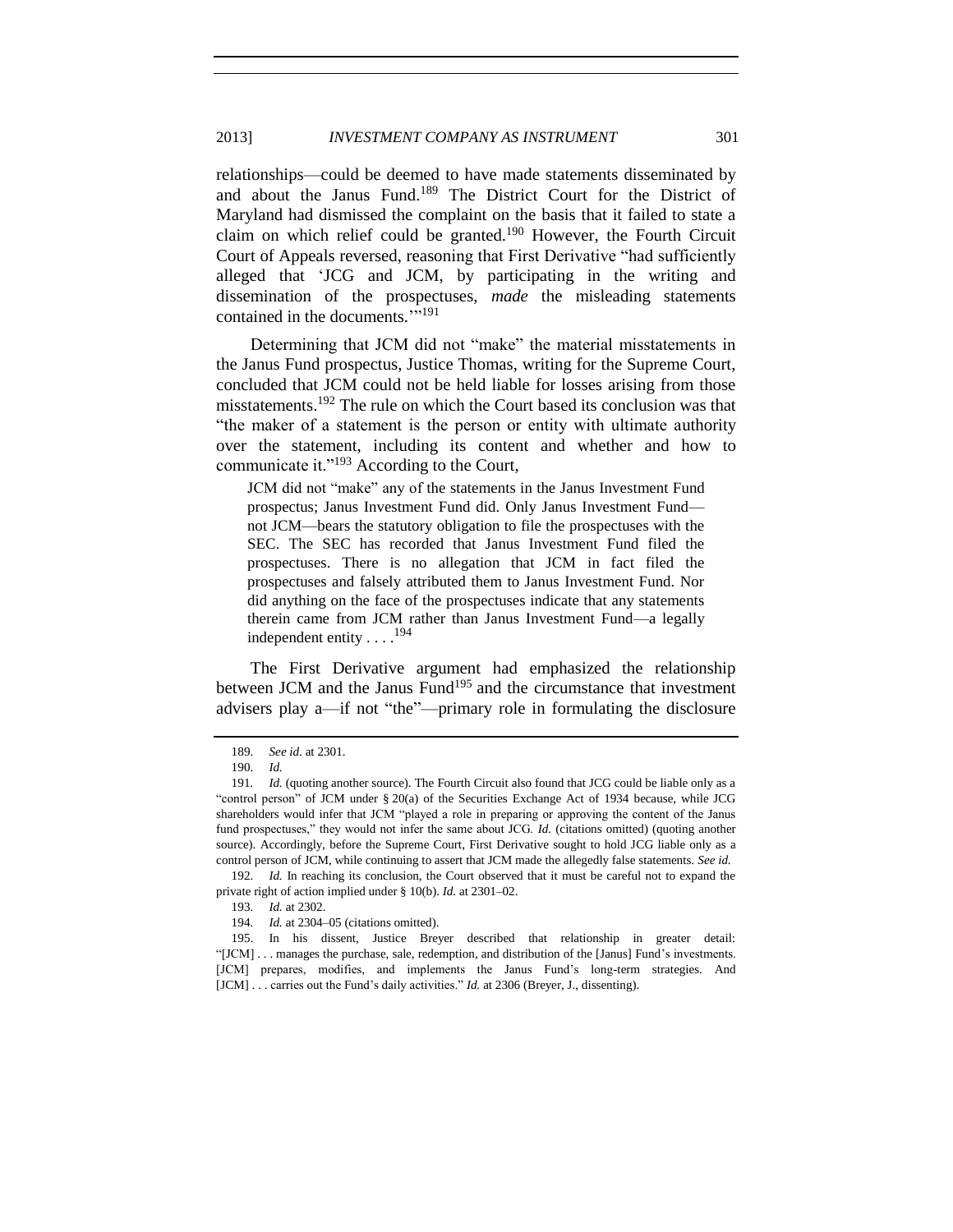relationships—could be deemed to have made statements disseminated by and about the Janus Fund.[189] The District Court for the District of Maryland had dismissed the complaint on the basis that it failed to state a claim on which relief could be granted.[190] However, the Fourth Circuit Court of Appeals reversed, reasoning that First Derivative "had sufficiently alleged that 'JCG and JCM, by participating in the writing and dissemination of the prospectuses, *made* the misleading statements contained in the documents.'"[191]

Determining that JCM did not "make" the material misstatements in the Janus Fund prospectus, Justice Thomas, writing for the Supreme Court, concluded that JCM could not be held liable for losses arising from those misstatements.[192] The rule on which the Court based its conclusion was that "the maker of a statement is the person or entity with ultimate authority over the statement, including its content and whether and how to communicate it."[193] According to the Court,

> JCM did not "make" any of the statements in the Janus Investment Fund prospectus; Janus Investment Fund did. Only Janus Investment Fund—not JCM—bears the statutory obligation to file the prospectuses with the SEC. The SEC has recorded that Janus Investment Fund filed the prospectuses. There is no allegation that JCM in fact filed the prospectuses and falsely attributed them to Janus Investment Fund. Nor did anything on the face of the prospectuses indicate that any statements therein came from JCM rather than Janus Investment Fund—a legally independent entity . . . .[194]

The First Derivative argument had emphasized the relationship between JCM and the Janus Fund[195] and the circumstance that investment advisers play a—if not "the"—primary role in formulating the disclosure

---

189. *See id.* at 2301.

190. *Id.*

191. *Id.* (quoting another source). The Fourth Circuit also found that JCG could be liable only as a "control person" of JCM under § 20(a) of the Securities Exchange Act of 1934 because, while JCG shareholders would infer that JCM "played a role in preparing or approving the content of the Janus fund prospectuses," they would not infer the same about JCG. *Id.* (citations omitted) (quoting another source). Accordingly, before the Supreme Court, First Derivative sought to hold JCG liable only as a control person of JCM, while continuing to assert that JCM made the allegedly false statements. *See id.*

192. *Id.* In reaching its conclusion, the Court observed that it must be careful not to expand the private right of action implied under § 10(b). *Id.* at 2301–02.

193. *Id.* at 2302.

194. *Id.* at 2304–05 (citations omitted).

195. In his dissent, Justice Breyer described that relationship in greater detail: "[JCM] . . . manages the purchase, sale, redemption, and distribution of the [Janus] Fund's investments. [JCM] prepares, modifies, and implements the Janus Fund's long-term strategies. And [JCM] . . . carries out the Fund's daily activities." *Id.* at 2306 (Breyer, J., dissenting).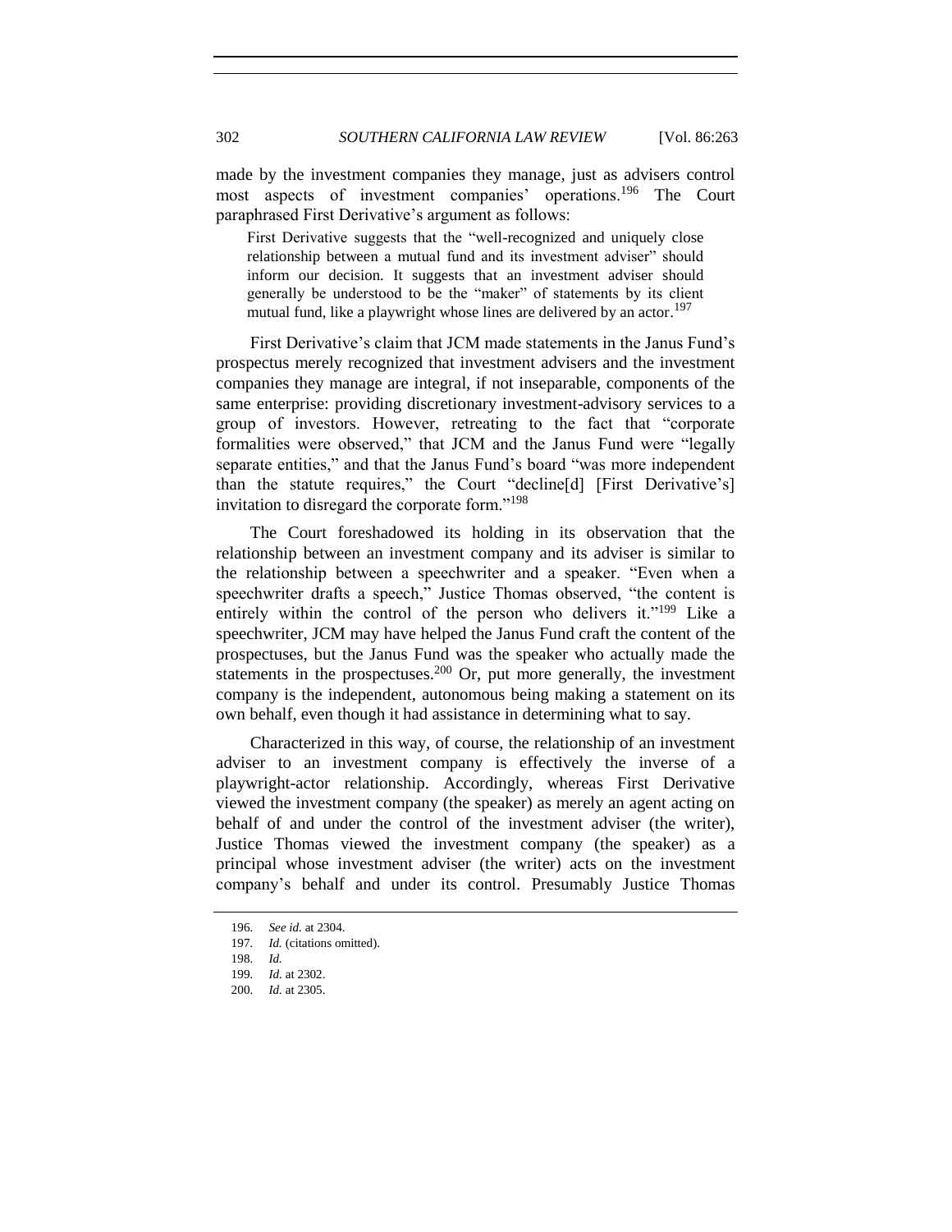made by the investment companies they manage, just as advisers control most aspects of investment companies' operations.[196] The Court paraphrased First Derivative's argument as follows:

> First Derivative suggests that the "well-recognized and uniquely close relationship between a mutual fund and its investment adviser" should inform our decision. It suggests that an investment adviser should generally be understood to be the "maker" of statements by its client mutual fund, like a playwright whose lines are delivered by an actor.[197]

First Derivative's claim that JCM made statements in the Janus Fund's prospectus merely recognized that investment advisers and the investment companies they manage are integral, if not inseparable, components of the same enterprise: providing discretionary investment-advisory services to a group of investors. However, retreating to the fact that "corporate formalities were observed," that JCM and the Janus Fund were "legally separate entities," and that the Janus Fund's board "was more independent than the statute requires," the Court "decline[d] [First Derivative's] invitation to disregard the corporate form."[198]

The Court foreshadowed its holding in its observation that the relationship between an investment company and its adviser is similar to the relationship between a speechwriter and a speaker. "Even when a speechwriter drafts a speech," Justice Thomas observed, "the content is entirely within the control of the person who delivers it."[199] Like a speechwriter, JCM may have helped the Janus Fund craft the content of the prospectuses, but the Janus Fund was the speaker who actually made the statements in the prospectuses.[200] Or, put more generally, the investment company is the independent, autonomous being making a statement on its own behalf, even though it had assistance in determining what to say.

Characterized in this way, of course, the relationship of an investment adviser to an investment company is effectively the inverse of a playwright-actor relationship. Accordingly, whereas First Derivative viewed the investment company (the speaker) as merely an agent acting on behalf of and under the control of the investment adviser (the writer), Justice Thomas viewed the investment company (the speaker) as a principal whose investment adviser (the writer) acts on the investment company's behalf and under its control. Presumably Justice Thomas

---

196. *See id.* at 2304.

197. *Id.* (citations omitted).

198. *Id.*

199. *Id.* at 2302.

200. *Id.* at 2305.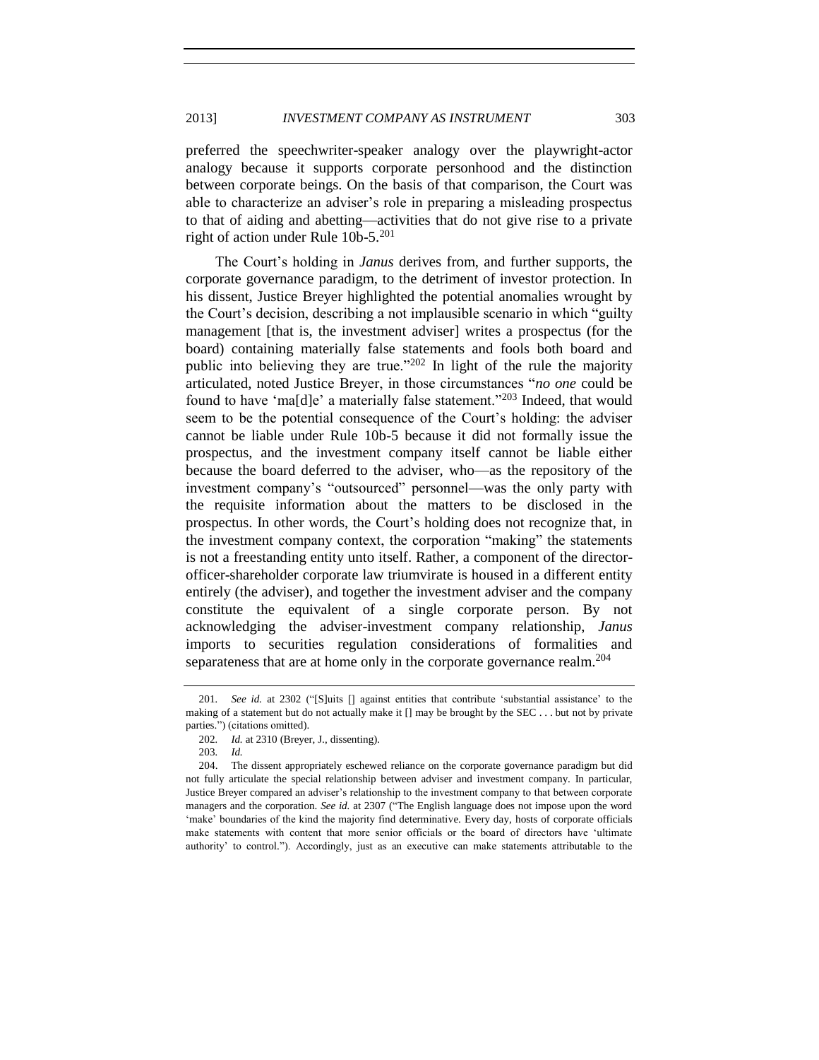preferred the speechwriter-speaker analogy over the playwright-actor analogy because it supports corporate personhood and the distinction between corporate beings. On the basis of that comparison, the Court was able to characterize an adviser's role in preparing a misleading prospectus to that of aiding and abetting—activities that do not give rise to a private right of action under Rule 10b-5.[201]

The Court's holding in *Janus* derives from, and further supports, the corporate governance paradigm, to the detriment of investor protection. In his dissent, Justice Breyer highlighted the potential anomalies wrought by the Court's decision, describing a not implausible scenario in which "guilty management [that is, the investment adviser] writes a prospectus (for the board) containing materially false statements and fools both board and public into believing they are true."[202] In light of the rule the majority articulated, noted Justice Breyer, in those circumstances "*no one* could be found to have 'ma[d]e' a materially false statement."[203] Indeed, that would seem to be the potential consequence of the Court's holding: the adviser cannot be liable under Rule 10b-5 because it did not formally issue the prospectus, and the investment company itself cannot be liable either because the board deferred to the adviser, who—as the repository of the investment company's "outsourced" personnel—was the only party with the requisite information about the matters to be disclosed in the prospectus. In other words, the Court's holding does not recognize that, in the investment company context, the corporation "making" the statements is not a freestanding entity unto itself. Rather, a component of the director-officer-shareholder corporate law triumvirate is housed in a different entity entirely (the adviser), and together the investment adviser and the company constitute the equivalent of a single corporate person. By not acknowledging the adviser-investment company relationship, *Janus* imports to securities regulation considerations of formalities and separateness that are at home only in the corporate governance realm.[204]

---

201. *See id.* at 2302 ("[S]uits [] against entities that contribute 'substantial assistance' to the making of a statement but do not actually make it [] may be brought by the SEC . . . but not by private parties.") (citations omitted).

202. *Id.* at 2310 (Breyer, J., dissenting).

203. *Id.*

204. The dissent appropriately eschewed reliance on the corporate governance paradigm but did not fully articulate the special relationship between adviser and investment company. In particular, Justice Breyer compared an adviser's relationship to the investment company to that between corporate managers and the corporation. *See id.* at 2307 ("The English language does not impose upon the word 'make' boundaries of the kind the majority find determinative. Every day, hosts of corporate officials make statements with content that more senior officials or the board of directors have 'ultimate authority' to control."). Accordingly, just as an executive can make statements attributable to the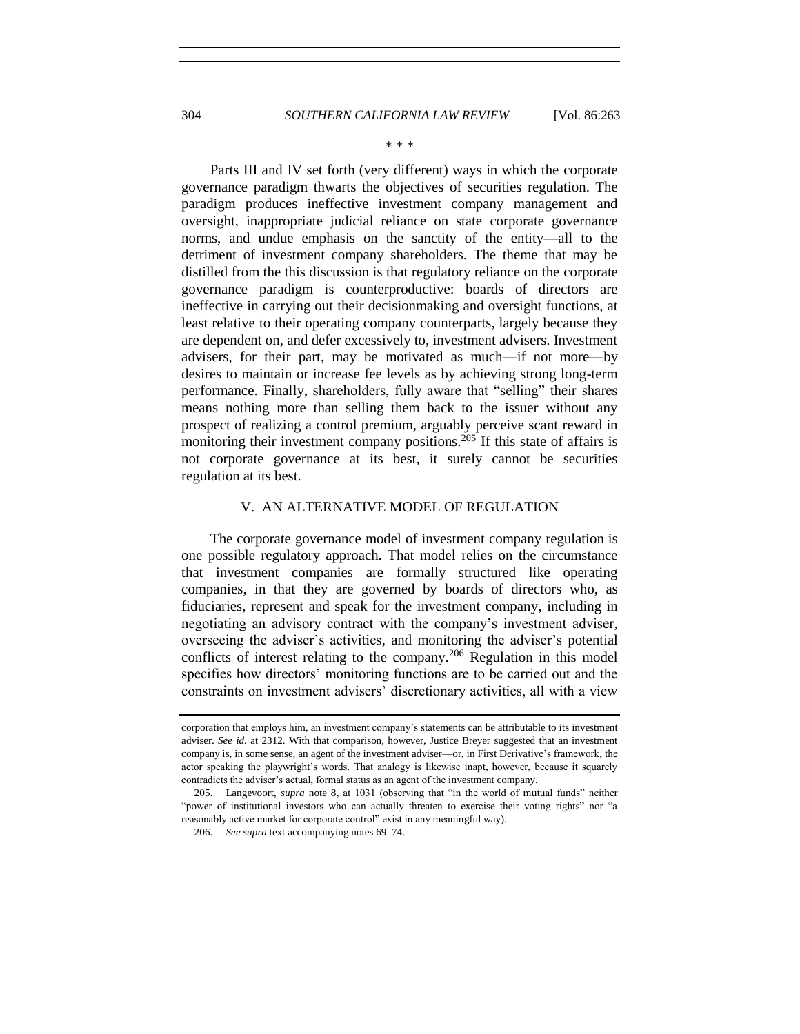\* \* \*

Parts III and IV set forth (very different) ways in which the corporate governance paradigm thwarts the objectives of securities regulation. The paradigm produces ineffective investment company management and oversight, inappropriate judicial reliance on state corporate governance norms, and undue emphasis on the sanctity of the entity—all to the detriment of investment company shareholders. The theme that may be distilled from the this discussion is that regulatory reliance on the corporate governance paradigm is counterproductive: boards of directors are ineffective in carrying out their decisionmaking and oversight functions, at least relative to their operating company counterparts, largely because they are dependent on, and defer excessively to, investment advisers. Investment advisers, for their part, may be motivated as much—if not more—by desires to maintain or increase fee levels as by achieving strong long-term performance. Finally, shareholders, fully aware that "selling" their shares means nothing more than selling them back to the issuer without any prospect of realizing a control premium, arguably perceive scant reward in monitoring their investment company positions.[205] If this state of affairs is not corporate governance at its best, it surely cannot be securities regulation at its best.

## V. AN ALTERNATIVE MODEL OF REGULATION

The corporate governance model of investment company regulation is one possible regulatory approach. That model relies on the circumstance that investment companies are formally structured like operating companies, in that they are governed by boards of directors who, as fiduciaries, represent and speak for the investment company, including in negotiating an advisory contract with the company's investment adviser, overseeing the adviser's activities, and monitoring the adviser's potential conflicts of interest relating to the company.[206] Regulation in this model specifies how directors' monitoring functions are to be carried out and the constraints on investment advisers' discretionary activities, all with a view

---

corporation that employs him, an investment company's statements can be attributable to its investment adviser. *See id.* at 2312. With that comparison, however, Justice Breyer suggested that an investment company is, in some sense, an agent of the investment adviser—or, in First Derivative's framework, the actor speaking the playwright's words. That analogy is likewise inapt, however, because it squarely contradicts the adviser's actual, formal status as an agent of the investment company.

205. Langevoort, *supra* note 8, at 1031 (observing that "in the world of mutual funds" neither "power of institutional investors who can actually threaten to exercise their voting rights" nor "a reasonably active market for corporate control" exist in any meaningful way).

206. *See supra* text accompanying notes 69–74.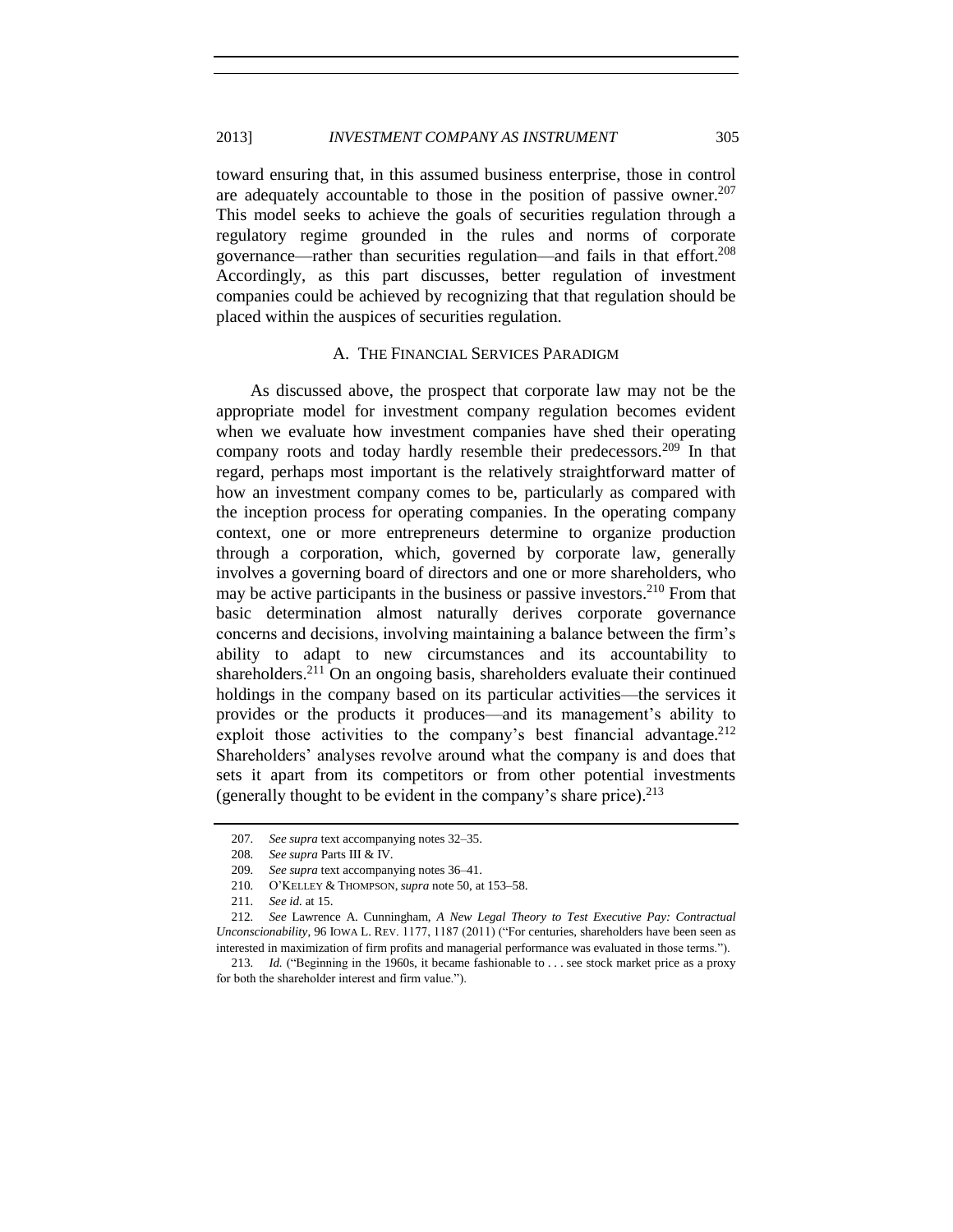toward ensuring that, in this assumed business enterprise, those in control are adequately accountable to those in the position of passive owner.[207] This model seeks to achieve the goals of securities regulation through a regulatory regime grounded in the rules and norms of corporate governance—rather than securities regulation—and fails in that effort.[208] Accordingly, as this part discusses, better regulation of investment companies could be achieved by recognizing that that regulation should be placed within the auspices of securities regulation.

### A. The Financial Services Paradigm

As discussed above, the prospect that corporate law may not be the appropriate model for investment company regulation becomes evident when we evaluate how investment companies have shed their operating company roots and today hardly resemble their predecessors.[209] In that regard, perhaps most important is the relatively straightforward matter of how an investment company comes to be, particularly as compared with the inception process for operating companies. In the operating company context, one or more entrepreneurs determine to organize production through a corporation, which, governed by corporate law, generally involves a governing board of directors and one or more shareholders, who may be active participants in the business or passive investors.[210] From that basic determination almost naturally derives corporate governance concerns and decisions, involving maintaining a balance between the firm's ability to adapt to new circumstances and its accountability to shareholders.[211] On an ongoing basis, shareholders evaluate their continued holdings in the company based on its particular activities—the services it provides or the products it produces—and its management's ability to exploit those activities to the company's best financial advantage.[212] Shareholders' analyses revolve around what the company is and does that sets it apart from its competitors or from other potential investments (generally thought to be evident in the company's share price).[213]

---

207. *See supra* text accompanying notes 32–35.

208. *See supra* Parts III & IV.

209. *See supra* text accompanying notes 36–41.

210. O'KELLEY & THOMPSON, *supra* note 50, at 153–58.

211. *See id.* at 15.

212. *See* Lawrence A. Cunningham, *A New Legal Theory to Test Executive Pay: Contractual Unconscionability*, 96 IOWA L. REV. 1177, 1187 (2011) ("For centuries, shareholders have been seen as interested in maximization of firm profits and managerial performance was evaluated in those terms.").

213. *Id.* ("Beginning in the 1960s, it became fashionable to . . . see stock market price as a proxy for both the shareholder interest and firm value.").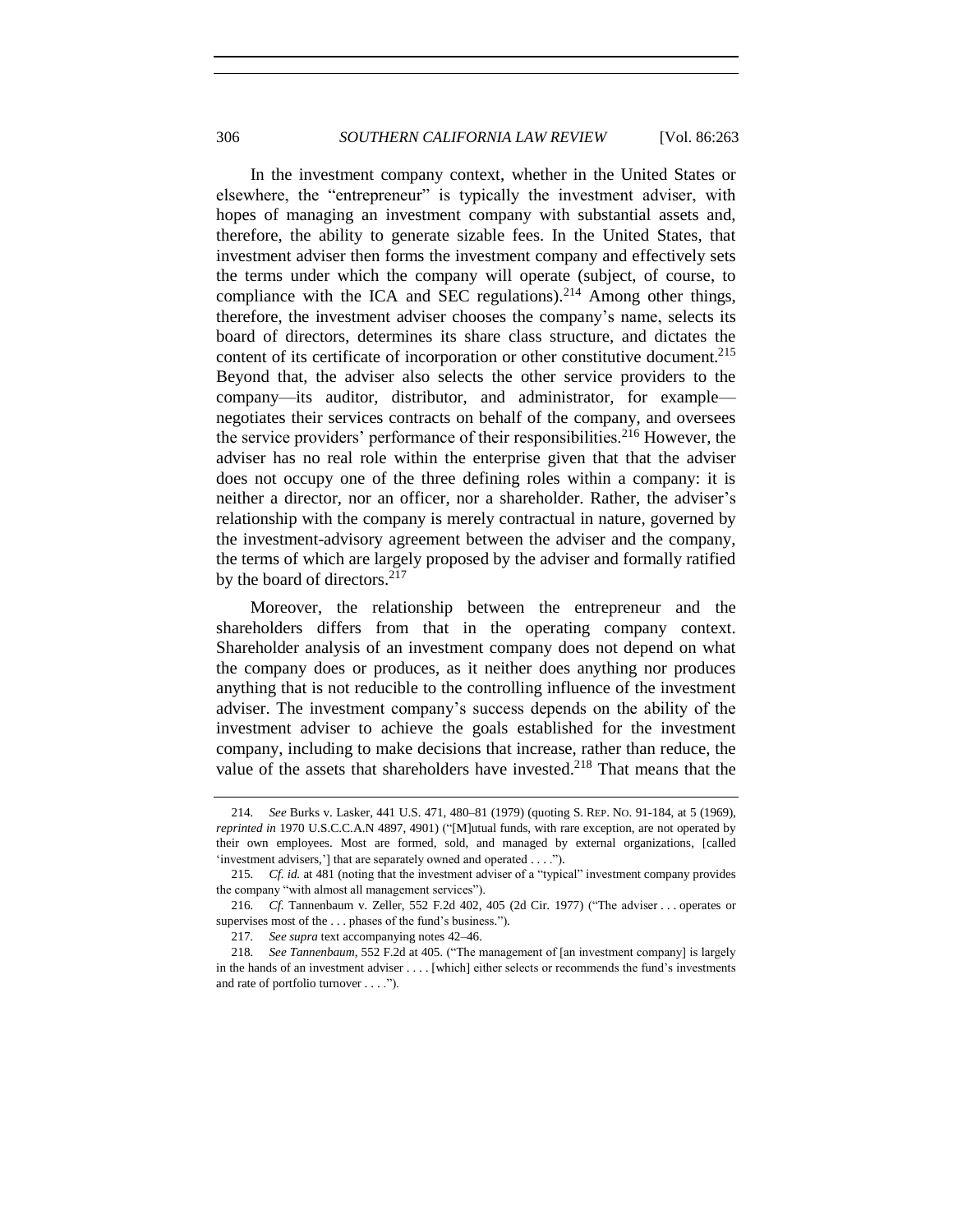In the investment company context, whether in the United States or elsewhere, the "entrepreneur" is typically the investment adviser, with hopes of managing an investment company with substantial assets and, therefore, the ability to generate sizable fees. In the United States, that investment adviser then forms the investment company and effectively sets the terms under which the company will operate (subject, of course, to compliance with the ICA and SEC regulations).[214] Among other things, therefore, the investment adviser chooses the company's name, selects its board of directors, determines its share class structure, and dictates the content of its certificate of incorporation or other constitutive document.[215] Beyond that, the adviser also selects the other service providers to the company—its auditor, distributor, and administrator, for example—negotiates their services contracts on behalf of the company, and oversees the service providers' performance of their responsibilities.[216] However, the adviser has no real role within the enterprise given that that the adviser does not occupy one of the three defining roles within a company: it is neither a director, nor an officer, nor a shareholder. Rather, the adviser's relationship with the company is merely contractual in nature, governed by the investment-advisory agreement between the adviser and the company, the terms of which are largely proposed by the adviser and formally ratified by the board of directors.[217]

Moreover, the relationship between the entrepreneur and the shareholders differs from that in the operating company context. Shareholder analysis of an investment company does not depend on what the company does or produces, as it neither does anything nor produces anything that is not reducible to the controlling influence of the investment adviser. The investment company's success depends on the ability of the investment adviser to achieve the goals established for the investment company, including to make decisions that increase, rather than reduce, the value of the assets that shareholders have invested.[218] That means that the

---

214. *See* Burks v. Lasker, 441 U.S. 471, 480–81 (1979) (quoting S. REP. NO. 91-184, at 5 (1969), *reprinted in* 1970 U.S.C.C.A.N 4897, 4901) ("[M]utual funds, with rare exception, are not operated by their own employees. Most are formed, sold, and managed by external organizations, [called 'investment advisers,'] that are separately owned and operated . . . .").

215. *Cf. id.* at 481 (noting that the investment adviser of a "typical" investment company provides the company "with almost all management services").

216. *Cf.* Tannenbaum v. Zeller, 552 F.2d 402, 405 (2d Cir. 1977) ("The adviser . . . operates or supervises most of the . . . phases of the fund's business.").

217. *See supra* text accompanying notes 42–46.

218. *See Tannenbaum*, 552 F.2d at 405. ("The management of [an investment company] is largely in the hands of an investment adviser . . . . [which] either selects or recommends the fund's investments and rate of portfolio turnover . . . .").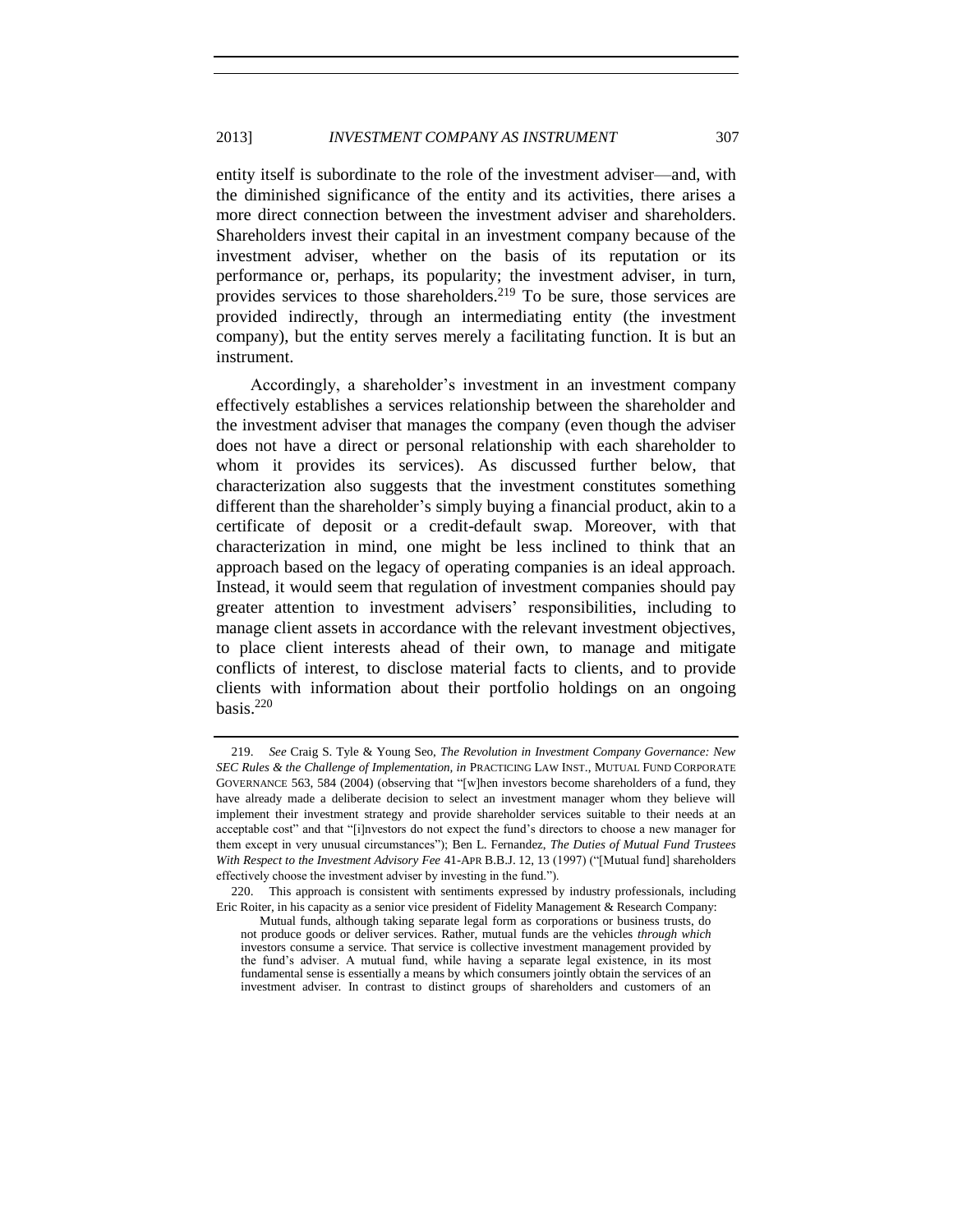entity itself is subordinate to the role of the investment adviser—and, with the diminished significance of the entity and its activities, there arises a more direct connection between the investment adviser and shareholders. Shareholders invest their capital in an investment company because of the investment adviser, whether on the basis of its reputation or its performance or, perhaps, its popularity; the investment adviser, in turn, provides services to those shareholders.[219] To be sure, those services are provided indirectly, through an intermediating entity (the investment company), but the entity serves merely a facilitating function. It is but an instrument.

Accordingly, a shareholder's investment in an investment company effectively establishes a services relationship between the shareholder and the investment adviser that manages the company (even though the adviser does not have a direct or personal relationship with each shareholder to whom it provides its services). As discussed further below, that characterization also suggests that the investment constitutes something different than the shareholder's simply buying a financial product, akin to a certificate of deposit or a credit-default swap. Moreover, with that characterization in mind, one might be less inclined to think that an approach based on the legacy of operating companies is an ideal approach. Instead, it would seem that regulation of investment companies should pay greater attention to investment advisers' responsibilities, including to manage client assets in accordance with the relevant investment objectives, to place client interests ahead of their own, to manage and mitigate conflicts of interest, to disclose material facts to clients, and to provide clients with information about their portfolio holdings on an ongoing basis.[220]

---

219. *See* Craig S. Tyle & Young Seo, *The Revolution in Investment Company Governance: New SEC Rules & the Challenge of Implementation*, *in* PRACTICING LAW INST., MUTUAL FUND CORPORATE GOVERNANCE 563, 584 (2004) (observing that "[w]hen investors become shareholders of a fund, they have already made a deliberate decision to select an investment manager whom they believe will implement their investment strategy and provide shareholder services suitable to their needs at an acceptable cost" and that "[i]nvestors do not expect the fund's directors to choose a new manager for them except in very unusual circumstances"); Ben L. Fernandez, *The Duties of Mutual Fund Trustees With Respect to the Investment Advisory Fee* 41-APR B.B.J. 12, 13 (1997) ("[Mutual fund] shareholders effectively choose the investment adviser by investing in the fund.").

220. This approach is consistent with sentiments expressed by industry professionals, including Eric Roiter, in his capacity as a senior vice president of Fidelity Management & Research Company:

> Mutual funds, although taking separate legal form as corporations or business trusts, do not produce goods or deliver services. Rather, mutual funds are the vehicles *through which* investors consume a service. That service is collective investment management provided by the fund's adviser. A mutual fund, while having a separate legal existence, in its most fundamental sense is essentially a means by which consumers jointly obtain the services of an investment adviser. In contrast to distinct groups of shareholders and customers of an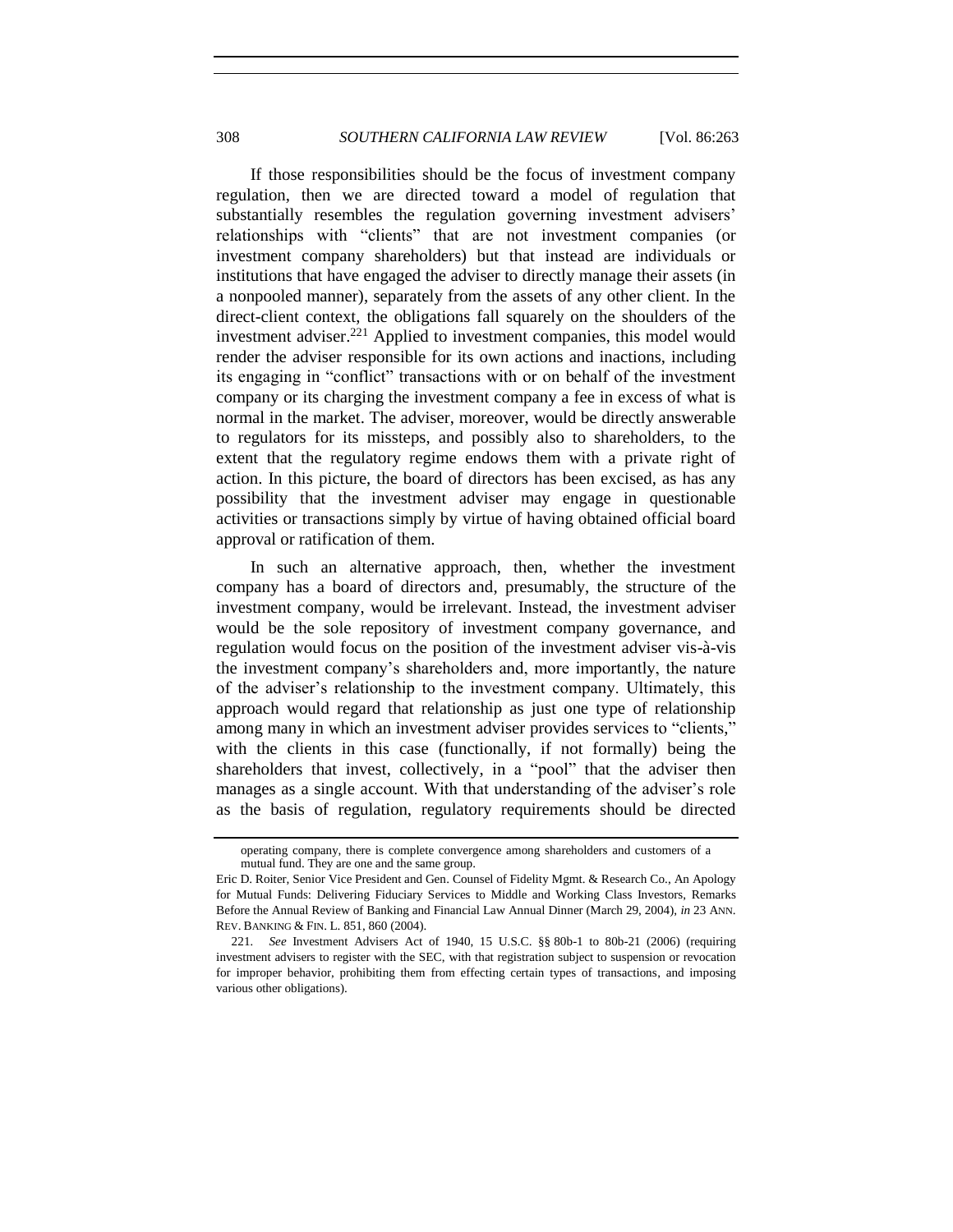If those responsibilities should be the focus of investment company regulation, then we are directed toward a model of regulation that substantially resembles the regulation governing investment advisers' relationships with "clients" that are not investment companies (or investment company shareholders) but that instead are individuals or institutions that have engaged the adviser to directly manage their assets (in a nonpooled manner), separately from the assets of any other client. In the direct-client context, the obligations fall squarely on the shoulders of the investment adviser.[221] Applied to investment companies, this model would render the adviser responsible for its own actions and inactions, including its engaging in "conflict" transactions with or on behalf of the investment company or its charging the investment company a fee in excess of what is normal in the market. The adviser, moreover, would be directly answerable to regulators for its missteps, and possibly also to shareholders, to the extent that the regulatory regime endows them with a private right of action. In this picture, the board of directors has been excised, as has any possibility that the investment adviser may engage in questionable activities or transactions simply by virtue of having obtained official board approval or ratification of them.

In such an alternative approach, then, whether the investment company has a board of directors and, presumably, the structure of the investment company, would be irrelevant. Instead, the investment adviser would be the sole repository of investment company governance, and regulation would focus on the position of the investment adviser vis-à-vis the investment company's shareholders and, more importantly, the nature of the adviser's relationship to the investment company. Ultimately, this approach would regard that relationship as just one type of relationship among many in which an investment adviser provides services to "clients," with the clients in this case (functionally, if not formally) being the shareholders that invest, collectively, in a "pool" that the adviser then manages as a single account. With that understanding of the adviser's role as the basis of regulation, regulatory requirements should be directed

---

operating company, there is complete convergence among shareholders and customers of a mutual fund. They are one and the same group.

Eric D. Roiter, Senior Vice President and Gen. Counsel of Fidelity Mgmt. & Research Co., An Apology for Mutual Funds: Delivering Fiduciary Services to Middle and Working Class Investors, Remarks Before the Annual Review of Banking and Financial Law Annual Dinner (March 29, 2004), *in* 23 ANN. REV. BANKING & FIN. L. 851, 860 (2004).

221. *See* Investment Advisers Act of 1940, 15 U.S.C. §§ 80b-1 to 80b-21 (2006) (requiring investment advisers to register with the SEC, with that registration subject to suspension or revocation for improper behavior, prohibiting them from effecting certain types of transactions, and imposing various other obligations).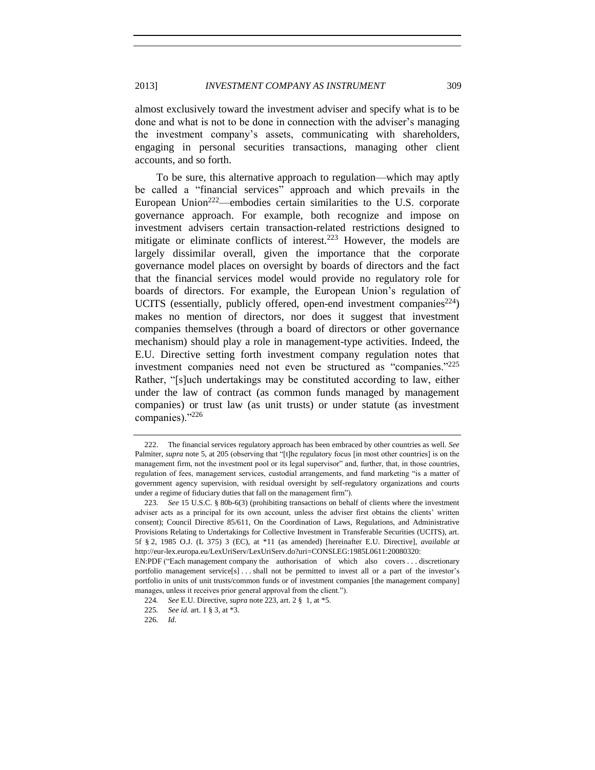almost exclusively toward the investment adviser and specify what is to be done and what is not to be done in connection with the adviser's managing the investment company's assets, communicating with shareholders, engaging in personal securities transactions, managing other client accounts, and so forth.

To be sure, this alternative approach to regulation—which may aptly be called a "financial services" approach and which prevails in the European Union[222]—embodies certain similarities to the U.S. corporate governance approach. For example, both recognize and impose on investment advisers certain transaction-related restrictions designed to mitigate or eliminate conflicts of interest.[223] However, the models are largely dissimilar overall, given the importance that the corporate governance model places on oversight by boards of directors and the fact that the financial services model would provide no regulatory role for boards of directors. For example, the European Union's regulation of UCITS (essentially, publicly offered, open-end investment companies[224]) makes no mention of directors, nor does it suggest that investment companies themselves (through a board of directors or other governance mechanism) should play a role in management-type activities. Indeed, the E.U. Directive setting forth investment company regulation notes that investment companies need not even be structured as "companies."[225] Rather, "[s]uch undertakings may be constituted according to law, either under the law of contract (as common funds managed by management companies) or trust law (as unit trusts) or under statute (as investment companies)."[226]

---

222. The financial services regulatory approach has been embraced by other countries as well. *See* Palmiter, *supra* note 5, at 205 (observing that "[t]he regulatory focus [in most other countries] is on the management firm, not the investment pool or its legal supervisor" and, further, that, in those countries, regulation of fees, management services, custodial arrangements, and fund marketing "is a matter of government agency supervision, with residual oversight by self-regulatory organizations and courts under a regime of fiduciary duties that fall on the management firm").

223. *See* 15 U.S.C. § 80b-6(3) (prohibiting transactions on behalf of clients where the investment adviser acts as a principal for its own account, unless the adviser first obtains the clients' written consent); Council Directive 85/611, On the Coordination of Laws, Regulations, and Administrative Provisions Relating to Undertakings for Collective Investment in Transferable Securities (UCITS), art. 5f § 2, 1985 O.J. (L 375) 3 (EC), at *11 (as amended) [hereinafter E.U. Directive], *available at* http://eur-lex.europa.eu/LexUriServ/LexUriServ.do?uri=CONSLEG:1985L0611:20080320:EN:PDF ("Each management company the authorisation of which also covers . . . discretionary portfolio management service[s] . . . shall not be permitted to invest all or a part of the investor's portfolio in units of unit trusts/common funds or of investment companies [the management company] manages, unless it receives prior general approval from the client.").

224. *See* E.U. Directive, *supra* note 223, art. 2 § 1, at *5.

225. *See id.* art. 1 § 3, at *3.

226. *Id*.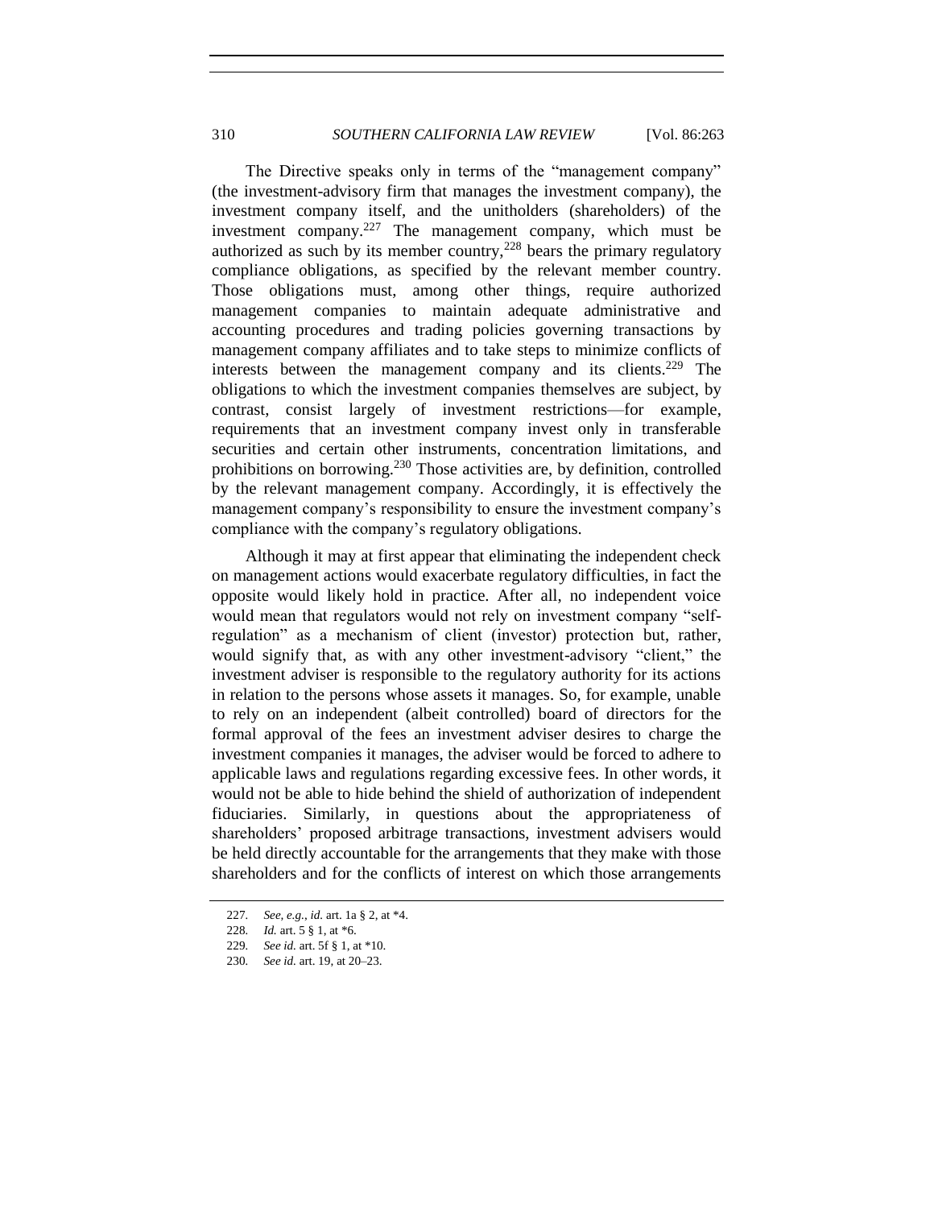The Directive speaks only in terms of the "management company" (the investment-advisory firm that manages the investment company), the investment company itself, and the unitholders (shareholders) of the investment company.[227] The management company, which must be authorized as such by its member country,[228] bears the primary regulatory compliance obligations, as specified by the relevant member country. Those obligations must, among other things, require authorized management companies to maintain adequate administrative and accounting procedures and trading policies governing transactions by management company affiliates and to take steps to minimize conflicts of interests between the management company and its clients.[229] The obligations to which the investment companies themselves are subject, by contrast, consist largely of investment restrictions—for example, requirements that an investment company invest only in transferable securities and certain other instruments, concentration limitations, and prohibitions on borrowing.[230] Those activities are, by definition, controlled by the relevant management company. Accordingly, it is effectively the management company's responsibility to ensure the investment company's compliance with the company's regulatory obligations.

Although it may at first appear that eliminating the independent check on management actions would exacerbate regulatory difficulties, in fact the opposite would likely hold in practice. After all, no independent voice would mean that regulators would not rely on investment company "self-regulation" as a mechanism of client (investor) protection but, rather, would signify that, as with any other investment-advisory "client," the investment adviser is responsible to the regulatory authority for its actions in relation to the persons whose assets it manages. So, for example, unable to rely on an independent (albeit controlled) board of directors for the formal approval of the fees an investment adviser desires to charge the investment companies it manages, the adviser would be forced to adhere to applicable laws and regulations regarding excessive fees. In other words, it would not be able to hide behind the shield of authorization of independent fiduciaries. Similarly, in questions about the appropriateness of shareholders' proposed arbitrage transactions, investment advisers would be held directly accountable for the arrangements that they make with those shareholders and for the conflicts of interest on which those arrangements

---

227. *See, e.g.*, *id.* art. 1a § 2, at *4.

228. *Id.* art. 5 § 1, at *6.

229. *See id.* art. 5f § 1, at *10.

230. *See id.* art. 19, at 20–23.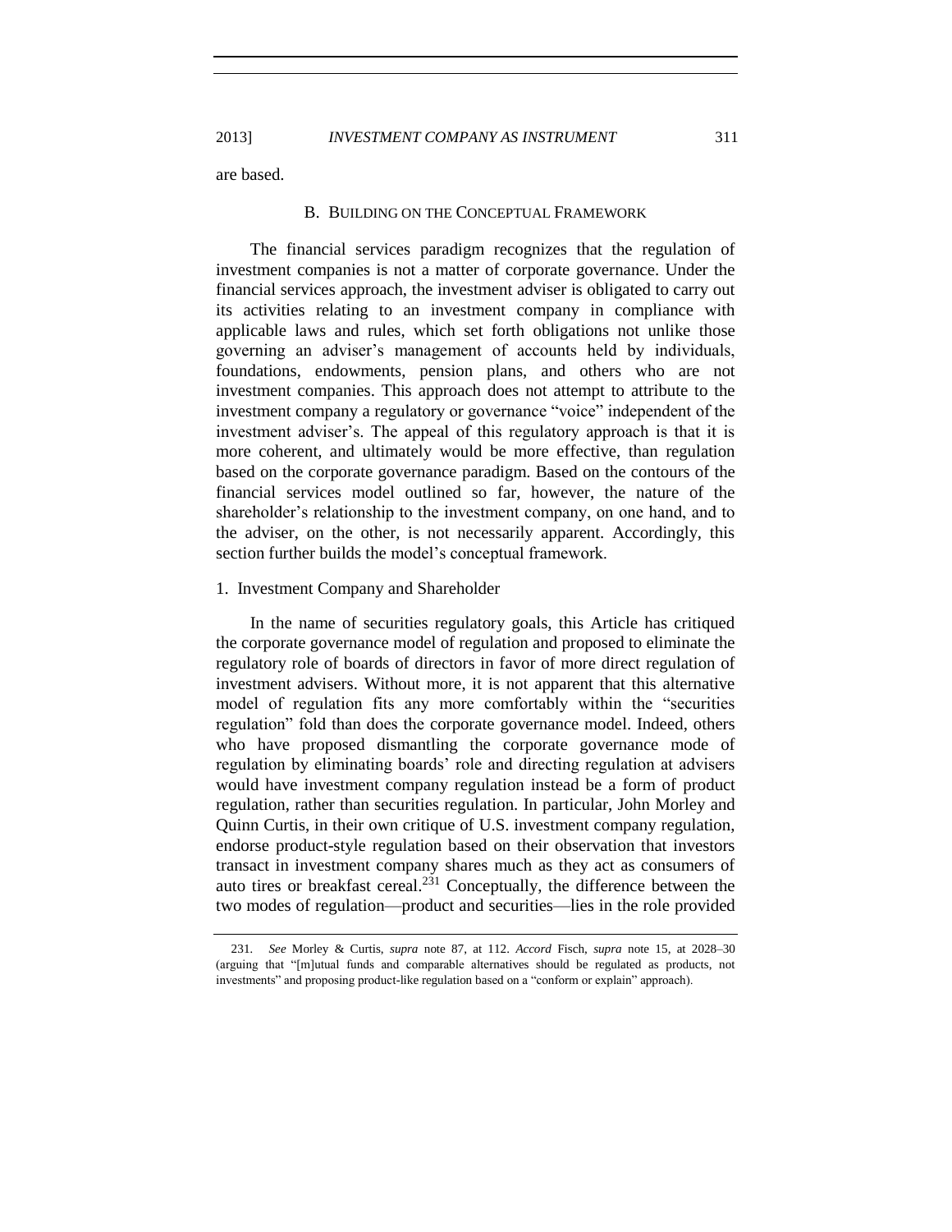are based.

### B. BUILDING ON THE CONCEPTUAL FRAMEWORK

The financial services paradigm recognizes that the regulation of investment companies is not a matter of corporate governance. Under the financial services approach, the investment adviser is obligated to carry out its activities relating to an investment company in compliance with applicable laws and rules, which set forth obligations not unlike those governing an adviser's management of accounts held by individuals, foundations, endowments, pension plans, and others who are not investment companies. This approach does not attempt to attribute to the investment company a regulatory or governance "voice" independent of the investment adviser's. The appeal of this regulatory approach is that it is more coherent, and ultimately would be more effective, than regulation based on the corporate governance paradigm. Based on the contours of the financial services model outlined so far, however, the nature of the shareholder's relationship to the investment company, on one hand, and to the adviser, on the other, is not necessarily apparent. Accordingly, this section further builds the model's conceptual framework.

#### 1. Investment Company and Shareholder

In the name of securities regulatory goals, this Article has critiqued the corporate governance model of regulation and proposed to eliminate the regulatory role of boards of directors in favor of more direct regulation of investment advisers. Without more, it is not apparent that this alternative model of regulation fits any more comfortably within the "securities regulation" fold than does the corporate governance model. Indeed, others who have proposed dismantling the corporate governance mode of regulation by eliminating boards' role and directing regulation at advisers would have investment company regulation instead be a form of product regulation, rather than securities regulation. In particular, John Morley and Quinn Curtis, in their own critique of U.S. investment company regulation, endorse product-style regulation based on their observation that investors transact in investment company shares much as they act as consumers of auto tires or breakfast cereal.[231] Conceptually, the difference between the two modes of regulation—product and securities—lies in the role provided

---

231. *See* Morley & Curtis, *supra* note 87, at 112. *Accord* Fisch, *supra* note 15, at 2028–30 (arguing that "[m]utual funds and comparable alternatives should be regulated as products, not investments" and proposing product-like regulation based on a "conform or explain" approach).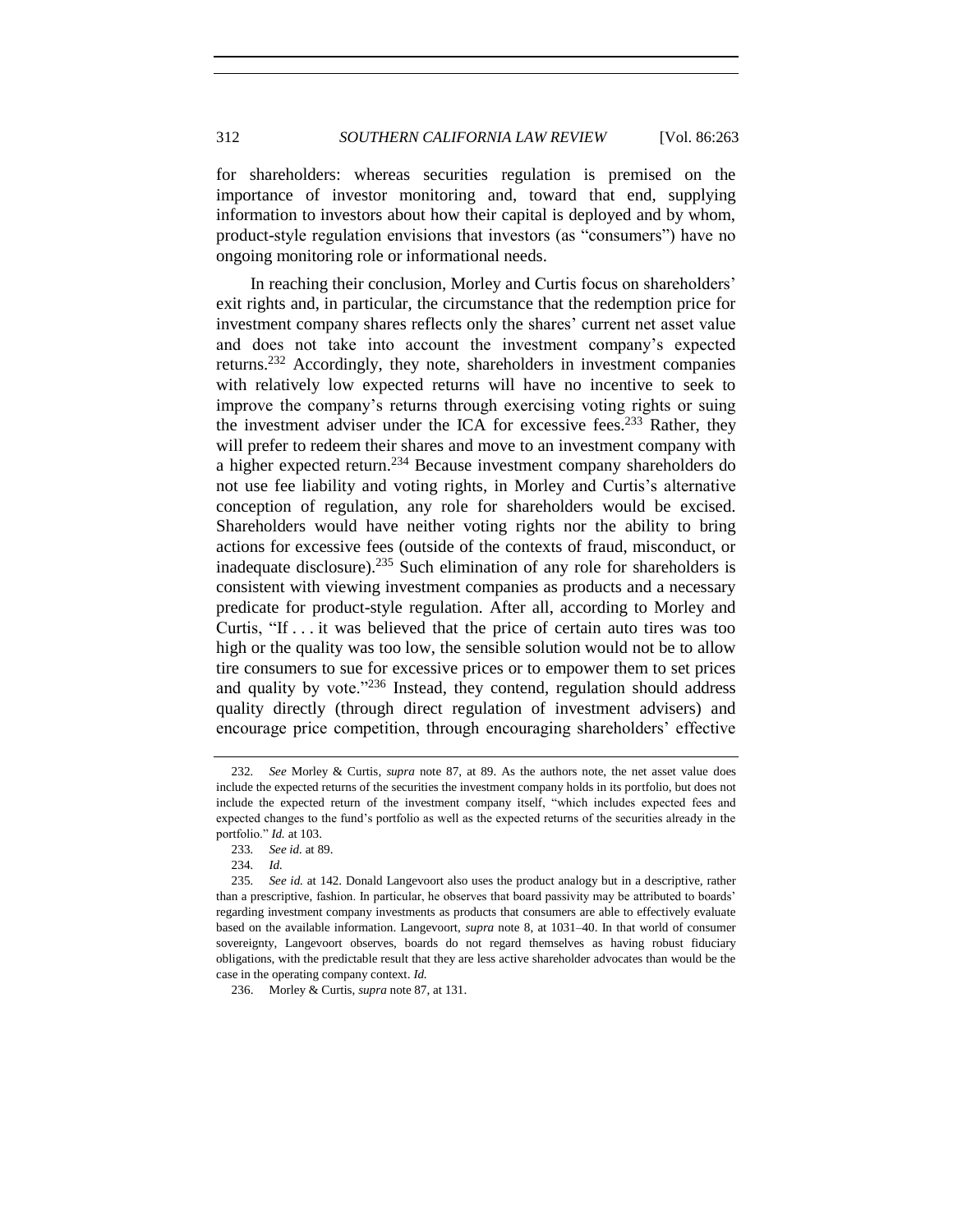for shareholders: whereas securities regulation is premised on the importance of investor monitoring and, toward that end, supplying information to investors about how their capital is deployed and by whom, product-style regulation envisions that investors (as "consumers") have no ongoing monitoring role or informational needs.

In reaching their conclusion, Morley and Curtis focus on shareholders' exit rights and, in particular, the circumstance that the redemption price for investment company shares reflects only the shares' current net asset value and does not take into account the investment company's expected returns.[232] Accordingly, they note, shareholders in investment companies with relatively low expected returns will have no incentive to seek to improve the company's returns through exercising voting rights or suing the investment adviser under the ICA for excessive fees.[233] Rather, they will prefer to redeem their shares and move to an investment company with a higher expected return.[234] Because investment company shareholders do not use fee liability and voting rights, in Morley and Curtis's alternative conception of regulation, any role for shareholders would be excised. Shareholders would have neither voting rights nor the ability to bring actions for excessive fees (outside of the contexts of fraud, misconduct, or inadequate disclosure).[235] Such elimination of any role for shareholders is consistent with viewing investment companies as products and a necessary predicate for product-style regulation. After all, according to Morley and Curtis, "If . . . it was believed that the price of certain auto tires was too high or the quality was too low, the sensible solution would not be to allow tire consumers to sue for excessive prices or to empower them to set prices and quality by vote."[236] Instead, they contend, regulation should address quality directly (through direct regulation of investment advisers) and encourage price competition, through encouraging shareholders' effective

---

232. *See* Morley & Curtis, *supra* note 87, at 89. As the authors note, the net asset value does include the expected returns of the securities the investment company holds in its portfolio, but does not include the expected return of the investment company itself, "which includes expected fees and expected changes to the fund's portfolio as well as the expected returns of the securities already in the portfolio." *Id.* at 103.

233. *See id.* at 89.

234. *Id.*

235. *See id.* at 142. Donald Langevoort also uses the product analogy but in a descriptive, rather than a prescriptive, fashion. In particular, he observes that board passivity may be attributed to boards' regarding investment company investments as products that consumers are able to effectively evaluate based on the available information. Langevoort, *supra* note 8, at 1031–40. In that world of consumer sovereignty, Langevoort observes, boards do not regard themselves as having robust fiduciary obligations, with the predictable result that they are less active shareholder advocates than would be the case in the operating company context. *Id.*

236. Morley & Curtis, *supra* note 87, at 131.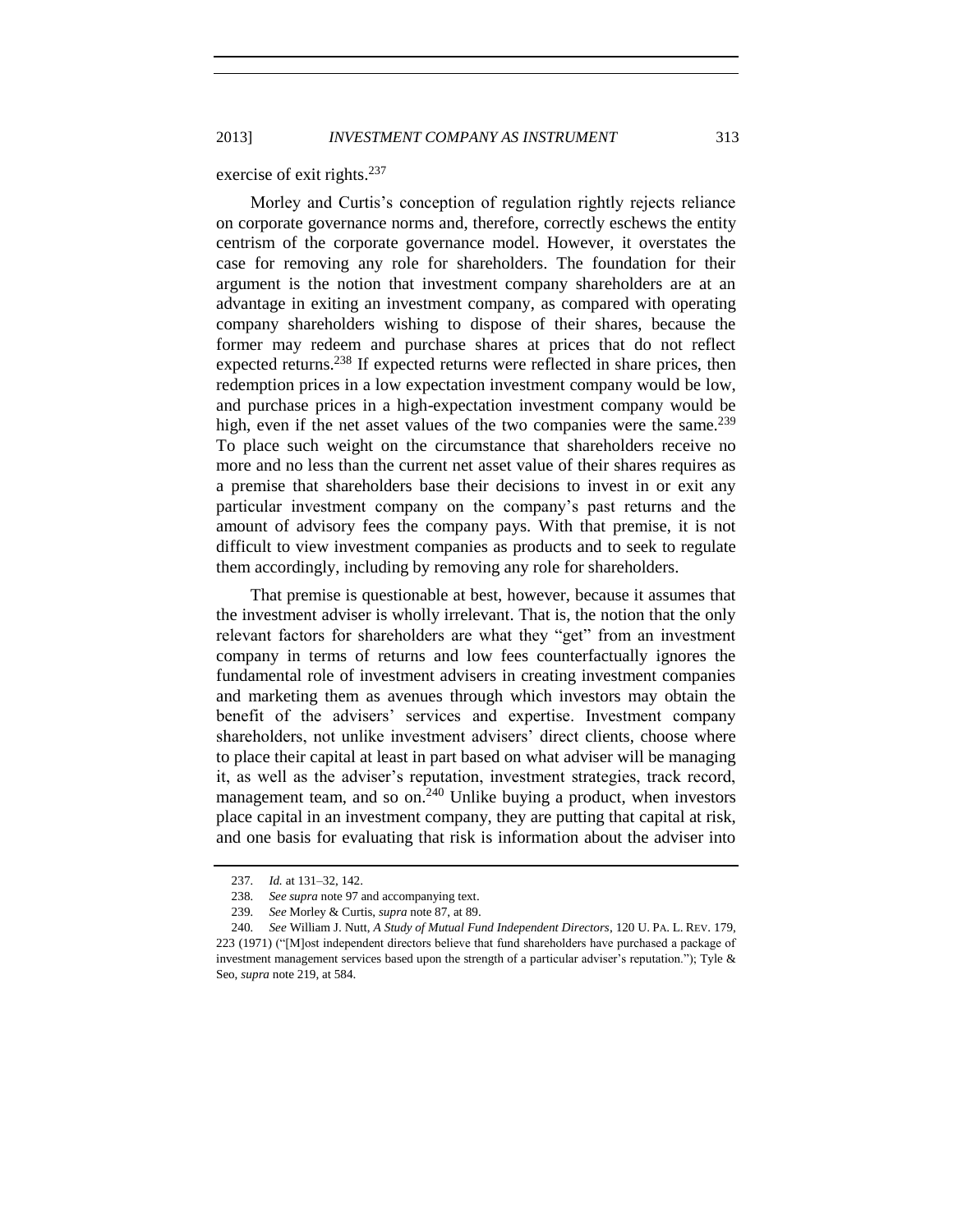exercise of exit rights.[237]

Morley and Curtis's conception of regulation rightly rejects reliance on corporate governance norms and, therefore, correctly eschews the entity centrism of the corporate governance model. However, it overstates the case for removing any role for shareholders. The foundation for their argument is the notion that investment company shareholders are at an advantage in exiting an investment company, as compared with operating company shareholders wishing to dispose of their shares, because the former may redeem and purchase shares at prices that do not reflect expected returns.[238] If expected returns were reflected in share prices, then redemption prices in a low expectation investment company would be low, and purchase prices in a high-expectation investment company would be high, even if the net asset values of the two companies were the same.[239] To place such weight on the circumstance that shareholders receive no more and no less than the current net asset value of their shares requires as a premise that shareholders base their decisions to invest in or exit any particular investment company on the company's past returns and the amount of advisory fees the company pays. With that premise, it is not difficult to view investment companies as products and to seek to regulate them accordingly, including by removing any role for shareholders.

That premise is questionable at best, however, because it assumes that the investment adviser is wholly irrelevant. That is, the notion that the only relevant factors for shareholders are what they "get" from an investment company in terms of returns and low fees counterfactually ignores the fundamental role of investment advisers in creating investment companies and marketing them as avenues through which investors may obtain the benefit of the advisers' services and expertise. Investment company shareholders, not unlike investment advisers' direct clients, choose where to place their capital at least in part based on what adviser will be managing it, as well as the adviser's reputation, investment strategies, track record, management team, and so on.[240] Unlike buying a product, when investors place capital in an investment company, they are putting that capital at risk, and one basis for evaluating that risk is information about the adviser into

---

237. *Id.* at 131–32, 142.

238. *See supra* note 97 and accompanying text.

239. *See* Morley & Curtis, *supra* note 87, at 89.

240. *See* William J. Nutt, *A Study of Mutual Fund Independent Directors*, 120 U. PA. L. REV. 179, 223 (1971) ("[M]ost independent directors believe that fund shareholders have purchased a package of investment management services based upon the strength of a particular adviser's reputation."); Tyle & Seo, *supra* note 219, at 584.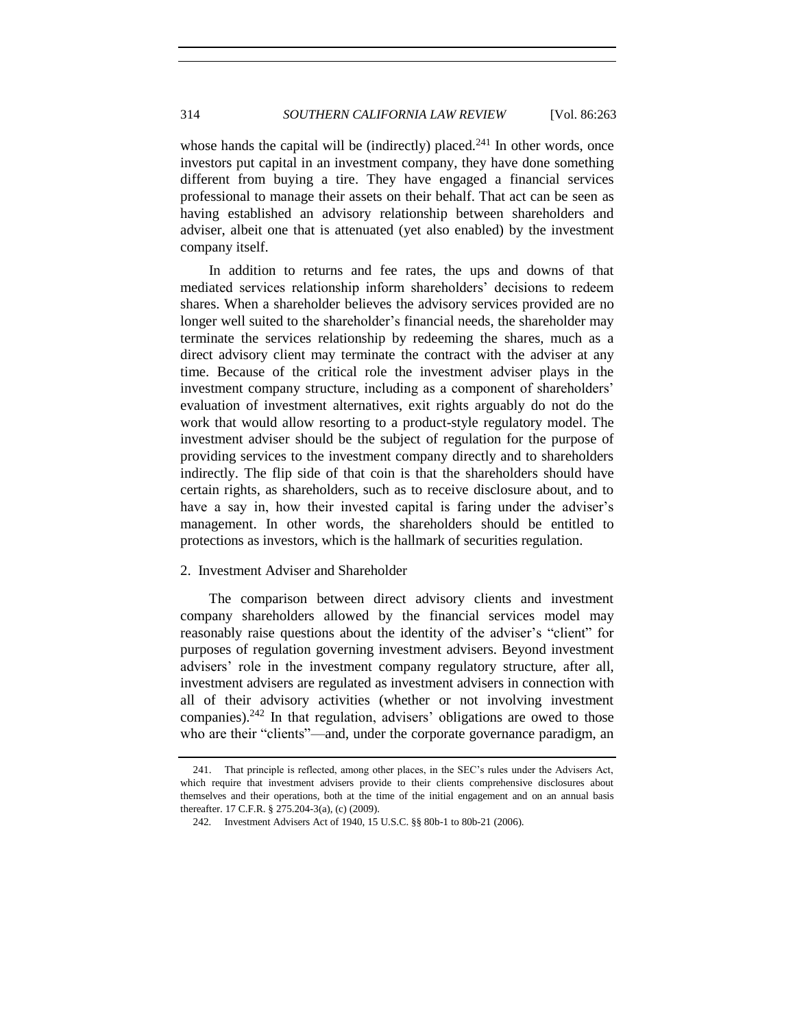whose hands the capital will be (indirectly) placed.[241] In other words, once investors put capital in an investment company, they have done something different from buying a tire. They have engaged a financial services professional to manage their assets on their behalf. That act can be seen as having established an advisory relationship between shareholders and adviser, albeit one that is attenuated (yet also enabled) by the investment company itself.

In addition to returns and fee rates, the ups and downs of that mediated services relationship inform shareholders' decisions to redeem shares. When a shareholder believes the advisory services provided are no longer well suited to the shareholder's financial needs, the shareholder may terminate the services relationship by redeeming the shares, much as a direct advisory client may terminate the contract with the adviser at any time. Because of the critical role the investment adviser plays in the investment company structure, including as a component of shareholders' evaluation of investment alternatives, exit rights arguably do not do the work that would allow resorting to a product-style regulatory model. The investment adviser should be the subject of regulation for the purpose of providing services to the investment company directly and to shareholders indirectly. The flip side of that coin is that the shareholders should have certain rights, as shareholders, such as to receive disclosure about, and to have a say in, how their invested capital is faring under the adviser's management. In other words, the shareholders should be entitled to protections as investors, which is the hallmark of securities regulation.

### 2. Investment Adviser and Shareholder

The comparison between direct advisory clients and investment company shareholders allowed by the financial services model may reasonably raise questions about the identity of the adviser's "client" for purposes of regulation governing investment advisers. Beyond investment advisers' role in the investment company regulatory structure, after all, investment advisers are regulated as investment advisers in connection with all of their advisory activities (whether or not involving investment companies).[242] In that regulation, advisers' obligations are owed to those who are their "clients"—and, under the corporate governance paradigm, an

---

241. That principle is reflected, among other places, in the SEC's rules under the Advisers Act, which require that investment advisers provide to their clients comprehensive disclosures about themselves and their operations, both at the time of the initial engagement and on an annual basis thereafter. 17 C.F.R. § 275.204-3(a), (c) (2009).

242. Investment Advisers Act of 1940, 15 U.S.C. §§ 80b-1 to 80b-21 (2006).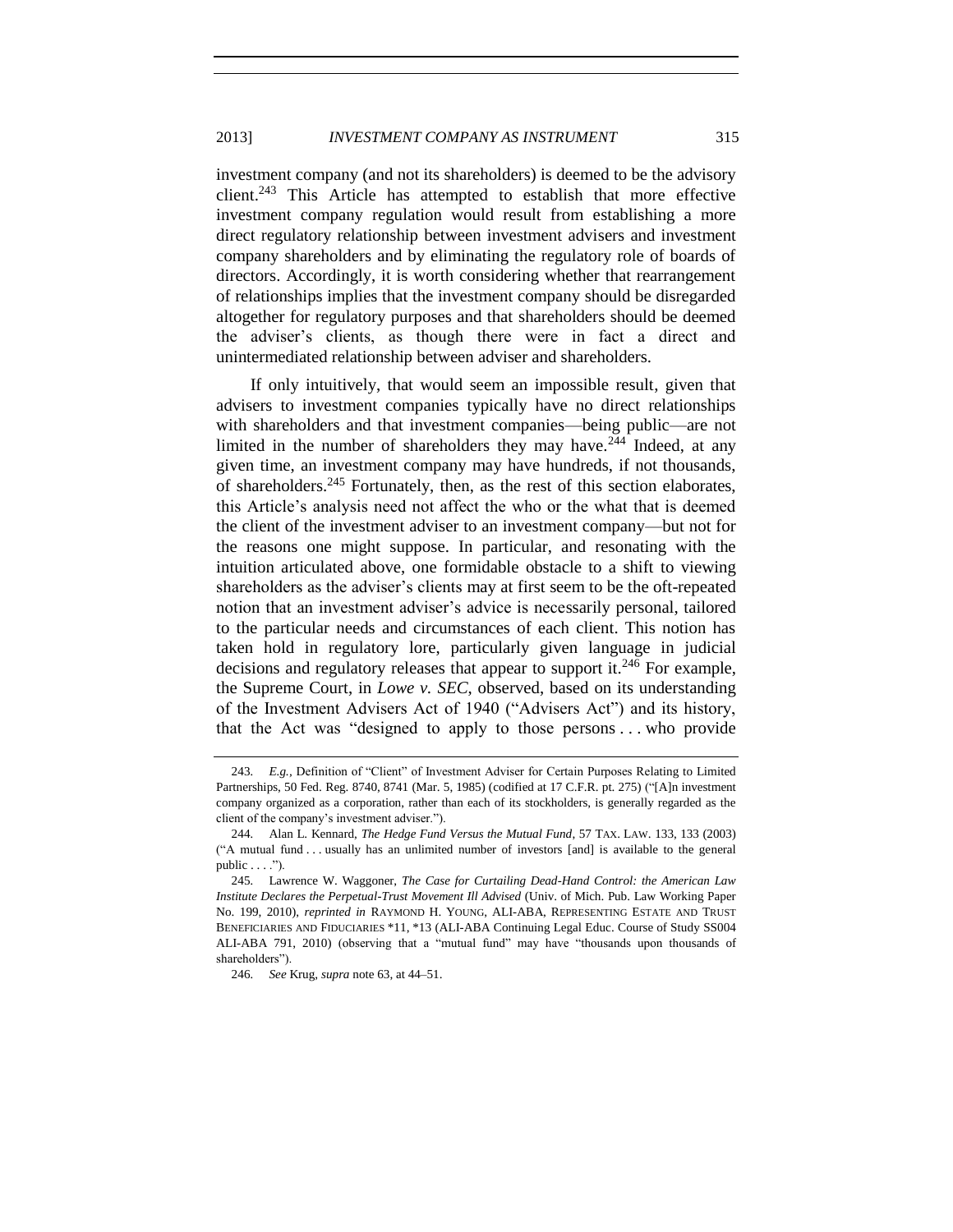investment company (and not its shareholders) is deemed to be the advisory client.[243] This Article has attempted to establish that more effective investment company regulation would result from establishing a more direct regulatory relationship between investment advisers and investment company shareholders and by eliminating the regulatory role of boards of directors. Accordingly, it is worth considering whether that rearrangement of relationships implies that the investment company should be disregarded altogether for regulatory purposes and that shareholders should be deemed the adviser's clients, as though there were in fact a direct and unintermediated relationship between adviser and shareholders.

If only intuitively, that would seem an impossible result, given that advisers to investment companies typically have no direct relationships with shareholders and that investment companies—being public—are not limited in the number of shareholders they may have.[244] Indeed, at any given time, an investment company may have hundreds, if not thousands, of shareholders.[245] Fortunately, then, as the rest of this section elaborates, this Article's analysis need not affect the who or the what that is deemed the client of the investment adviser to an investment company—but not for the reasons one might suppose. In particular, and resonating with the intuition articulated above, one formidable obstacle to a shift to viewing shareholders as the adviser's clients may at first seem to be the oft-repeated notion that an investment adviser's advice is necessarily personal, tailored to the particular needs and circumstances of each client. This notion has taken hold in regulatory lore, particularly given language in judicial decisions and regulatory releases that appear to support it.[246] For example, the Supreme Court, in *Lowe v. SEC*, observed, based on its understanding of the Investment Advisers Act of 1940 ("Advisers Act") and its history, that the Act was "designed to apply to those persons . . . who provide

---

243. *E.g.*, Definition of "Client" of Investment Adviser for Certain Purposes Relating to Limited Partnerships, 50 Fed. Reg. 8740, 8741 (Mar. 5, 1985) (codified at 17 C.F.R. pt. 275) ("[A]n investment company organized as a corporation, rather than each of its stockholders, is generally regarded as the client of the company's investment adviser.").

244. Alan L. Kennard, *The Hedge Fund Versus the Mutual Fund*, 57 TAX. LAW. 133, 133 (2003) ("A mutual fund . . . usually has an unlimited number of investors [and] is available to the general public . . . .").

245. Lawrence W. Waggoner, *The Case for Curtailing Dead-Hand Control: the American Law Institute Declares the Perpetual-Trust Movement Ill Advised* (Univ. of Mich. Pub. Law Working Paper No. 199, 2010), *reprinted in* RAYMOND H. YOUNG, ALI-ABA, REPRESENTING ESTATE AND TRUST BENEFICIARIES AND FIDUCIARIES *11, *13 (ALI-ABA Continuing Legal Educ. Course of Study SS004 ALI-ABA 791, 2010) (observing that a "mutual fund" may have "thousands upon thousands of shareholders").

246. *See* Krug, *supra* note 63, at 44–51.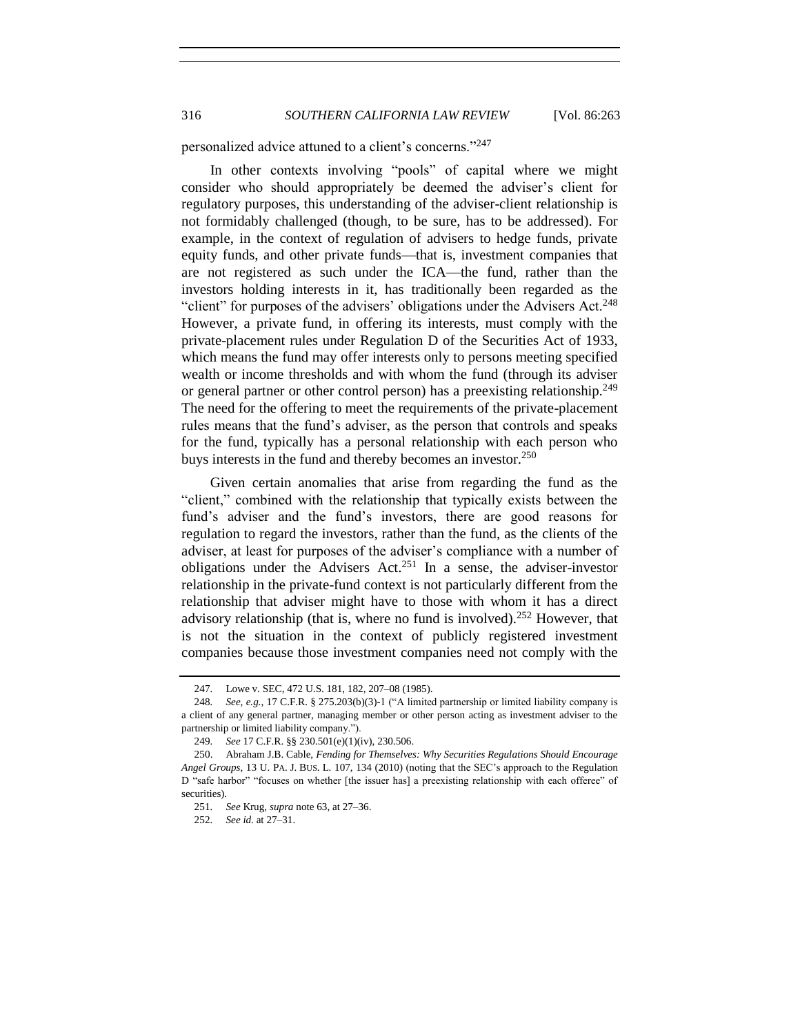personalized advice attuned to a client's concerns."[247]

In other contexts involving "pools" of capital where we might consider who should appropriately be deemed the adviser's client for regulatory purposes, this understanding of the adviser-client relationship is not formidably challenged (though, to be sure, has to be addressed). For example, in the context of regulation of advisers to hedge funds, private equity funds, and other private funds—that is, investment companies that are not registered as such under the ICA—the fund, rather than the investors holding interests in it, has traditionally been regarded as the "client" for purposes of the advisers' obligations under the Advisers Act.[248] However, a private fund, in offering its interests, must comply with the private-placement rules under Regulation D of the Securities Act of 1933, which means the fund may offer interests only to persons meeting specified wealth or income thresholds and with whom the fund (through its adviser or general partner or other control person) has a preexisting relationship.[249] The need for the offering to meet the requirements of the private-placement rules means that the fund's adviser, as the person that controls and speaks for the fund, typically has a personal relationship with each person who buys interests in the fund and thereby becomes an investor.[250]

Given certain anomalies that arise from regarding the fund as the "client," combined with the relationship that typically exists between the fund's adviser and the fund's investors, there are good reasons for regulation to regard the investors, rather than the fund, as the clients of the adviser, at least for purposes of the adviser's compliance with a number of obligations under the Advisers Act.[251] In a sense, the adviser-investor relationship in the private-fund context is not particularly different from the relationship that adviser might have to those with whom it has a direct advisory relationship (that is, where no fund is involved).[252] However, that is not the situation in the context of publicly registered investment companies because those investment companies need not comply with the

---

247. Lowe v. SEC, 472 U.S. 181, 182, 207–08 (1985).

248. *See, e.g.*, 17 C.F.R. § 275.203(b)(3)-1 ("A limited partnership or limited liability company is a client of any general partner, managing member or other person acting as investment adviser to the partnership or limited liability company.").

249. *See* 17 C.F.R. §§ 230.501(e)(1)(iv), 230.506.

250. Abraham J.B. Cable, *Fending for Themselves: Why Securities Regulations Should Encourage Angel Groups*, 13 U. PA. J. BUS. L. 107, 134 (2010) (noting that the SEC's approach to the Regulation D "safe harbor" "focuses on whether [the issuer has] a preexisting relationship with each offeree" of securities).

251. *See* Krug, *supra* note 63, at 27–36.

252. *See id.* at 27–31.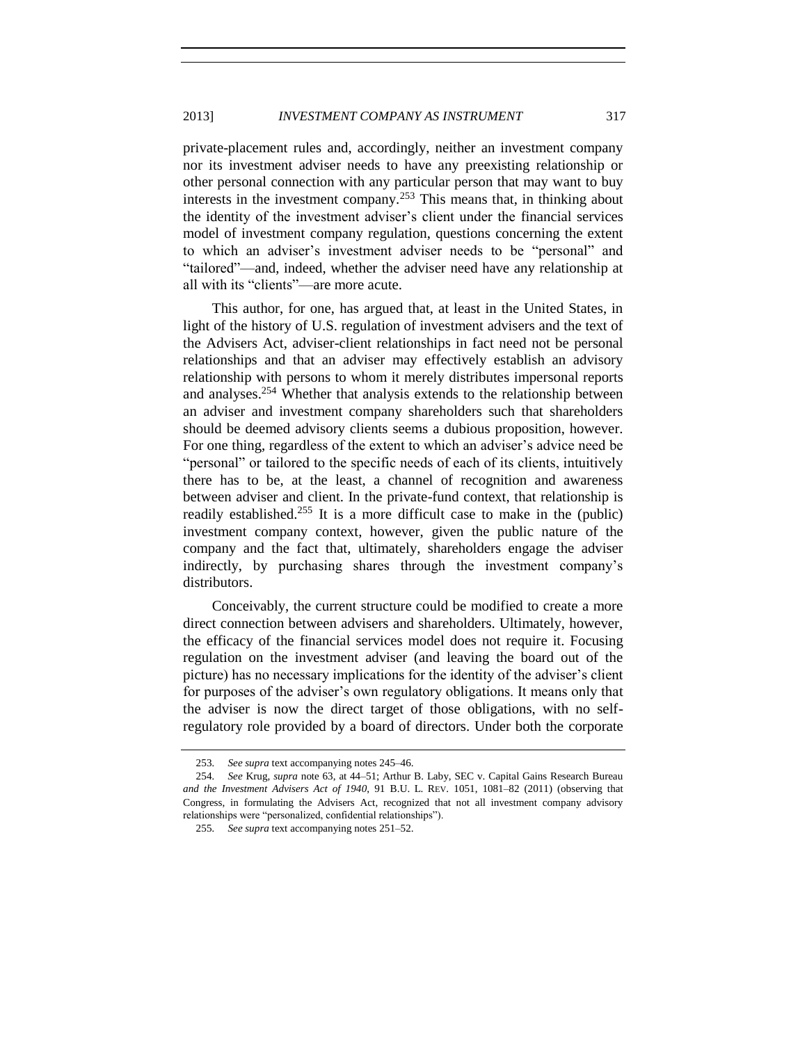private-placement rules and, accordingly, neither an investment company nor its investment adviser needs to have any preexisting relationship or other personal connection with any particular person that may want to buy interests in the investment company.[253] This means that, in thinking about the identity of the investment adviser's client under the financial services model of investment company regulation, questions concerning the extent to which an adviser's investment adviser needs to be "personal" and "tailored"—and, indeed, whether the adviser need have any relationship at all with its "clients"—are more acute.

This author, for one, has argued that, at least in the United States, in light of the history of U.S. regulation of investment advisers and the text of the Advisers Act, adviser-client relationships in fact need not be personal relationships and that an adviser may effectively establish an advisory relationship with persons to whom it merely distributes impersonal reports and analyses.[254] Whether that analysis extends to the relationship between an adviser and investment company shareholders such that shareholders should be deemed advisory clients seems a dubious proposition, however. For one thing, regardless of the extent to which an adviser's advice need be "personal" or tailored to the specific needs of each of its clients, intuitively there has to be, at the least, a channel of recognition and awareness between adviser and client. In the private-fund context, that relationship is readily established.[255] It is a more difficult case to make in the (public) investment company context, however, given the public nature of the company and the fact that, ultimately, shareholders engage the adviser indirectly, by purchasing shares through the investment company's distributors.

Conceivably, the current structure could be modified to create a more direct connection between advisers and shareholders. Ultimately, however, the efficacy of the financial services model does not require it. Focusing regulation on the investment adviser (and leaving the board out of the picture) has no necessary implications for the identity of the adviser's client for purposes of the adviser's own regulatory obligations. It means only that the adviser is now the direct target of those obligations, with no self-regulatory role provided by a board of directors. Under both the corporate

---

253. *See supra* text accompanying notes 245–46.

254. *See* Krug, *supra* note 63, at 44–51; Arthur B. Laby, SEC v. Capital Gains Research Bureau *and the Investment Advisers Act of 1940*, 91 B.U. L. REV. 1051, 1081–82 (2011) (observing that Congress, in formulating the Advisers Act, recognized that not all investment company advisory relationships were "personalized, confidential relationships").

255. *See supra* text accompanying notes 251–52.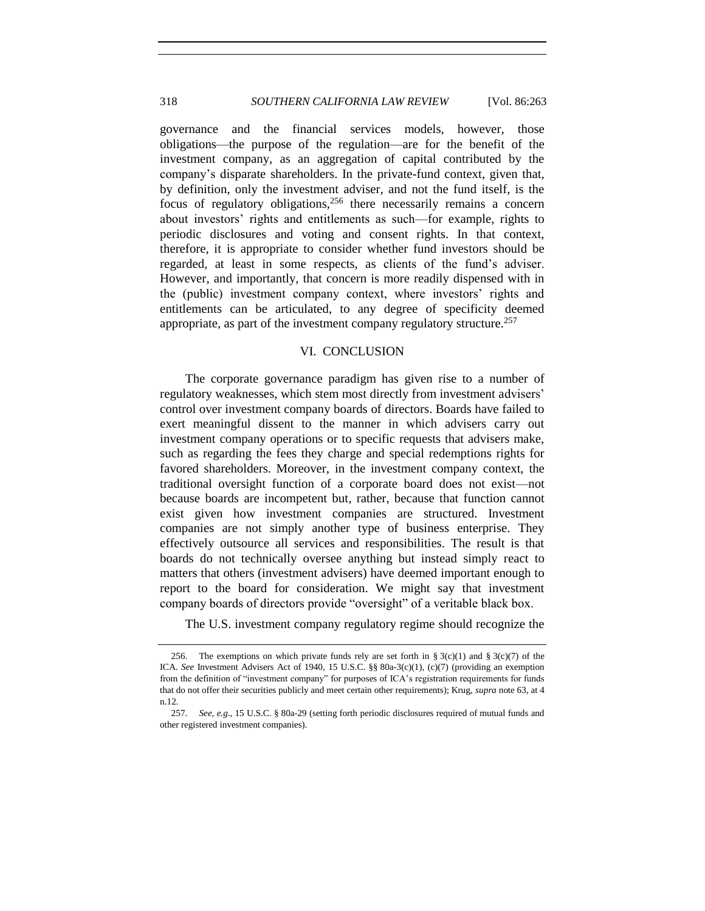governance and the financial services models, however, those obligations—the purpose of the regulation—are for the benefit of the investment company, as an aggregation of capital contributed by the company's disparate shareholders. In the private-fund context, given that, by definition, only the investment adviser, and not the fund itself, is the focus of regulatory obligations,[256] there necessarily remains a concern about investors' rights and entitlements as such—for example, rights to periodic disclosures and voting and consent rights. In that context, therefore, it is appropriate to consider whether fund investors should be regarded, at least in some respects, as clients of the fund's adviser. However, and importantly, that concern is more readily dispensed with in the (public) investment company context, where investors' rights and entitlements can be articulated, to any degree of specificity deemed appropriate, as part of the investment company regulatory structure.[257]

## VI. CONCLUSION

The corporate governance paradigm has given rise to a number of regulatory weaknesses, which stem most directly from investment advisers' control over investment company boards of directors. Boards have failed to exert meaningful dissent to the manner in which advisers carry out investment company operations or to specific requests that advisers make, such as regarding the fees they charge and special redemptions rights for favored shareholders. Moreover, in the investment company context, the traditional oversight function of a corporate board does not exist—not because boards are incompetent but, rather, because that function cannot exist given how investment companies are structured. Investment companies are not simply another type of business enterprise. They effectively outsource all services and responsibilities. The result is that boards do not technically oversee anything but instead simply react to matters that others (investment advisers) have deemed important enough to report to the board for consideration. We might say that investment company boards of directors provide "oversight" of a veritable black box.

The U.S. investment company regulatory regime should recognize the

---

256. The exemptions on which private funds rely are set forth in § 3(c)(1) and § 3(c)(7) of the ICA. *See* Investment Advisers Act of 1940, 15 U.S.C. §§ 80a-3(c)(1), (c)(7) (providing an exemption from the definition of "investment company" for purposes of ICA's registration requirements for funds that do not offer their securities publicly and meet certain other requirements); Krug, *supra* note 63, at 4 n.12.

257. *See, e.g.*, 15 U.S.C. § 80a-29 (setting forth periodic disclosures required of mutual funds and other registered investment companies).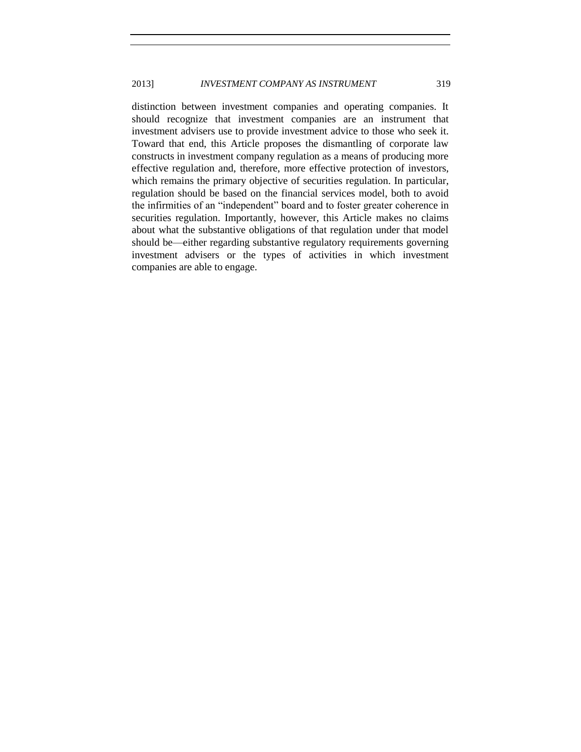distinction between investment companies and operating companies. It should recognize that investment companies are an instrument that investment advisers use to provide investment advice to those who seek it. Toward that end, this Article proposes the dismantling of corporate law constructs in investment company regulation as a means of producing more effective regulation and, therefore, more effective protection of investors, which remains the primary objective of securities regulation. In particular, regulation should be based on the financial services model, both to avoid the infirmities of an "independent" board and to foster greater coherence in securities regulation. Importantly, however, this Article makes no claims about what the substantive obligations of that regulation under that model should be—either regarding substantive regulatory requirements governing investment advisers or the types of activities in which investment companies are able to engage.